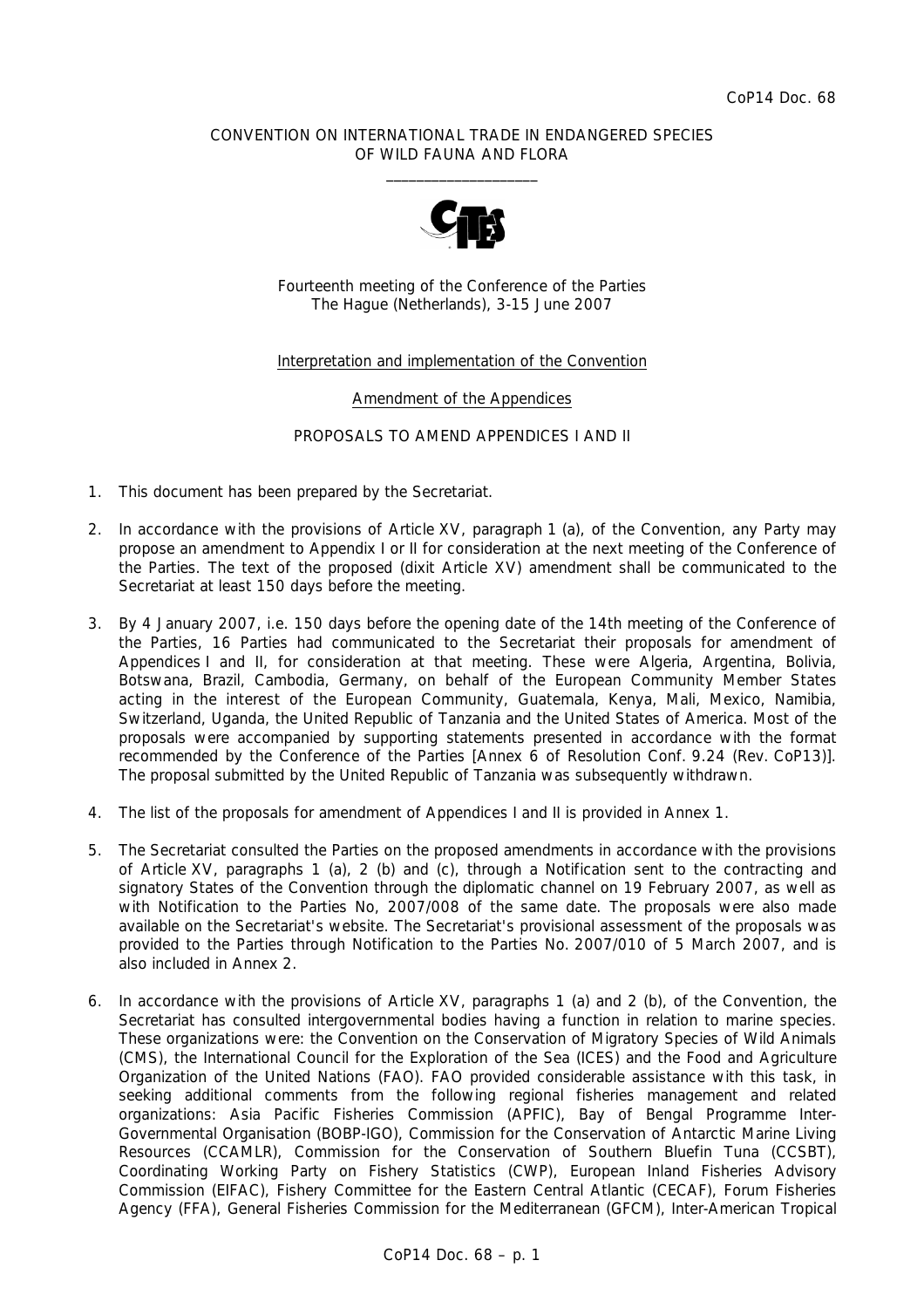CoP14 Doc. 68

CONVENTION ON INTERNATIONAL TRADE IN ENDANGERED SPECIES
OF WILD FAUNA AND FLORA

\_\_\_\_\_\_\_\_\_\_\_\_\_\_\_\_\_\_\_\_

Fourteenth meeting of the Conference of the Parties
The Hague (Netherlands), 3-15 June 2007

Interpretation and implementation of the Convention

Amendment of the Appendices

PROPOSALS TO AMEND APPENDICES I AND II

1. This document has been prepared by the Secretariat.

2. In accordance with the provisions of Article XV, paragraph 1 (a), of the Convention, any Party may propose an amendment to Appendix I or II for consideration at the next meeting of the Conference of the Parties. The text of the proposed (dixit Article XV) amendment shall be communicated to the Secretariat at least 150 days before the meeting.

3. By 4 January 2007, i.e. 150 days before the opening date of the 14th meeting of the Conference of the Parties, 16 Parties had communicated to the Secretariat their proposals for amendment of Appendices I and II, for consideration at that meeting. These were Algeria, Argentina, Bolivia, Botswana, Brazil, Cambodia, Germany, on behalf of the European Community Member States acting in the interest of the European Community, Guatemala, Kenya, Mali, Mexico, Namibia, Switzerland, Uganda, the United Republic of Tanzania and the United States of America. Most of the proposals were accompanied by supporting statements presented in accordance with the format recommended by the Conference of the Parties [Annex 6 of Resolution Conf. 9.24 (Rev. CoP13)]. The proposal submitted by the United Republic of Tanzania was subsequently withdrawn.

4. The list of the proposals for amendment of Appendices I and II is provided in Annex 1.

5. The Secretariat consulted the Parties on the proposed amendments in accordance with the provisions of Article XV, paragraphs 1 (a), 2 (b) and (c), through a Notification sent to the contracting and signatory States of the Convention through the diplomatic channel on 19 February 2007, as well as with Notification to the Parties No, 2007/008 of the same date. The proposals were also made available on the Secretariat's website. The Secretariat's provisional assessment of the proposals was provided to the Parties through Notification to the Parties No. 2007/010 of 5 March 2007, and is also included in Annex 2.

6. In accordance with the provisions of Article XV, paragraphs 1 (a) and 2 (b), of the Convention, the Secretariat has consulted intergovernmental bodies having a function in relation to marine species. These organizations were: the Convention on the Conservation of Migratory Species of Wild Animals (CMS), the International Council for the Exploration of the Sea (ICES) and the Food and Agriculture Organization of the United Nations (FAO). FAO provided considerable assistance with this task, in seeking additional comments from the following regional fisheries management and related organizations: Asia Pacific Fisheries Commission (APFIC), Bay of Bengal Programme Inter-Governmental Organisation (BOBP-IGO), Commission for the Conservation of Antarctic Marine Living Resources (CCAMLR), Commission for the Conservation of Southern Bluefin Tuna (CCSBT), Coordinating Working Party on Fishery Statistics (CWP), European Inland Fisheries Advisory Commission (EIFAC), Fishery Committee for the Eastern Central Atlantic (CECAF), Forum Fisheries Agency (FFA), General Fisheries Commission for the Mediterranean (GFCM), Inter-American Tropical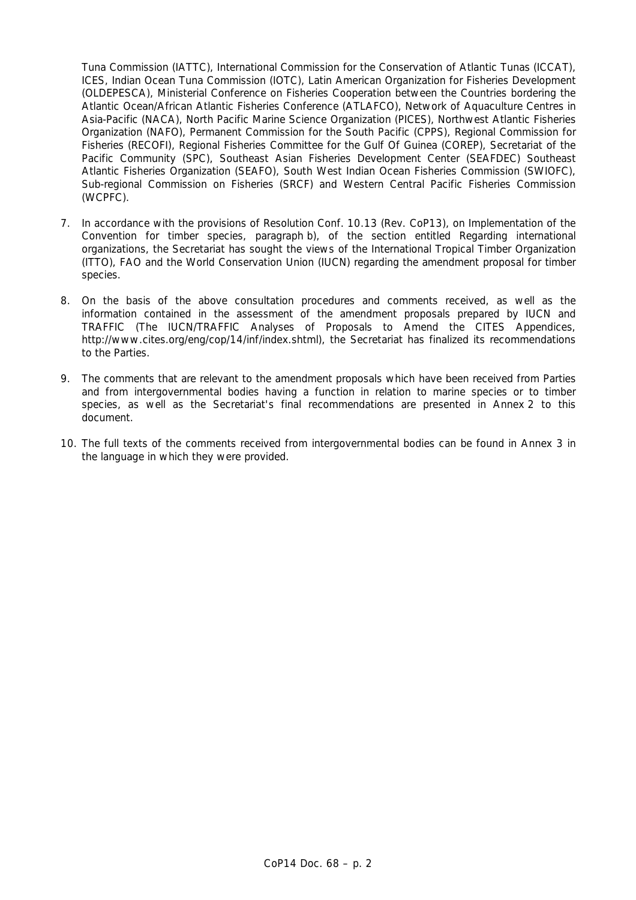Tuna Commission (IATTC), International Commission for the Conservation of Atlantic Tunas (ICCAT), ICES, Indian Ocean Tuna Commission (IOTC), Latin American Organization for Fisheries Development (OLDEPESCA), Ministerial Conference on Fisheries Cooperation between the Countries bordering the Atlantic Ocean/African Atlantic Fisheries Conference (ATLAFCO), Network of Aquaculture Centres in Asia-Pacific (NACA), North Pacific Marine Science Organization (PICES), Northwest Atlantic Fisheries Organization (NAFO), Permanent Commission for the South Pacific (CPPS), Regional Commission for Fisheries (RECOFI), Regional Fisheries Committee for the Gulf Of Guinea (COREP), Secretariat of the Pacific Community (SPC), Southeast Asian Fisheries Development Center (SEAFDEC) Southeast Atlantic Fisheries Organization (SEAFO), South West Indian Ocean Fisheries Commission (SWIOFC), Sub-regional Commission on Fisheries (SRCF) and Western Central Pacific Fisheries Commission (WCPFC).

7. In accordance with the provisions of Resolution Conf. 10.13 (Rev. CoP13), on Implementation of the Convention for timber species, paragraph b), of the section entitled Regarding international organizations, the Secretariat has sought the views of the International Tropical Timber Organization (ITTO), FAO and the World Conservation Union (IUCN) regarding the amendment proposal for timber species.

8. On the basis of the above consultation procedures and comments received, as well as the information contained in the assessment of the amendment proposals prepared by IUCN and TRAFFIC (The IUCN/TRAFFIC Analyses of Proposals to Amend the CITES Appendices, http://www.cites.org/eng/cop/14/inf/index.shtml), the Secretariat has finalized its recommendations to the Parties.

9. The comments that are relevant to the amendment proposals which have been received from Parties and from intergovernmental bodies having a function in relation to marine species or to timber species, as well as the Secretariat's final recommendations are presented in Annex 2 to this document.

10. The full texts of the comments received from intergovernmental bodies can be found in Annex 3 in the language in which they were provided.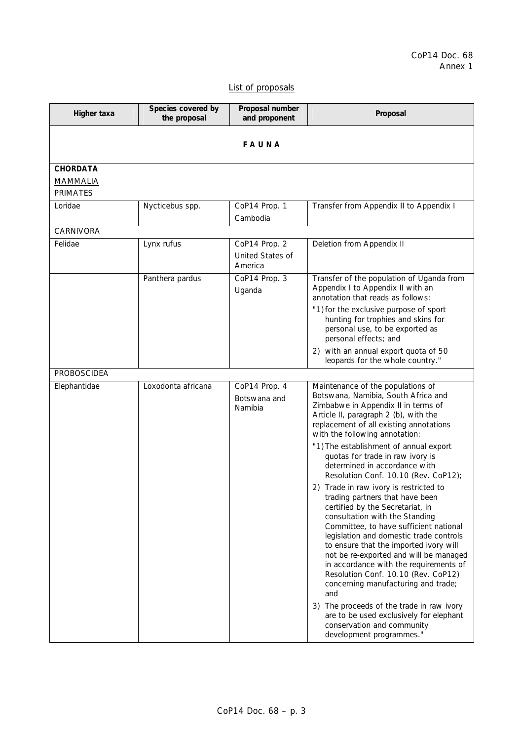CoP14 Doc. 68
Annex 1

List of proposals

| Higher taxa | Species covered by the proposal | Proposal number and proponent | Proposal |
|---|---|---|---|
| **FAUNA** | | | |
| **CHORDATA** | | | |
| MAMMALIA | | | |
| PRIMATES | | | |
| Loridae | Nycticebus spp. | CoP14 Prop. 1<br>Cambodia | Transfer from Appendix II to Appendix I |
| CARNIVORA | | | |
| Felidae | Lynx rufus | CoP14 Prop. 2<br>United States of America | Deletion from Appendix II |
| | Panthera pardus | CoP14 Prop. 3<br>Uganda | Transfer of the population of Uganda from Appendix I to Appendix II with an annotation that reads as follows:<br>"1) for the exclusive purpose of sport hunting for trophies and skins for personal use, to be exported as personal effects; and<br>2) with an annual export quota of 50 leopards for the whole country." |
| PROBOSCIDEA | | | |
| Elephantidae | Loxodonta africana | CoP14 Prop. 4<br>Botswana and Namibia | Maintenance of the populations of Botswana, Namibia, South Africa and Zimbabwe in Appendix II in terms of Article II, paragraph 2 (b), with the replacement of all existing annotations with the following annotation:<br>"1) The establishment of annual export quotas for trade in raw ivory is determined in accordance with Resolution Conf. 10.10 (Rev. CoP12);<br>2) Trade in raw ivory is restricted to trading partners that have been certified by the Secretariat, in consultation with the Standing Committee, to have sufficient national legislation and domestic trade controls to ensure that the imported ivory will not be re-exported and will be managed in accordance with the requirements of Resolution Conf. 10.10 (Rev. CoP12) concerning manufacturing and trade; and<br>3) The proceeds of the trade in raw ivory are to be used exclusively for elephant conservation and community development programmes." |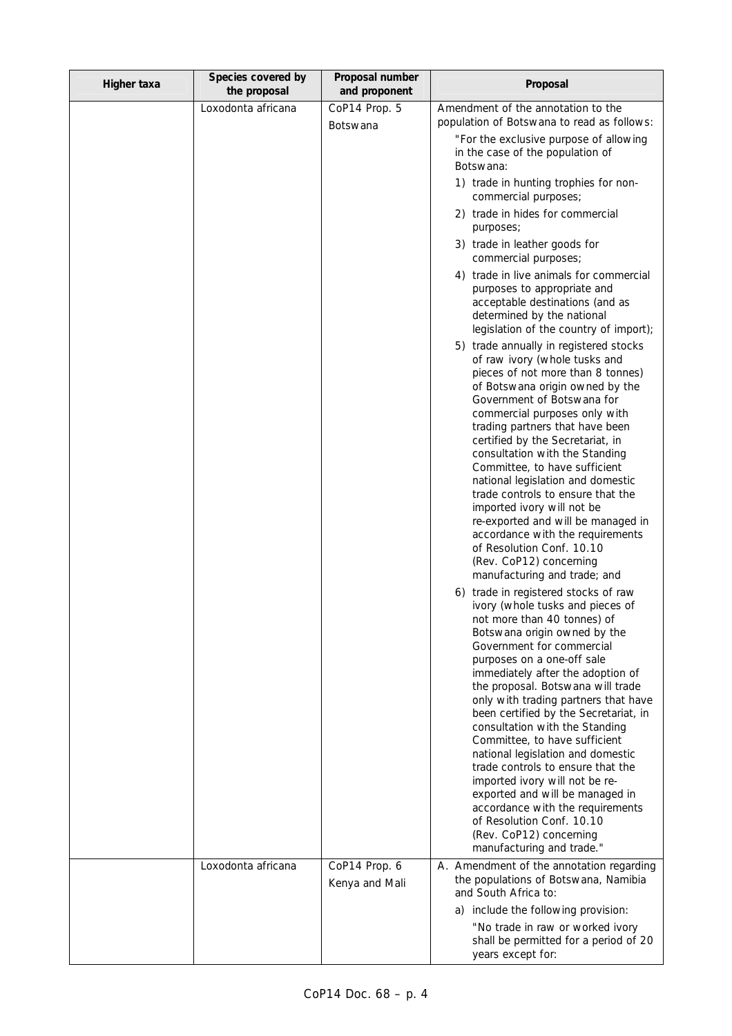| Higher taxa | Species covered by the proposal | Proposal number and proponent | Proposal |
|---|---|---|---|
| | Loxodonta africana | CoP14 Prop. 5<br>Botswana | Amendment of the annotation to the population of Botswana to read as follows:<br>"For the exclusive purpose of allowing in the case of the population of Botswana:<br>1) trade in hunting trophies for non-commercial purposes;<br>2) trade in hides for commercial purposes;<br>3) trade in leather goods for commercial purposes;<br>4) trade in live animals for commercial purposes to appropriate and acceptable destinations (and as determined by the national legislation of the country of import);<br>5) trade annually in registered stocks of raw ivory (whole tusks and pieces of not more than 8 tonnes) of Botswana origin owned by the Government of Botswana for commercial purposes only with trading partners that have been certified by the Secretariat, in consultation with the Standing Committee, to have sufficient national legislation and domestic trade controls to ensure that the imported ivory will not be re-exported and will be managed in accordance with the requirements of Resolution Conf. 10.10 (Rev. CoP12) concerning manufacturing and trade; and<br>6) trade in registered stocks of raw ivory (whole tusks and pieces of not more than 40 tonnes) of Botswana origin owned by the Government for commercial purposes on a one-off sale immediately after the adoption of the proposal. Botswana will trade only with trading partners that have been certified by the Secretariat, in consultation with the Standing Committee, to have sufficient national legislation and domestic trade controls to ensure that the imported ivory will not be re-exported and will be managed in accordance with the requirements of Resolution Conf. 10.10 (Rev. CoP12) concerning manufacturing and trade." |
| | Loxodonta africana | CoP14 Prop. 6<br>Kenya and Mali | A. Amendment of the annotation regarding the populations of Botswana, Namibia and South Africa to:<br>a) include the following provision:<br>"No trade in raw or worked ivory shall be permitted for a period of 20 years except for: |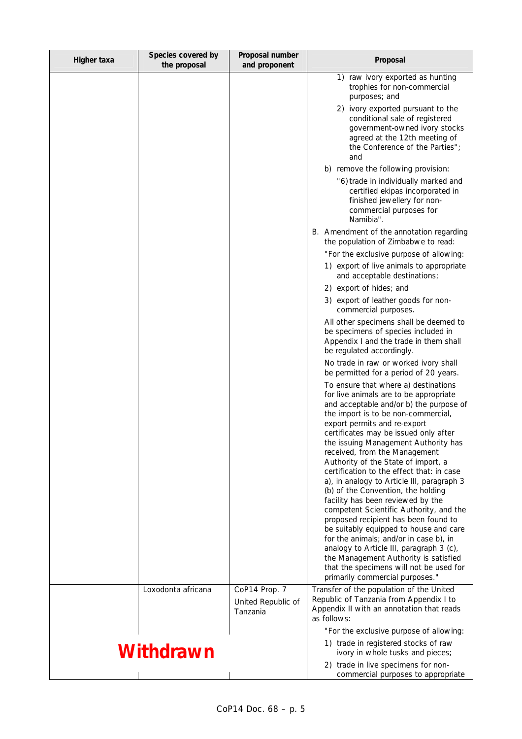| Higher taxa | Species covered by the proposal | Proposal number and proponent | Proposal |
|---|---|---|---|
| | | | 1) raw ivory exported as hunting trophies for non-commercial purposes; and<br>2) ivory exported pursuant to the conditional sale of registered government-owned ivory stocks agreed at the 12th meeting of the Conference of the Parties"; and<br>b) remove the following provision:<br>"6) trade in individually marked and certified ekipas incorporated in finished jewellery for non-commercial purposes for Namibia".<br>B. Amendment of the annotation regarding the population of Zimbabwe to read:<br>"For the exclusive purpose of allowing:<br>1) export of live animals to appropriate and acceptable destinations;<br>2) export of hides; and<br>3) export of leather goods for non-commercial purposes.<br>All other specimens shall be deemed to be specimens of species included in Appendix I and the trade in them shall be regulated accordingly.<br>No trade in raw or worked ivory shall be permitted for a period of 20 years.<br>To ensure that where a) destinations for live animals are to be appropriate and acceptable and/or b) the purpose of the import is to be non-commercial, export permits and re-export certificates may be issued only after the issuing Management Authority has received, from the Management Authority of the State of import, a certification to the effect that: in case a), in analogy to Article III, paragraph 3 (b) of the Convention, the holding facility has been reviewed by the competent Scientific Authority, and the proposed recipient has been found to be suitably equipped to house and care for the animals; and/or in case b), in analogy to Article III, paragraph 3 (c), the Management Authority is satisfied that the specimens will not be used for primarily commercial purposes." |
| | Loxodonta africana | CoP14 Prop. 7<br>United Republic of Tanzania | Transfer of the population of the United Republic of Tanzania from Appendix I to Appendix II with an annotation that reads as follows:<br>"For the exclusive purpose of allowing:<br>1) trade in registered stocks of raw ivory in whole tusks and pieces;<br>2) trade in live specimens for non-commercial purposes to appropriate |

**Withdrawn**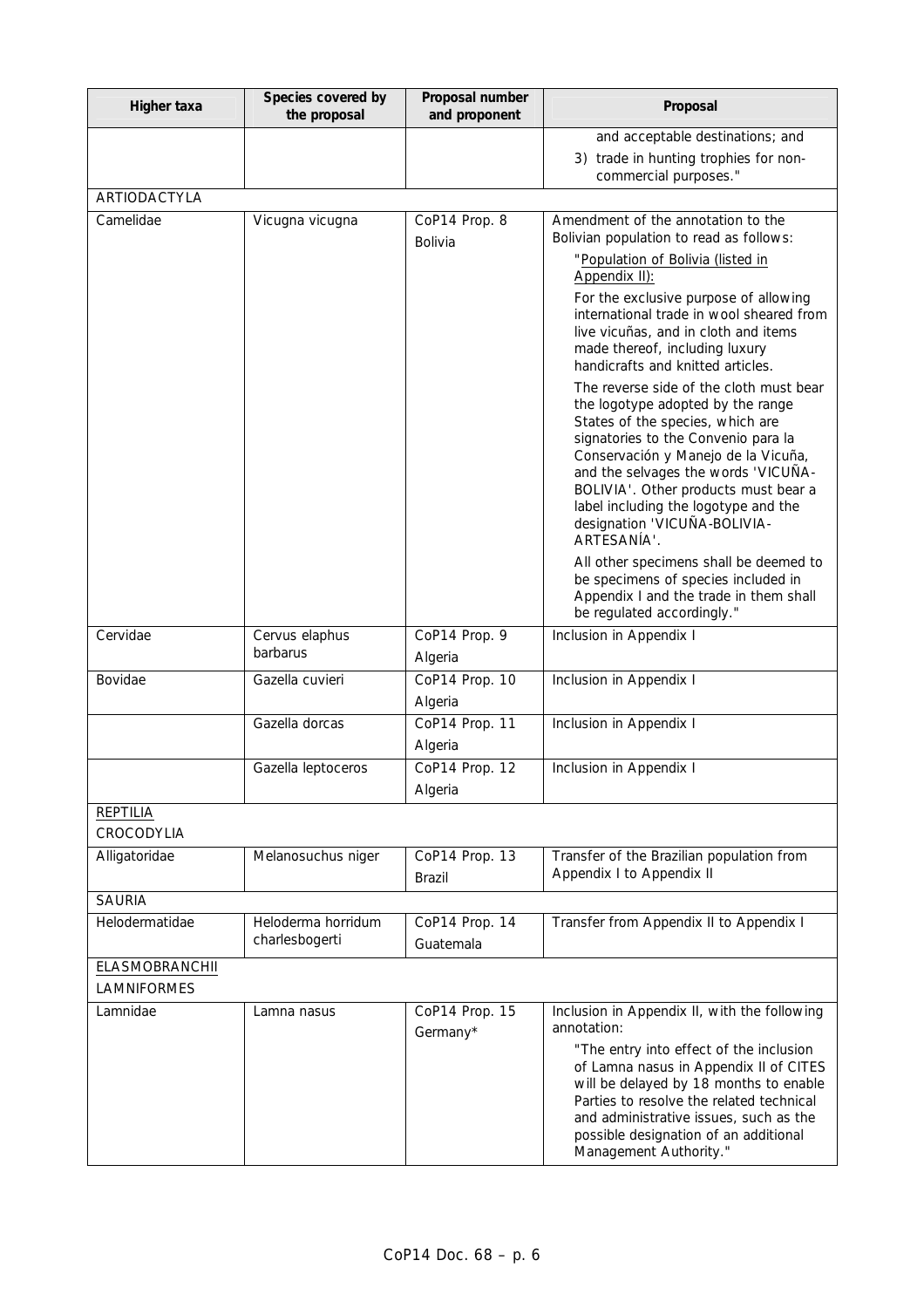| Higher taxa | Species covered by the proposal | Proposal number and proponent | Proposal |
|---|---|---|---|
| | | | and acceptable destinations; and<br>3) trade in hunting trophies for non-commercial purposes." |
| ARTIODACTYLA | | | |
| Camelidae | Vicugna vicugna | CoP14 Prop. 8<br>Bolivia | Amendment of the annotation to the Bolivian population to read as follows:<br>"Population of Bolivia (listed in Appendix II):<br>For the exclusive purpose of allowing international trade in wool sheared from live vicuñas, and in cloth and items made thereof, including luxury handicrafts and knitted articles.<br>The reverse side of the cloth must bear the logotype adopted by the range States of the species, which are signatories to the Convenio para la Conservación y Manejo de la Vicuña, and the selvages the words 'VICUÑA-BOLIVIA'. Other products must bear a label including the logotype and the designation 'VICUÑA-BOLIVIA-ARTESANÍA'.<br>All other specimens shall be deemed to be specimens of species included in Appendix I and the trade in them shall be regulated accordingly." |
| Cervidae | Cervus elaphus barbarus | CoP14 Prop. 9<br>Algeria | Inclusion in Appendix I |
| Bovidae | Gazella cuvieri | CoP14 Prop. 10<br>Algeria | Inclusion in Appendix I |
| | Gazella dorcas | CoP14 Prop. 11<br>Algeria | Inclusion in Appendix I |
| | Gazella leptoceros | CoP14 Prop. 12<br>Algeria | Inclusion in Appendix I |
| REPTILIA<br>CROCODYLIA | | | |
| Alligatoridae | Melanosuchus niger | CoP14 Prop. 13<br>Brazil | Transfer of the Brazilian population from Appendix I to Appendix II |
| SAURIA | | | |
| Helodermatidae | Heloderma horridum charlesbogerti | CoP14 Prop. 14<br>Guatemala | Transfer from Appendix II to Appendix I |
| ELASMOBRANCHII<br>LAMNIFORMES | | | |
| Lamnidae | Lamna nasus | CoP14 Prop. 15<br>Germany* | Inclusion in Appendix II, with the following annotation:<br>"The entry into effect of the inclusion of Lamna nasus in Appendix II of CITES will be delayed by 18 months to enable Parties to resolve the related technical and administrative issues, such as the possible designation of an additional Management Authority." |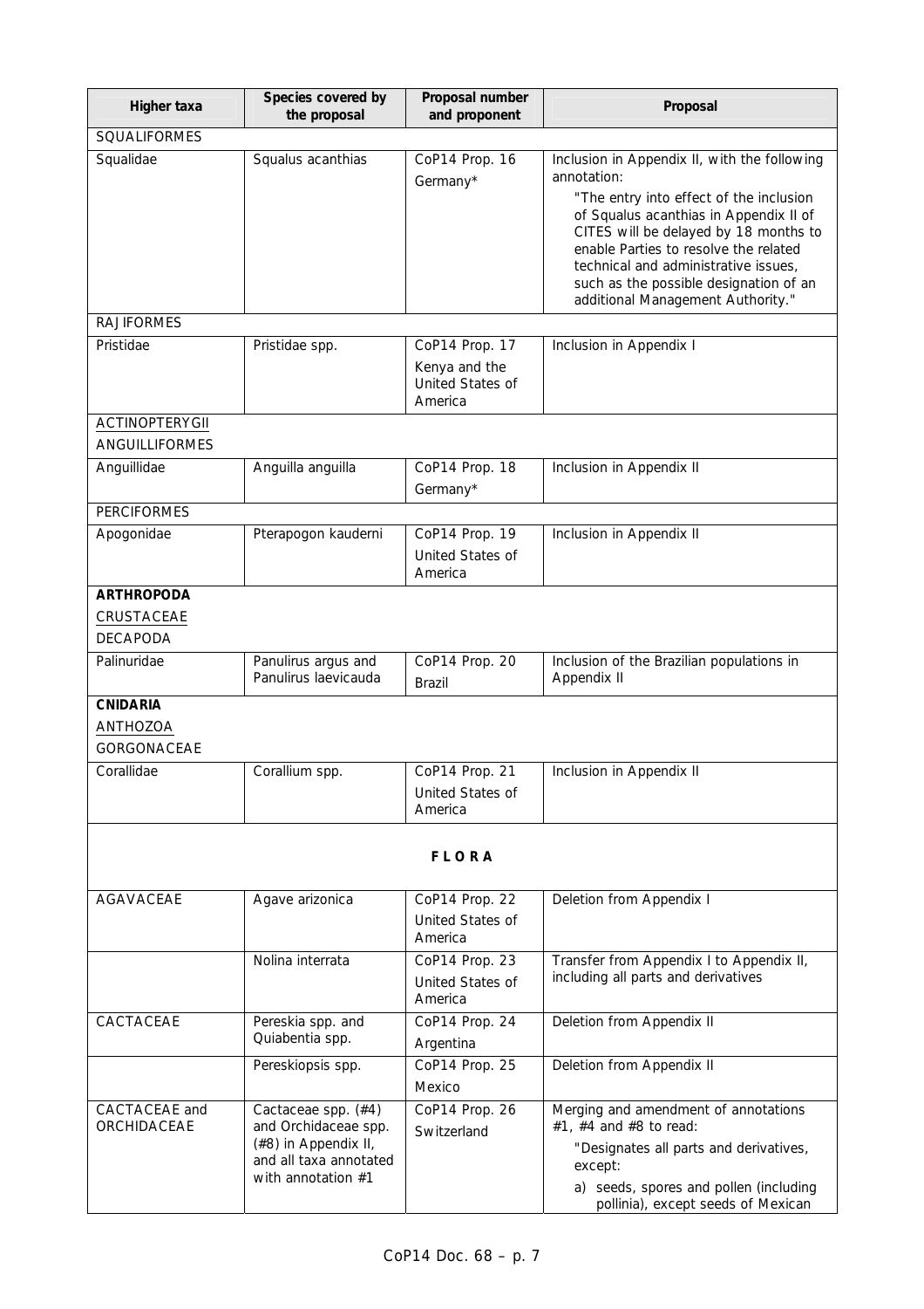| Higher taxa | Species covered by the proposal | Proposal number and proponent | Proposal |
|---|---|---|---|
| SQUALIFORMES | | | |
| Squalidae | Squalus acanthias | CoP14 Prop. 16<br>Germany* | Inclusion in Appendix II, with the following annotation:<br>"The entry into effect of the inclusion of Squalus acanthias in Appendix II of CITES will be delayed by 18 months to enable Parties to resolve the related technical and administrative issues, such as the possible designation of an additional Management Authority." |
| RAJIFORMES | | | |
| Pristidae | Pristidae spp. | CoP14 Prop. 17<br>Kenya and the United States of America | Inclusion in Appendix I |
| ACTINOPTERYGII<br>ANGUILLIFORMES | | | |
| Anguillidae | Anguilla anguilla | CoP14 Prop. 18<br>Germany* | Inclusion in Appendix II |
| PERCIFORMES | | | |
| Apogonidae | Pterapogon kauderni | CoP14 Prop. 19<br>United States of America | Inclusion in Appendix II |
| **ARTHROPODA**<br>CRUSTACEAE<br>DECAPODA | | | |
| Palinuridae | Panulirus argus and Panulirus laevicauda | CoP14 Prop. 20<br>Brazil | Inclusion of the Brazilian populations in Appendix II |
| **CNIDARIA**<br>ANTHOZOA<br>GORGONACEAE | | | |
| Corallidae | Corallium spp. | CoP14 Prop. 21<br>United States of America | Inclusion in Appendix II |
| | | **FLORA** | |
| AGAVACEAE | Agave arizonica | CoP14 Prop. 22<br>United States of America | Deletion from Appendix I |
| | Nolina interrata | CoP14 Prop. 23<br>United States of America | Transfer from Appendix I to Appendix II, including all parts and derivatives |
| CACTACEAE | Pereskia spp. and Quiabentia spp. | CoP14 Prop. 24<br>Argentina | Deletion from Appendix II |
| | Pereskiopsis spp. | CoP14 Prop. 25<br>Mexico | Deletion from Appendix II |
| CACTACEAE and ORCHIDACEAE | Cactaceae spp. (#4) and Orchidaceae spp. (#8) in Appendix II, and all taxa annotated with annotation #1 | CoP14 Prop. 26<br>Switzerland | Merging and amendment of annotations #1, #4 and #8 to read:<br>"Designates all parts and derivatives, except:<br>a) seeds, spores and pollen (including pollinia), except seeds of Mexican |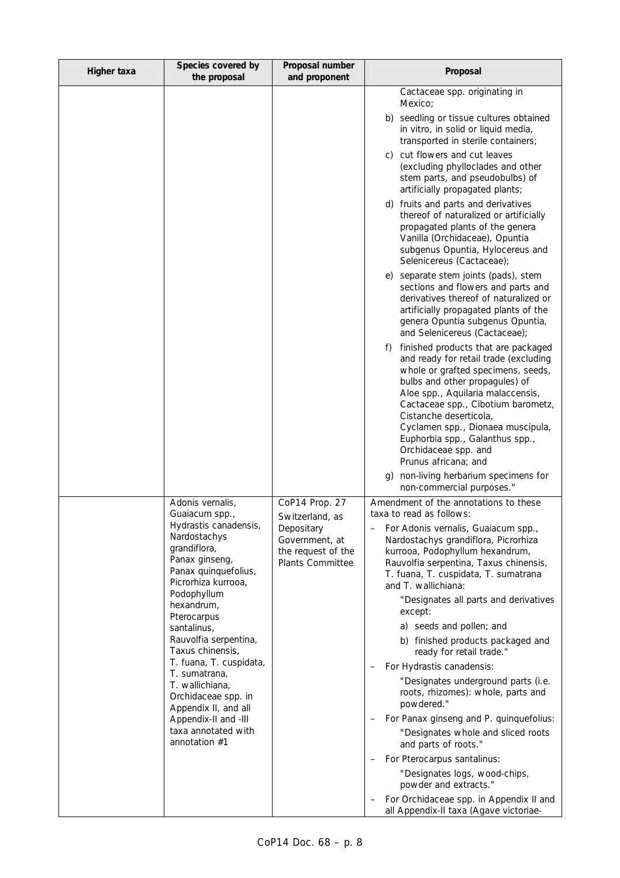| Higher taxa | Species covered by the proposal | Proposal number and proponent | Proposal |
|---|---|---|---|
| | | | Cactaceae spp. originating in Mexico;<br>b) seedling or tissue cultures obtained in vitro, in solid or liquid media, transported in sterile containers;<br>c) cut flowers and cut leaves (excluding phylloclades and other stem parts, and pseudobulbs) of artificially propagated plants;<br>d) fruits and parts and derivatives thereof of naturalized or artificially propagated plants of the genera Vanilla (Orchidaceae), Opuntia subgenus Opuntia, Hylocereus and Selenicereus (Cactaceae);<br>e) separate stem joints (pads), stem sections and flowers and parts and derivatives thereof of naturalized or artificially propagated plants of the genera Opuntia subgenus Opuntia, and Selenicereus (Cactaceae);<br>f) finished products that are packaged and ready for retail trade (excluding whole or grafted specimens, seeds, bulbs and other propagules) of Aloe spp., Aquilaria malaccensis, Cactaceae spp., Cibotium barometz, Cistanche deserticola, Cyclamen spp., Dionaea muscipula, Euphorbia spp., Galanthus spp., Orchidaceae spp. and Prunus africana; and<br>g) non-living herbarium specimens for non-commercial purposes." |
| | Adonis vernalis, Guaiacum spp., Hydrastis canadensis, Nardostachys grandiflora, Panax ginseng, Panax quinquefolius, Picrorhiza kurrooa, Podophyllum hexandrum, Pterocarpus santalinus, Rauvolfia serpentina, Taxus chinensis, T. fuana, T. cuspidata, T. sumatrana, T. wallichiana, Orchidaceae spp. in Appendix II, and all Appendix-II and -III taxa annotated with annotation #1 | CoP14 Prop. 27<br>Switzerland, as Depositary Government, at the request of the Plants Committee | Amendment of the annotations to these taxa to read as follows:<br>– For Adonis vernalis, Guaiacum spp., Nardostachys grandiflora, Picrorhiza kurrooa, Podophyllum hexandrum, Rauvolfia serpentina, Taxus chinensis, T. fuana, T. cuspidata, T. sumatrana and T. wallichiana:<br>"Designates all parts and derivatives except:<br>a) seeds and pollen; and<br>b) finished products packaged and ready for retail trade."<br>– For Hydrastis canadensis:<br>"Designates underground parts (i.e. roots, rhizomes): whole, parts and powdered."<br>– For Panax ginseng and P. quinquefolius:<br>"Designates whole and sliced roots and parts of roots."<br>– For Pterocarpus santalinus:<br>"Designates logs, wood-chips, powder and extracts."<br>– For Orchidaceae spp. in Appendix II and all Appendix-II taxa (Agave victoriae- |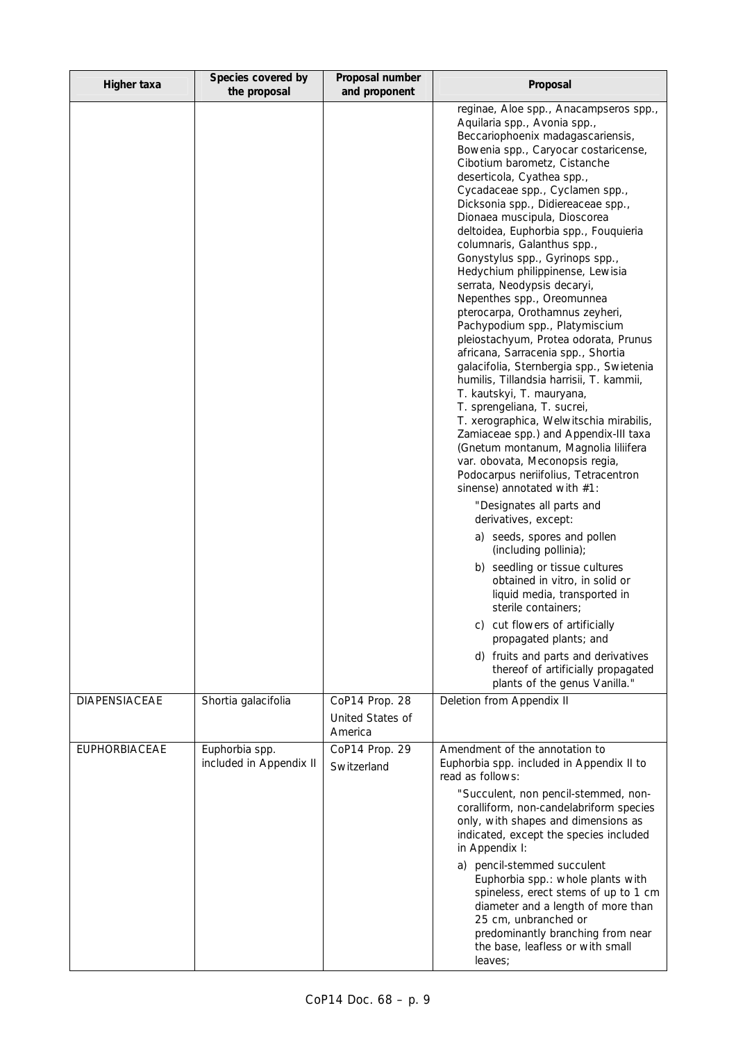| Higher taxa | Species covered by the proposal | Proposal number and proponent | Proposal |
|---|---|---|---|
| | | | reginae, Aloe spp., Anacampseros spp., Aquilaria spp., Avonia spp., Beccariophoenix madagascariensis, Bowenia spp., Caryocar costaricense, Cibotium barometz, Cistanche deserticola, Cyathea spp., Cycadaceae spp., Cyclamen spp., Dicksonia spp., Didiereaceae spp., Dionaea muscipula, Dioscorea deltoidea, Euphorbia spp., Fouquieria columnaris, Galanthus spp., Gonystylus spp., Gyrinops spp., Hedychium philippinense, Lewisia serrata, Neodypsis decaryi, Nepenthes spp., Oreomunnea pterocarpa, Orothamnus zeyheri, Pachypodium spp., Platymiscium pleiostachyum, Protea odorata, Prunus africana, Sarracenia spp., Shortia galacifolia, Sternbergia spp., Swietenia humilis, Tillandsia harrisii, T. kammii, T. kautskyi, T. mauryana, T. sprengeliana, T. sucrei, T. xerographica, Welwitschia mirabilis, Zamiaceae spp.) and Appendix-III taxa (Gnetum montanum, Magnolia liliifera var. obovata, Meconopsis regia, Podocarpus neriifolius, Tetracentron sinense) annotated with #1:<br><br>"Designates all parts and derivatives, except:<br><br>a) seeds, spores and pollen (including pollinia);<br><br>b) seedling or tissue cultures obtained in vitro, in solid or liquid media, transported in sterile containers;<br><br>c) cut flowers of artificially propagated plants; and<br><br>d) fruits and parts and derivatives thereof of artificially propagated plants of the genus Vanilla." |
| DIAPENSIACEAE | Shortia galacifolia | CoP14 Prop. 28<br><br>United States of America | Deletion from Appendix II |
| EUPHORBIACEAE | Euphorbia spp. included in Appendix II | CoP14 Prop. 29<br><br>Switzerland | Amendment of the annotation to Euphorbia spp. included in Appendix II to read as follows:<br><br>"Succulent, non pencil-stemmed, non-coralliform, non-candelabriform species only, with shapes and dimensions as indicated, except the species included in Appendix I:<br><br>a) pencil-stemmed succulent Euphorbia spp.: whole plants with spineless, erect stems of up to 1 cm diameter and a length of more than 25 cm, unbranched or predominantly branching from near the base, leafless or with small leaves; |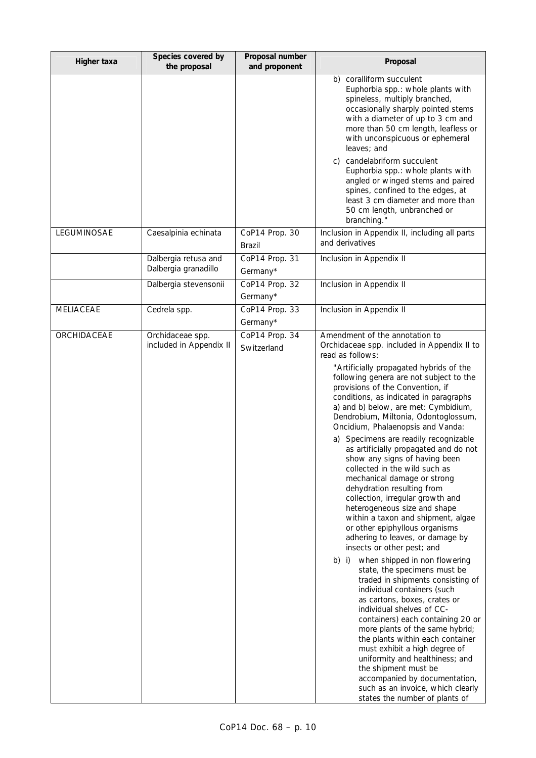| Higher taxa | Species covered by the proposal | Proposal number and proponent | Proposal |
|---|---|---|---|
| | | | b) coralliform succulent Euphorbia spp.: whole plants with spineless, multiply branched, occasionally sharply pointed stems with a diameter of up to 3 cm and more than 50 cm length, leafless or with unconspicuous or ephemeral leaves; and<br><br>c) candelabriform succulent Euphorbia spp.: whole plants with angled or winged stems and paired spines, confined to the edges, at least 3 cm diameter and more than 50 cm length, unbranched or branching." |
| LEGUMINOSAE | Caesalpinia echinata | CoP14 Prop. 30<br>Brazil | Inclusion in Appendix II, including all parts and derivatives |
| | Dalbergia retusa and Dalbergia granadillo | CoP14 Prop. 31<br>Germany* | Inclusion in Appendix II |
| | Dalbergia stevensonii | CoP14 Prop. 32<br>Germany* | Inclusion in Appendix II |
| MELIACEAE | Cedrela spp. | CoP14 Prop. 33<br>Germany* | Inclusion in Appendix II |
| ORCHIDACEAE | Orchidaceae spp. included in Appendix II | CoP14 Prop. 34<br>Switzerland | Amendment of the annotation to Orchidaceae spp. included in Appendix II to read as follows:<br><br>"Artificially propagated hybrids of the following genera are not subject to the provisions of the Convention, if conditions, as indicated in paragraphs a) and b) below, are met: Cymbidium, Dendrobium, Miltonia, Odontoglossum, Oncidium, Phalaenopsis and Vanda:<br><br>a) Specimens are readily recognizable as artificially propagated and do not show any signs of having been collected in the wild such as mechanical damage or strong dehydration resulting from collection, irregular growth and heterogeneous size and shape within a taxon and shipment, algae or other epiphyllous organisms adhering to leaves, or damage by insects or other pest; and<br><br>b) i) when shipped in non flowering state, the specimens must be traded in shipments consisting of individual containers (such as cartons, boxes, crates or individual shelves of CC-containers) each containing 20 or more plants of the same hybrid; the plants within each container must exhibit a high degree of uniformity and healthiness; and the shipment must be accompanied by documentation, such as an invoice, which clearly states the number of plants of |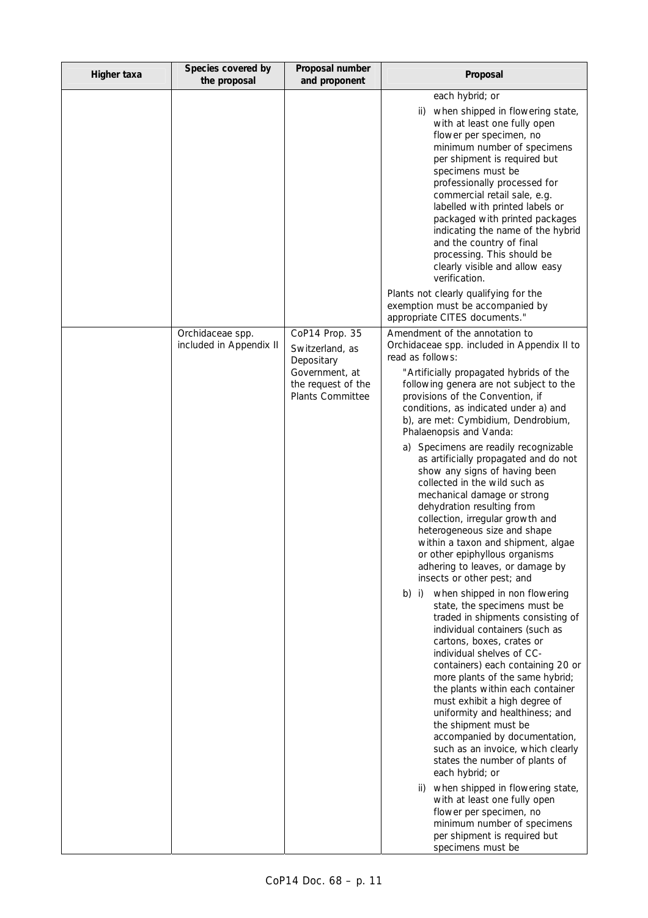| Higher taxa | Species covered by the proposal | Proposal number and proponent | Proposal |
|---|---|---|---|
| | | | each hybrid; or<br><br>ii) when shipped in flowering state, with at least one fully open flower per specimen, no minimum number of specimens per shipment is required but specimens must be professionally processed for commercial retail sale, e.g. labelled with printed labels or packaged with printed packages indicating the name of the hybrid and the country of final processing. This should be clearly visible and allow easy verification.<br><br>Plants not clearly qualifying for the exemption must be accompanied by appropriate CITES documents." |
| | Orchidaceae spp. included in Appendix II | CoP14 Prop. 35<br><br>Switzerland, as Depositary Government, at the request of the Plants Committee | Amendment of the annotation to Orchidaceae spp. included in Appendix II to read as follows:<br><br>"Artificially propagated hybrids of the following genera are not subject to the provisions of the Convention, if conditions, as indicated under a) and b), are met: Cymbidium, Dendrobium, Phalaenopsis and Vanda:<br><br>a) Specimens are readily recognizable as artificially propagated and do not show any signs of having been collected in the wild such as mechanical damage or strong dehydration resulting from collection, irregular growth and heterogeneous size and shape within a taxon and shipment, algae or other epiphyllous organisms adhering to leaves, or damage by insects or other pest; and<br><br>b) i) when shipped in non flowering state, the specimens must be traded in shipments consisting of individual containers (such as cartons, boxes, crates or individual shelves of CC-containers) each containing 20 or more plants of the same hybrid; the plants within each container must exhibit a high degree of uniformity and healthiness; and the shipment must be accompanied by documentation, such as an invoice, which clearly states the number of plants of each hybrid; or<br><br>ii) when shipped in flowering state, with at least one fully open flower per specimen, no minimum number of specimens per shipment is required but specimens must be |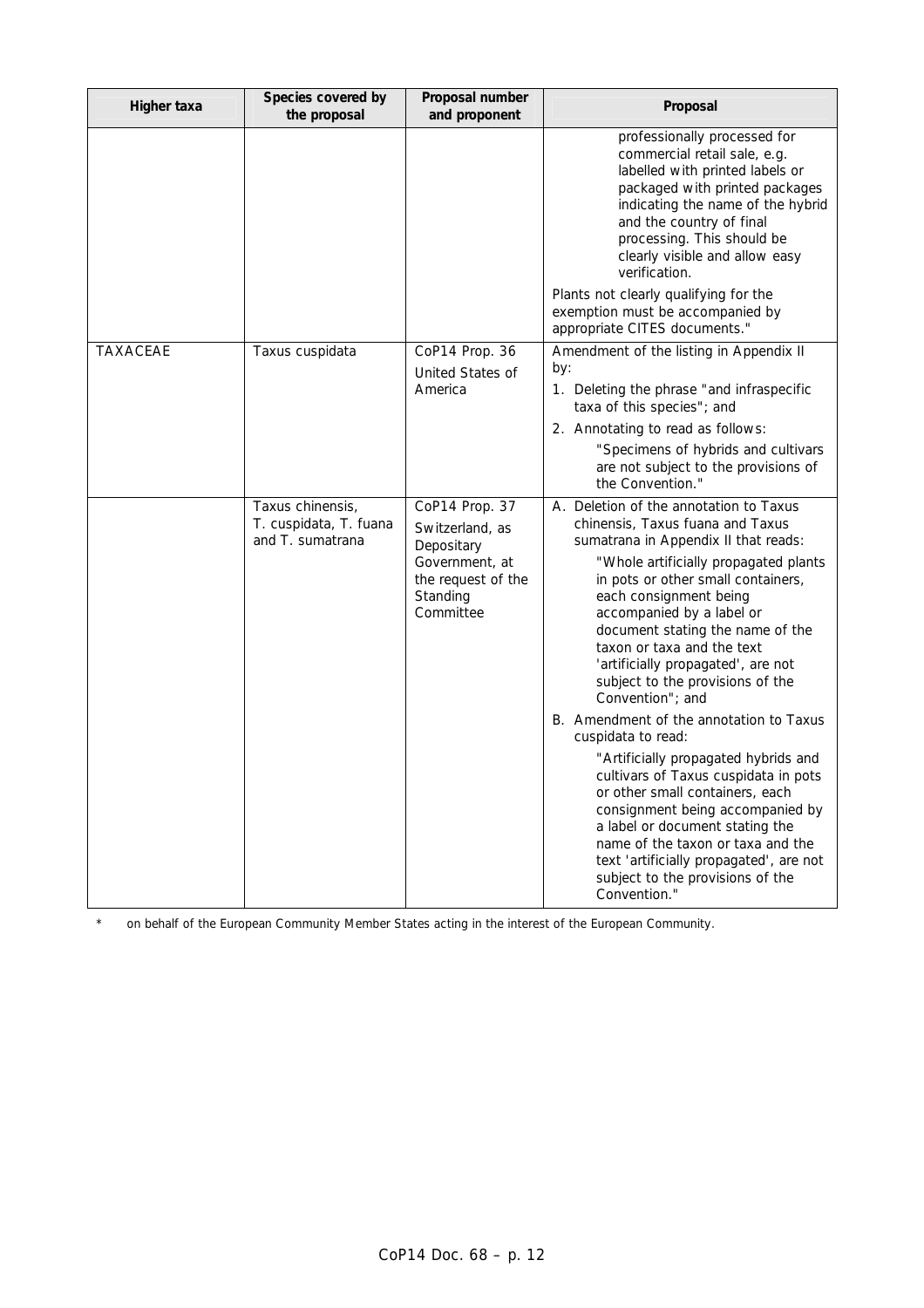| Higher taxa | Species covered by the proposal | Proposal number and proponent | Proposal |
|---|---|---|---|
| | | | professionally processed for commercial retail sale, e.g. labelled with printed labels or packaged with printed packages indicating the name of the hybrid and the country of final processing. This should be clearly visible and allow easy verification.<br><br>Plants not clearly qualifying for the exemption must be accompanied by appropriate CITES documents." |
| TAXACEAE | Taxus cuspidata | CoP14 Prop. 36<br>United States of America | Amendment of the listing in Appendix II by:<br>1. Deleting the phrase "and infraspecific taxa of this species"; and<br>2. Annotating to read as follows:<br>"Specimens of hybrids and cultivars are not subject to the provisions of the Convention." |
| | Taxus chinensis, T. cuspidata, T. fuana and T. sumatrana | CoP14 Prop. 37<br>Switzerland, as Depositary Government, at the request of the Standing Committee | A. Deletion of the annotation to Taxus chinensis, Taxus fuana and Taxus sumatrana in Appendix II that reads:<br>"Whole artificially propagated plants in pots or other small containers, each consignment being accompanied by a label or document stating the name of the taxon or taxa and the text 'artificially propagated', are not subject to the provisions of the Convention"; and<br>B. Amendment of the annotation to Taxus cuspidata to read:<br>"Artificially propagated hybrids and cultivars of Taxus cuspidata in pots or other small containers, each consignment being accompanied by a label or document stating the name of the taxon or taxa and the text 'artificially propagated', are not subject to the provisions of the Convention." |

\* on behalf of the European Community Member States acting in the interest of the European Community.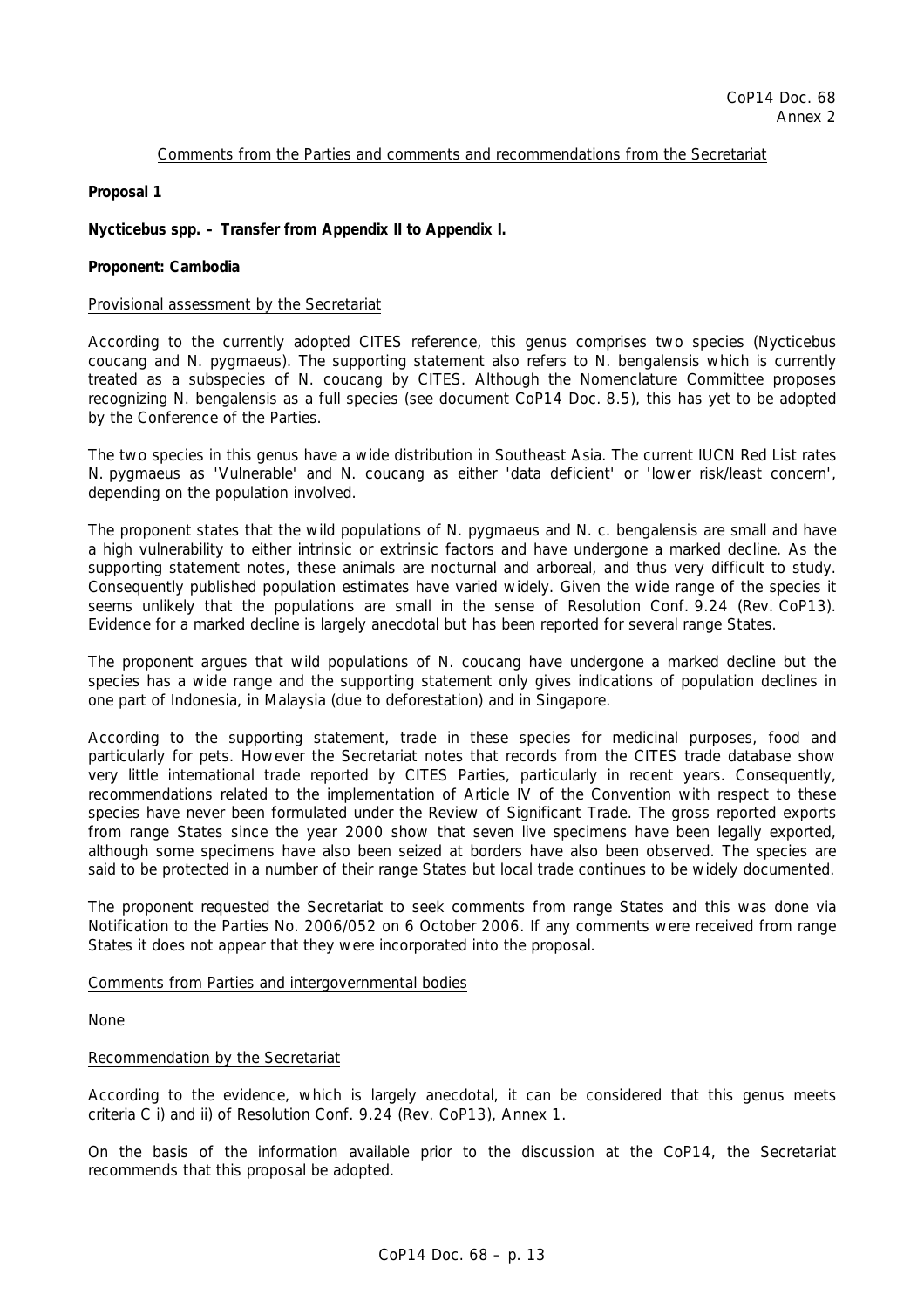Comments from the Parties and comments and recommendations from the Secretariat

**Proposal 1**

**Nycticebus spp. – Transfer from Appendix II to Appendix I.**

**Proponent: Cambodia**

Provisional assessment by the Secretariat

According to the currently adopted CITES reference, this genus comprises two species (*Nycticebus coucang* and *N. pygmaeus*). The supporting statement also refers to *N. bengalensis* which is currently treated as a subspecies of *N. coucang* by CITES. Although the Nomenclature Committee proposes recognizing *N. bengalensis* as a full species (see document CoP14 Doc. 8.5), this has yet to be adopted by the Conference of the Parties.

The two species in this genus have a wide distribution in Southeast Asia. The current IUCN Red List rates *N. pygmaeus* as 'Vulnerable' and *N. coucang* as either 'data deficient' or 'lower risk/least concern', depending on the population involved.

The proponent states that the wild populations of *N. pygmaeus* and *N. c. bengalensis* are small and have a high vulnerability to either intrinsic or extrinsic factors and have undergone a marked decline. As the supporting statement notes, these animals are nocturnal and arboreal, and thus very difficult to study. Consequently published population estimates have varied widely. Given the wide range of the species it seems unlikely that the populations are small in the sense of Resolution Conf. 9.24 (Rev. CoP13). Evidence for a marked decline is largely anecdotal but has been reported for several range States.

The proponent argues that wild populations of *N. coucang* have undergone a marked decline but the species has a wide range and the supporting statement only gives indications of population declines in one part of Indonesia, in Malaysia (due to deforestation) and in Singapore.

According to the supporting statement, trade in these species for medicinal purposes, food and particularly for pets. However the Secretariat notes that records from the CITES trade database show very little international trade reported by CITES Parties, particularly in recent years. Consequently, recommendations related to the implementation of Article IV of the Convention with respect to these species have never been formulated under the Review of Significant Trade. The gross reported exports from range States since the year 2000 show that seven live specimens have been legally exported, although some specimens have also been seized at borders have also been observed. The species are said to be protected in a number of their range States but local trade continues to be widely documented.

The proponent requested the Secretariat to seek comments from range States and this was done via Notification to the Parties No. 2006/052 on 6 October 2006. If any comments were received from range States it does not appear that they were incorporated into the proposal.

Comments from Parties and intergovernmental bodies

None

Recommendation by the Secretariat

According to the evidence, which is largely anecdotal, it can be considered that this genus meets criteria C i) and ii) of Resolution Conf. 9.24 (Rev. CoP13), Annex 1.

On the basis of the information available prior to the discussion at the CoP14, the Secretariat recommends that this proposal be adopted.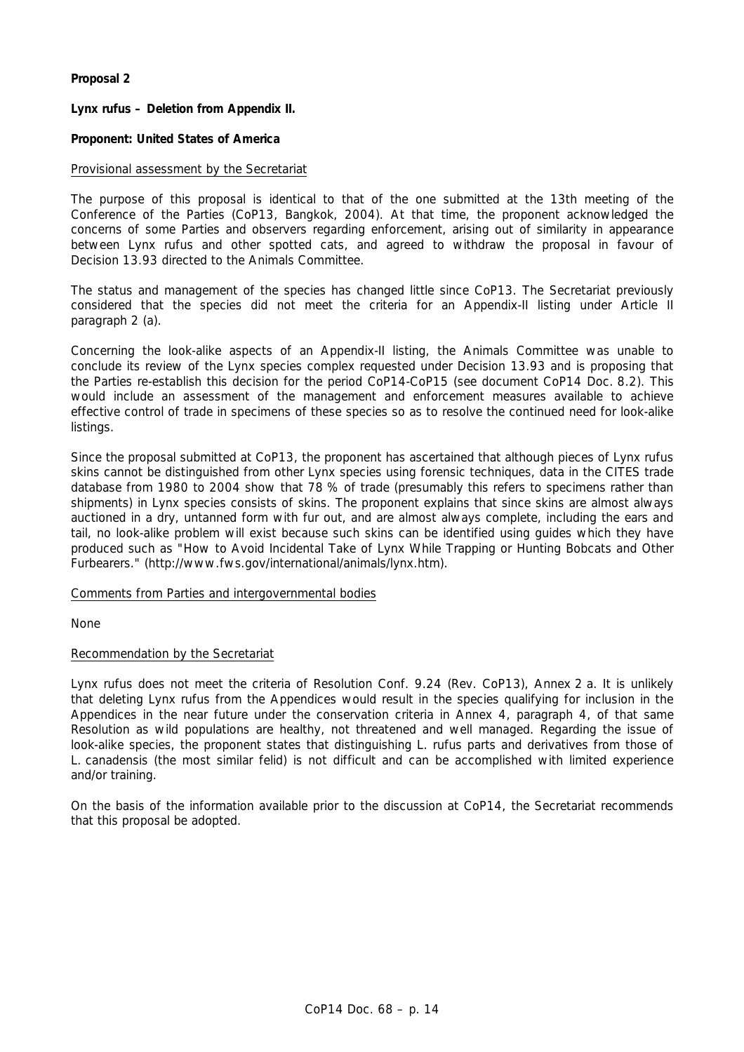**Proposal 2**

***Lynx rufus* – Deletion from Appendix II.**

**Proponent: United States of America**

Provisional assessment by the Secretariat

The purpose of this proposal is identical to that of the one submitted at the 13th meeting of the Conference of the Parties (CoP13, Bangkok, 2004). At that time, the proponent acknowledged the concerns of some Parties and observers regarding enforcement, arising out of similarity in appearance between *Lynx rufus* and other spotted cats, and agreed to withdraw the proposal in favour of Decision 13.93 directed to the Animals Committee.

The status and management of the species has changed little since CoP13. The Secretariat previously considered that the species did not meet the criteria for an Appendix-II listing under Article II paragraph 2 (a).

Concerning the look-alike aspects of an Appendix-II listing, the Animals Committee was unable to conclude its review of the *Lynx* species complex requested under Decision 13.93 and is proposing that the Parties re-establish this decision for the period CoP14-CoP15 (see document CoP14 Doc. 8.2). This would include an assessment of the management and enforcement measures available to achieve effective control of trade in specimens of these species so as to resolve the continued need for look-alike listings.

Since the proposal submitted at CoP13, the proponent has ascertained that although pieces of *Lynx rufus* skins cannot be distinguished from other *Lynx* species using forensic techniques, data in the CITES trade database from 1980 to 2004 show that 78 % of trade (presumably this refers to specimens rather than shipments) in *Lynx* species consists of skins. The proponent explains that since skins are almost always auctioned in a dry, untanned form with fur out, and are almost always complete, including the ears and tail, no look-alike problem will exist because such skins can be identified using guides which they have produced such as "How to Avoid Incidental Take of Lynx While Trapping or Hunting Bobcats and Other Furbearers." (http://www.fws.gov/international/animals/lynx.htm).

Comments from Parties and intergovernmental bodies

None

Recommendation by the Secretariat

*Lynx rufus* does not meet the criteria of Resolution Conf. 9.24 (Rev. CoP13), Annex 2 a. It is unlikely that deleting *Lynx rufus* from the Appendices would result in the species qualifying for inclusion in the Appendices in the near future under the conservation criteria in Annex 4, paragraph 4, of that same Resolution as wild populations are healthy, not threatened and well managed. Regarding the issue of look-alike species, the proponent states that distinguishing *L. rufus* parts and derivatives from those of *L. canadensis* (the most similar felid) is not difficult and can be accomplished with limited experience and/or training.

On the basis of the information available prior to the discussion at CoP14, the Secretariat recommends that this proposal be adopted.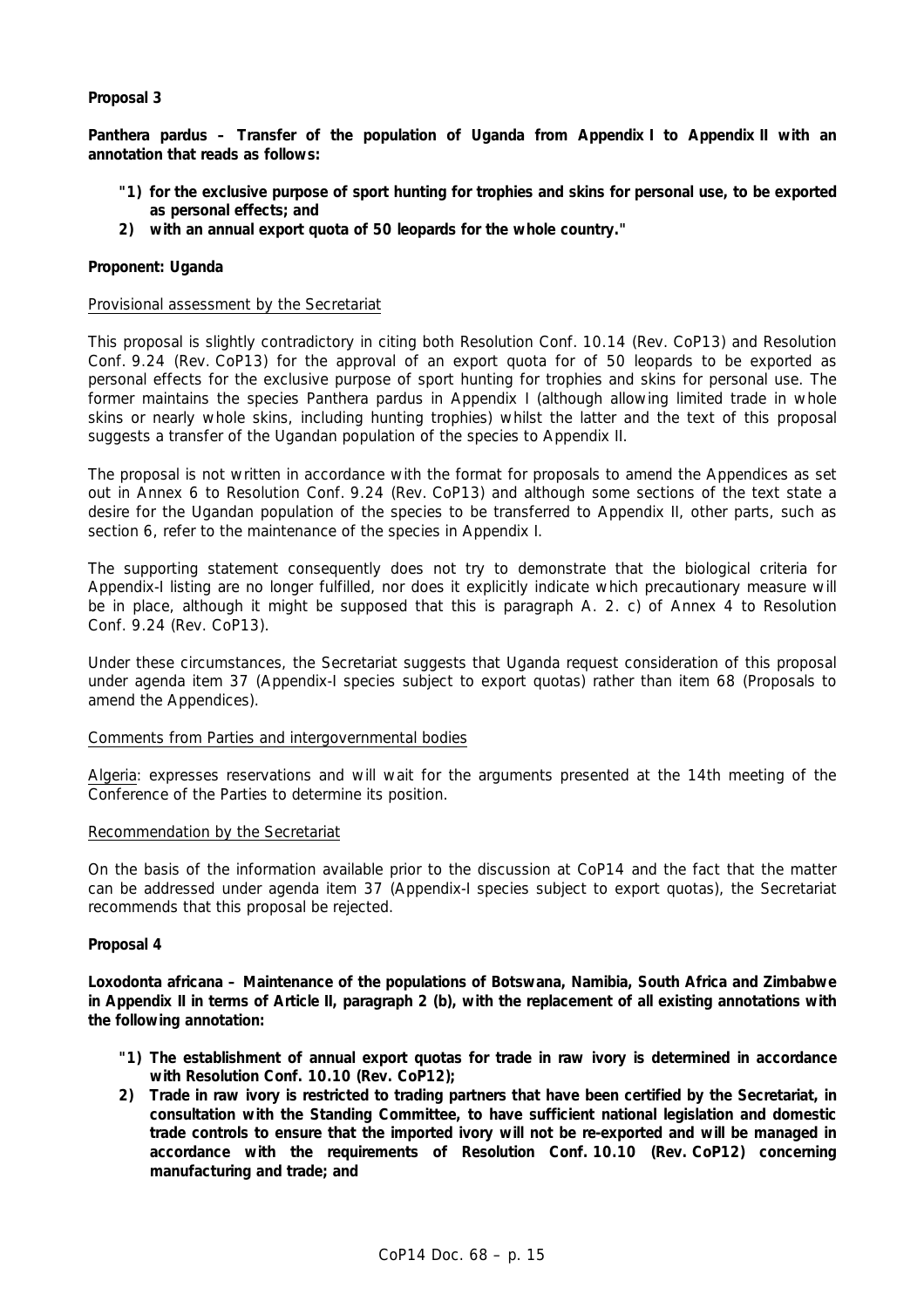**Proposal 3**

**Panthera pardus – Transfer of the population of Uganda from Appendix I to Appendix II with an annotation that reads as follows:**

**"1) for the exclusive purpose of sport hunting for trophies and skins for personal use, to be exported as personal effects; and**

**2) with an annual export quota of 50 leopards for the whole country."**

**Proponent: Uganda**

Provisional assessment by the Secretariat

This proposal is slightly contradictory in citing both Resolution Conf. 10.14 (Rev. CoP13) and Resolution Conf. 9.24 (Rev. CoP13) for the approval of an export quota for of 50 leopards to be exported as personal effects for the exclusive purpose of sport hunting for trophies and skins for personal use. The former maintains the species Panthera pardus in Appendix I (although allowing limited trade in whole skins or nearly whole skins, including hunting trophies) whilst the latter and the text of this proposal suggests a transfer of the Ugandan population of the species to Appendix II.

The proposal is not written in accordance with the format for proposals to amend the Appendices as set out in Annex 6 to Resolution Conf. 9.24 (Rev. CoP13) and although some sections of the text state a desire for the Ugandan population of the species to be transferred to Appendix II, other parts, such as section 6, refer to the maintenance of the species in Appendix I.

The supporting statement consequently does not try to demonstrate that the biological criteria for Appendix-I listing are no longer fulfilled, nor does it explicitly indicate which precautionary measure will be in place, although it might be supposed that this is paragraph A. 2. c) of Annex 4 to Resolution Conf. 9.24 (Rev. CoP13).

Under these circumstances, the Secretariat suggests that Uganda request consideration of this proposal under agenda item 37 (Appendix-I species subject to export quotas) rather than item 68 (Proposals to amend the Appendices).

Comments from Parties and intergovernmental bodies

Algeria: expresses reservations and will wait for the arguments presented at the 14th meeting of the Conference of the Parties to determine its position.

Recommendation by the Secretariat

On the basis of the information available prior to the discussion at CoP14 and the fact that the matter can be addressed under agenda item 37 (Appendix-I species subject to export quotas), the Secretariat recommends that this proposal be rejected.

**Proposal 4**

**Loxodonta africana – Maintenance of the populations of Botswana, Namibia, South Africa and Zimbabwe in Appendix II in terms of Article II, paragraph 2 (b), with the replacement of all existing annotations with the following annotation:**

**"1) The establishment of annual export quotas for trade in raw ivory is determined in accordance with Resolution Conf. 10.10 (Rev. CoP12);**

**2) Trade in raw ivory is restricted to trading partners that have been certified by the Secretariat, in consultation with the Standing Committee, to have sufficient national legislation and domestic trade controls to ensure that the imported ivory will not be re-exported and will be managed in accordance with the requirements of Resolution Conf. 10.10 (Rev. CoP12) concerning manufacturing and trade; and**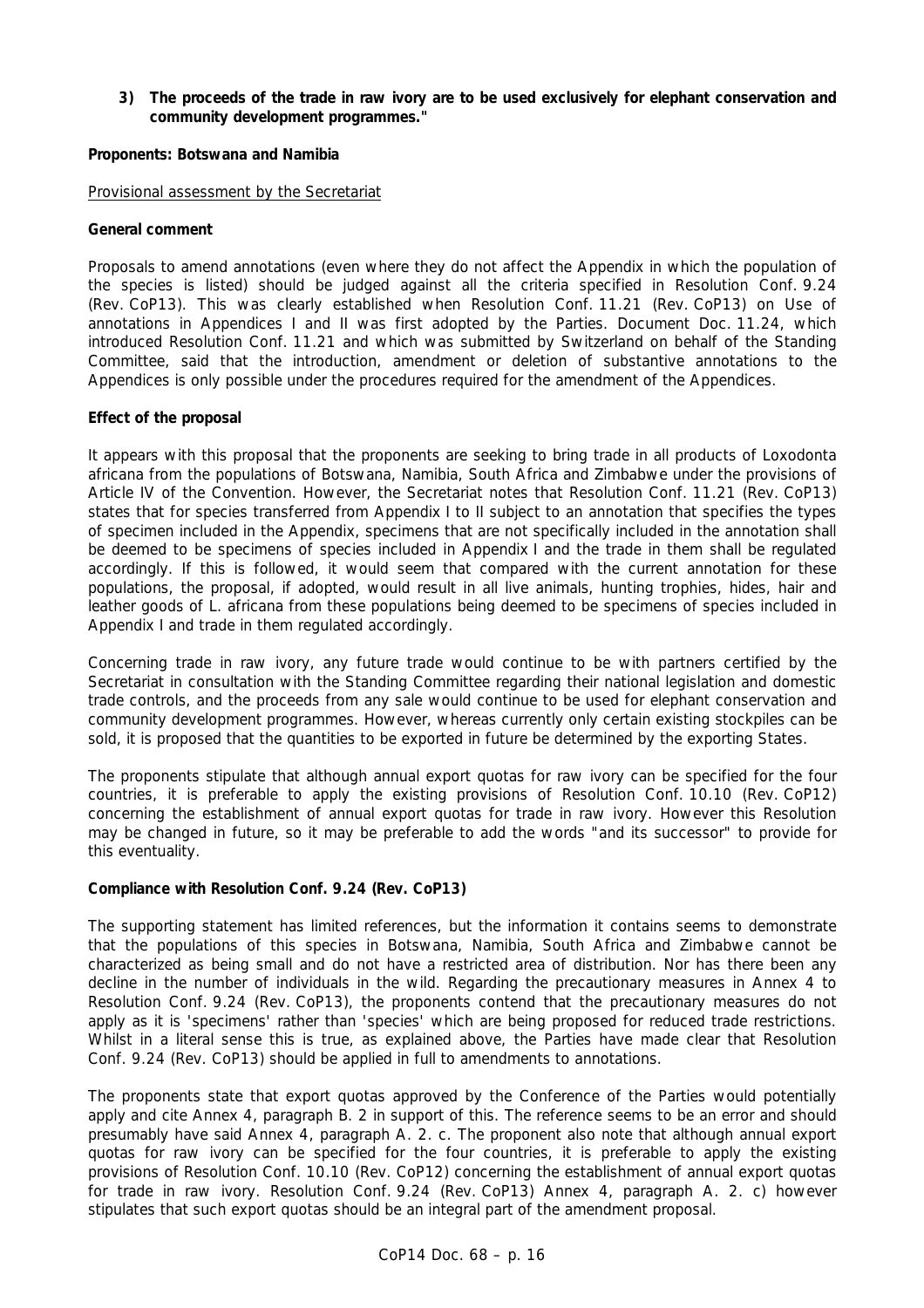**3) The proceeds of the trade in raw ivory are to be used exclusively for elephant conservation and community development programmes."**

**Proponents: Botswana and Namibia**

Provisional assessment by the Secretariat

**General comment**

Proposals to amend annotations (even where they do not affect the Appendix in which the population of the species is listed) should be judged against all the criteria specified in Resolution Conf. 9.24 (Rev. CoP13). This was clearly established when Resolution Conf. 11.21 (Rev. CoP13) on Use of annotations in Appendices I and II was first adopted by the Parties. Document Doc. 11.24, which introduced Resolution Conf. 11.21 and which was submitted by Switzerland on behalf of the Standing Committee, said that the introduction, amendment or deletion of substantive annotations to the Appendices is only possible under the procedures required for the amendment of the Appendices.

**Effect of the proposal**

It appears with this proposal that the proponents are seeking to bring trade in all products of *Loxodonta africana* from the populations of Botswana, Namibia, South Africa and Zimbabwe under the provisions of Article IV of the Convention. However, the Secretariat notes that Resolution Conf. 11.21 (Rev. CoP13) states that for species transferred from Appendix I to II subject to an annotation that specifies the types of specimen included in the Appendix, specimens that are not specifically included in the annotation shall be deemed to be specimens of species included in Appendix I and the trade in them shall be regulated accordingly. If this is followed, it would seem that compared with the current annotation for these populations, the proposal, if adopted, would result in all live animals, hunting trophies, hides, hair and leather goods of *L. africana* from these populations being deemed to be specimens of species included in Appendix I and trade in them regulated accordingly.

Concerning trade in raw ivory, any future trade would continue to be with partners certified by the Secretariat in consultation with the Standing Committee regarding their national legislation and domestic trade controls, and the proceeds from any sale would continue to be used for elephant conservation and community development programmes. However, whereas currently only certain existing stockpiles can be sold, it is proposed that the quantities to be exported in future be determined by the exporting States.

The proponents stipulate that although annual export quotas for raw ivory can be specified for the four countries, it is preferable to apply the existing provisions of Resolution Conf. 10.10 (Rev. CoP12) concerning the establishment of annual export quotas for trade in raw ivory. However this Resolution may be changed in future, so it may be preferable to add the words "and its successor" to provide for this eventuality.

**Compliance with Resolution Conf. 9.24 (Rev. CoP13)**

The supporting statement has limited references, but the information it contains seems to demonstrate that the populations of this species in Botswana, Namibia, South Africa and Zimbabwe cannot be characterized as being small and do not have a restricted area of distribution. Nor has there been any decline in the number of individuals in the wild. Regarding the precautionary measures in Annex 4 to Resolution Conf. 9.24 (Rev. CoP13), the proponents contend that the precautionary measures do not apply as it is 'specimens' rather than 'species' which are being proposed for reduced trade restrictions. Whilst in a literal sense this is true, as explained above, the Parties have made clear that Resolution Conf. 9.24 (Rev. CoP13) should be applied in full to amendments to annotations.

The proponents state that export quotas approved by the Conference of the Parties would potentially apply and cite Annex 4, paragraph B. 2 in support of this. The reference seems to be an error and should presumably have said Annex 4, paragraph A. 2. c. The proponent also note that although annual export quotas for raw ivory can be specified for the four countries, it is preferable to apply the existing provisions of Resolution Conf. 10.10 (Rev. CoP12) concerning the establishment of annual export quotas for trade in raw ivory. Resolution Conf. 9.24 (Rev. CoP13) Annex 4, paragraph A. 2. c) however stipulates that such export quotas should be an integral part of the amendment proposal.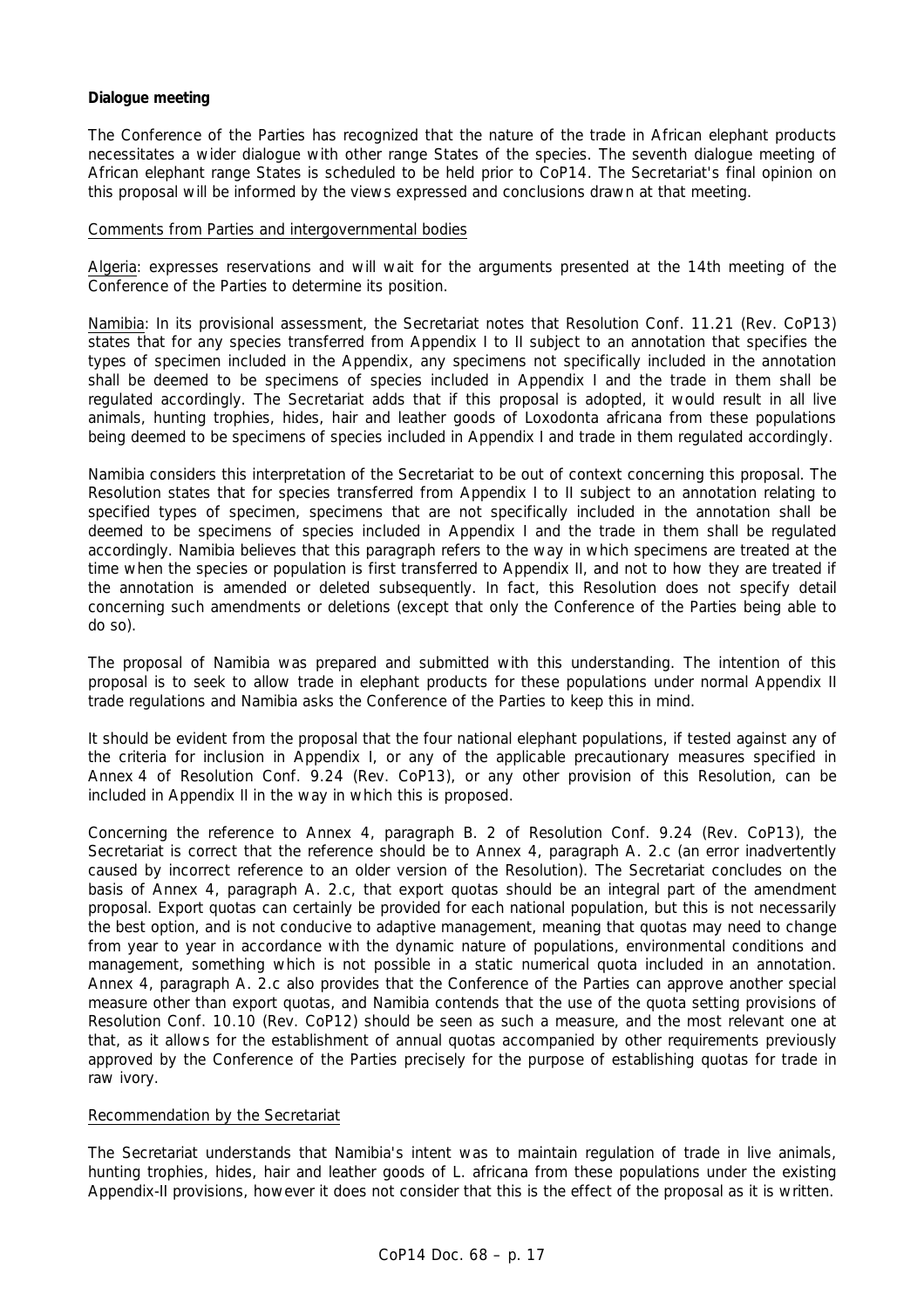**Dialogue meeting**

The Conference of the Parties has recognized that the nature of the trade in African elephant products necessitates a wider dialogue with other range States of the species. The seventh dialogue meeting of African elephant range States is scheduled to be held prior to CoP14. The Secretariat's final opinion on this proposal will be informed by the views expressed and conclusions drawn at that meeting.

Comments from Parties and intergovernmental bodies

Algeria: expresses reservations and will wait for the arguments presented at the 14th meeting of the Conference of the Parties to determine its position.

Namibia: In its provisional assessment, the Secretariat notes that Resolution Conf. 11.21 (Rev. CoP13) states that for any species transferred from Appendix I to II subject to an annotation that specifies the types of specimen included in the Appendix, any specimens not specifically included in the annotation shall be deemed to be specimens of species included in Appendix I and the trade in them shall be regulated accordingly. The Secretariat adds that if this proposal is adopted, it would result in all live animals, hunting trophies, hides, hair and leather goods of Loxodonta africana from these populations being deemed to be specimens of species included in Appendix I and trade in them regulated accordingly.

Namibia considers this interpretation of the Secretariat to be out of context concerning this proposal. The Resolution states that for species transferred from Appendix I to II subject to an annotation relating to specified types of specimen, specimens that are not specifically included in the annotation shall be deemed to be specimens of species included in Appendix I and the trade in them shall be regulated accordingly. Namibia believes that this paragraph refers to the way in which specimens are treated at the time when the species or population is first transferred to Appendix II, and not to how they are treated if the annotation is amended or deleted subsequently. In fact, this Resolution does not specify detail concerning such amendments or deletions (except that only the Conference of the Parties being able to do so).

The proposal of Namibia was prepared and submitted with this understanding. The intention of this proposal is to seek to allow trade in elephant products for these populations under normal Appendix II trade regulations and Namibia asks the Conference of the Parties to keep this in mind.

It should be evident from the proposal that the four national elephant populations, if tested against any of the criteria for inclusion in Appendix I, or any of the applicable precautionary measures specified in Annex 4 of Resolution Conf. 9.24 (Rev. CoP13), or any other provision of this Resolution, can be included in Appendix II in the way in which this is proposed.

Concerning the reference to Annex 4, paragraph B. 2 of Resolution Conf. 9.24 (Rev. CoP13), the Secretariat is correct that the reference should be to Annex 4, paragraph A. 2.c (an error inadvertently caused by incorrect reference to an older version of the Resolution). The Secretariat concludes on the basis of Annex 4, paragraph A. 2.c, that export quotas should be an integral part of the amendment proposal. Export quotas can certainly be provided for each national population, but this is not necessarily the best option, and is not conducive to adaptive management, meaning that quotas may need to change from year to year in accordance with the dynamic nature of populations, environmental conditions and management, something which is not possible in a static numerical quota included in an annotation. Annex 4, paragraph A. 2.c also provides that the Conference of the Parties can approve another special measure other than export quotas, and Namibia contends that the use of the quota setting provisions of Resolution Conf. 10.10 (Rev. CoP12) should be seen as such a measure, and the most relevant one at that, as it allows for the establishment of annual quotas accompanied by other requirements previously approved by the Conference of the Parties precisely for the purpose of establishing quotas for trade in raw ivory.

Recommendation by the Secretariat

The Secretariat understands that Namibia's intent was to maintain regulation of trade in live animals, hunting trophies, hides, hair and leather goods of L. africana from these populations under the existing Appendix-II provisions, however it does not consider that this is the effect of the proposal as it is written.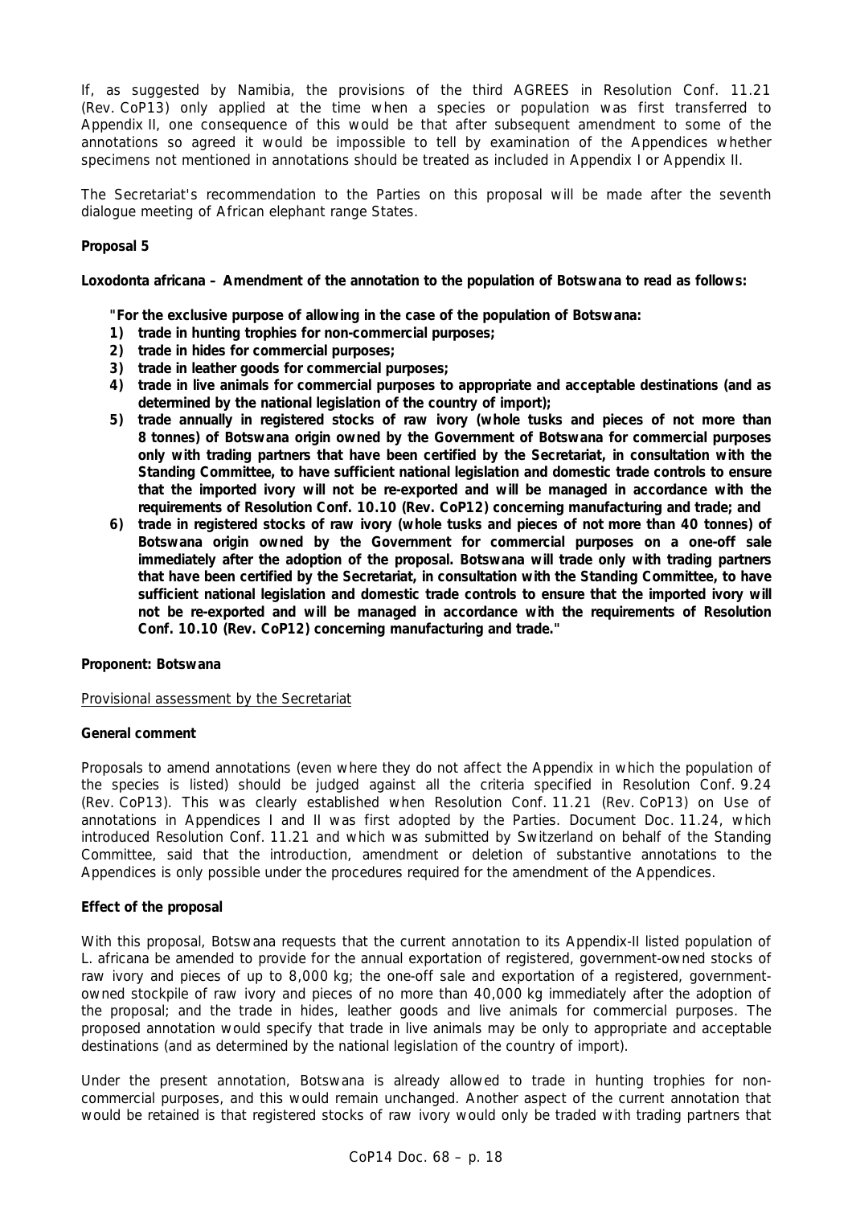If, as suggested by Namibia, the provisions of the third AGREES in Resolution Conf. 11.21 (Rev. CoP13) only applied at the time when a species or population was first transferred to Appendix II, one consequence of this would be that after subsequent amendment to some of the annotations so agreed it would be impossible to tell by examination of the Appendices whether specimens not mentioned in annotations should be treated as included in Appendix I or Appendix II.

The Secretariat's recommendation to the Parties on this proposal will be made after the seventh dialogue meeting of African elephant range States.

**Proposal 5**

***Loxodonta africana* – Amendment of the annotation to the population of Botswana to read as follows:**

**"For the exclusive purpose of allowing in the case of the population of Botswana:**

1) **trade in hunting trophies for non-commercial purposes;**
2) **trade in hides for commercial purposes;**
3) **trade in leather goods for commercial purposes;**
4) **trade in live animals for commercial purposes to appropriate and acceptable destinations (and as determined by the national legislation of the country of import);**
5) **trade annually in registered stocks of raw ivory (whole tusks and pieces of not more than 8 tonnes) of Botswana origin owned by the Government of Botswana for commercial purposes only with trading partners that have been certified by the Secretariat, in consultation with the Standing Committee, to have sufficient national legislation and domestic trade controls to ensure that the imported ivory will not be re-exported and will be managed in accordance with the requirements of Resolution Conf. 10.10 (Rev. CoP12) concerning manufacturing and trade; and**
6) **trade in registered stocks of raw ivory (whole tusks and pieces of not more than 40 tonnes) of Botswana origin owned by the Government for commercial purposes on a one-off sale immediately after the adoption of the proposal. Botswana will trade only with trading partners that have been certified by the Secretariat, in consultation with the Standing Committee, to have sufficient national legislation and domestic trade controls to ensure that the imported ivory will not be re-exported and will be managed in accordance with the requirements of Resolution Conf. 10.10 (Rev. CoP12) concerning manufacturing and trade."**

**Proponent: Botswana**

Provisional assessment by the Secretariat

**General comment**

Proposals to amend annotations (even where they do not affect the Appendix in which the population of the species is listed) should be judged against all the criteria specified in Resolution Conf. 9.24 (Rev. CoP13). This was clearly established when Resolution Conf. 11.21 (Rev. CoP13) on Use of annotations in Appendices I and II was first adopted by the Parties. Document Doc. 11.24, which introduced Resolution Conf. 11.21 and which was submitted by Switzerland on behalf of the Standing Committee, said that the introduction, amendment or deletion of substantive annotations to the Appendices is only possible under the procedures required for the amendment of the Appendices.

**Effect of the proposal**

With this proposal, Botswana requests that the current annotation to its Appendix-II listed population of *L. africana* be amended to provide for the annual exportation of registered, government-owned stocks of raw ivory and pieces of up to 8,000 kg; the one-off sale and exportation of a registered, government-owned stockpile of raw ivory and pieces of no more than 40,000 kg immediately after the adoption of the proposal; and the trade in hides, leather goods and live animals for commercial purposes. The proposed annotation would specify that trade in live animals may be only to appropriate and acceptable destinations (and as determined by the national legislation of the country of import).

Under the present annotation, Botswana is already allowed to trade in hunting trophies for non-commercial purposes, and this would remain unchanged. Another aspect of the current annotation that would be retained is that registered stocks of raw ivory would only be traded with trading partners that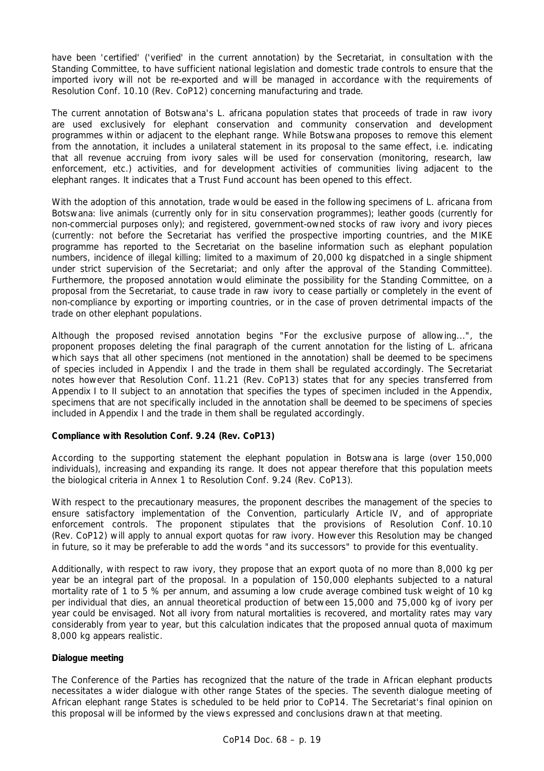have been 'certified' ('verified' in the current annotation) by the Secretariat, in consultation with the Standing Committee, to have sufficient national legislation and domestic trade controls to ensure that the imported ivory will not be re-exported and will be managed in accordance with the requirements of Resolution Conf. 10.10 (Rev. CoP12) concerning manufacturing and trade.

The current annotation of Botswana's *L. africana* population states that proceeds of trade in raw ivory are used exclusively for elephant conservation and community conservation and development programmes within or adjacent to the elephant range. While Botswana proposes to remove this element from the annotation, it includes a unilateral statement in its proposal to the same effect, i.e. indicating that all revenue accruing from ivory sales will be used for conservation (monitoring, research, law enforcement, etc.) activities, and for development activities of communities living adjacent to the elephant ranges. It indicates that a Trust Fund account has been opened to this effect.

With the adoption of this annotation, trade would be eased in the following specimens of *L. africana* from Botswana: live animals (currently only for *in situ* conservation programmes); leather goods (currently for non-commercial purposes only); and registered, government-owned stocks of raw ivory and ivory pieces (currently: not before the Secretariat has verified the prospective importing countries, and the MIKE programme has reported to the Secretariat on the baseline information such as elephant population numbers, incidence of illegal killing; limited to a maximum of 20,000 kg dispatched in a single shipment under strict supervision of the Secretariat; and only after the approval of the Standing Committee). Furthermore, the proposed annotation would eliminate the possibility for the Standing Committee, on a proposal from the Secretariat, to cause trade in raw ivory to cease partially or completely in the event of non-compliance by exporting or importing countries, or in the case of proven detrimental impacts of the trade on other elephant populations.

Although the proposed revised annotation begins "For the exclusive purpose of allowing...", the proponent proposes deleting the final paragraph of the current annotation for the listing of *L. africana* which says that all other specimens (not mentioned in the annotation) shall be deemed to be specimens of species included in Appendix I and the trade in them shall be regulated accordingly. The Secretariat notes however that Resolution Conf. 11.21 (Rev. CoP13) states that for any species transferred from Appendix I to II subject to an annotation that specifies the types of specimen included in the Appendix, specimens that are not specifically included in the annotation shall be deemed to be specimens of species included in Appendix I and the trade in them shall be regulated accordingly.

**Compliance with Resolution Conf. 9.24 (Rev. CoP13)**

According to the supporting statement the elephant population in Botswana is large (over 150,000 individuals), increasing and expanding its range. It does not appear therefore that this population meets the biological criteria in Annex 1 to Resolution Conf. 9.24 (Rev. CoP13).

With respect to the precautionary measures, the proponent describes the management of the species to ensure satisfactory implementation of the Convention, particularly Article IV, and of appropriate enforcement controls. The proponent stipulates that the provisions of Resolution Conf. 10.10 (Rev. CoP12) will apply to annual export quotas for raw ivory. However this Resolution may be changed in future, so it may be preferable to add the words "and its successors" to provide for this eventuality.

Additionally, with respect to raw ivory, they propose that an export quota of no more than 8,000 kg per year be an integral part of the proposal. In a population of 150,000 elephants subjected to a natural mortality rate of 1 to 5 % per annum, and assuming a low crude average combined tusk weight of 10 kg per individual that dies, an annual theoretical production of between 15,000 and 75,000 kg of ivory per year could be envisaged. Not all ivory from natural mortalities is recovered, and mortality rates may vary considerably from year to year, but this calculation indicates that the proposed annual quota of maximum 8,000 kg appears realistic.

**Dialogue meeting**

The Conference of the Parties has recognized that the nature of the trade in African elephant products necessitates a wider dialogue with other range States of the species. The seventh dialogue meeting of African elephant range States is scheduled to be held prior to CoP14. The Secretariat's final opinion on this proposal will be informed by the views expressed and conclusions drawn at that meeting.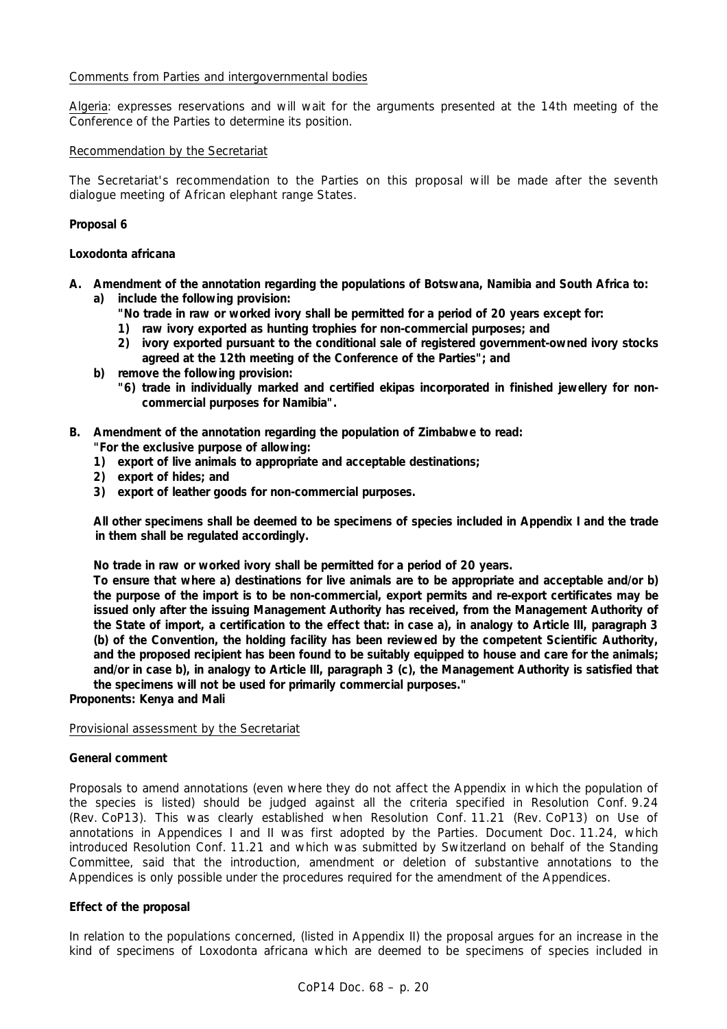Comments from Parties and intergovernmental bodies

Algeria: expresses reservations and will wait for the arguments presented at the 14th meeting of the Conference of the Parties to determine its position.

Recommendation by the Secretariat

The Secretariat's recommendation to the Parties on this proposal will be made after the seventh dialogue meeting of African elephant range States.

**Proposal 6**

***Loxodonta africana***

**A. Amendment of the annotation regarding the populations of Botswana, Namibia and South Africa to:**
   **a) include the following provision:**
      **"No trade in raw or worked ivory shall be permitted for a period of 20 years except for:**
      **1) raw ivory exported as hunting trophies for non-commercial purposes; and**
      **2) ivory exported pursuant to the conditional sale of registered government-owned ivory stocks agreed at the 12th meeting of the Conference of the Parties"; and**
   **b) remove the following provision:**
      **"6) trade in individually marked and certified ekipas incorporated in finished jewellery for non-commercial purposes for Namibia".**

**B. Amendment of the annotation regarding the population of Zimbabwe to read:**
   **"For the exclusive purpose of allowing:**
   **1) export of live animals to appropriate and acceptable destinations;**
   **2) export of hides; and**
   **3) export of leather goods for non-commercial purposes.**

   **All other specimens shall be deemed to be specimens of species included in Appendix I and the trade in them shall be regulated accordingly.**

   **No trade in raw or worked ivory shall be permitted for a period of 20 years.**
   **To ensure that where a) destinations for live animals are to be appropriate and acceptable and/or b) the purpose of the import is to be non-commercial, export permits and re-export certificates may be issued only after the issuing Management Authority has received, from the Management Authority of the State of import, a certification to the effect that: in case a), in analogy to Article III, paragraph 3 (b) of the Convention, the holding facility has been reviewed by the competent Scientific Authority, and the proposed recipient has been found to be suitably equipped to house and care for the animals; and/or in case b), in analogy to Article III, paragraph 3 (c), the Management Authority is satisfied that the specimens will not be used for primarily commercial purposes."**

**Proponents: Kenya and Mali**

Provisional assessment by the Secretariat

**General comment**

Proposals to amend annotations (even where they do not affect the Appendix in which the population of the species is listed) should be judged against all the criteria specified in Resolution Conf. 9.24 (Rev. CoP13). This was clearly established when Resolution Conf. 11.21 (Rev. CoP13) on Use of annotations in Appendices I and II was first adopted by the Parties. Document Doc. 11.24, which introduced Resolution Conf. 11.21 and which was submitted by Switzerland on behalf of the Standing Committee, said that the introduction, amendment or deletion of substantive annotations to the Appendices is only possible under the procedures required for the amendment of the Appendices.

**Effect of the proposal**

In relation to the populations concerned, (listed in Appendix II) the proposal argues for an increase in the kind of specimens of *Loxodonta africana* which are deemed to be specimens of species included in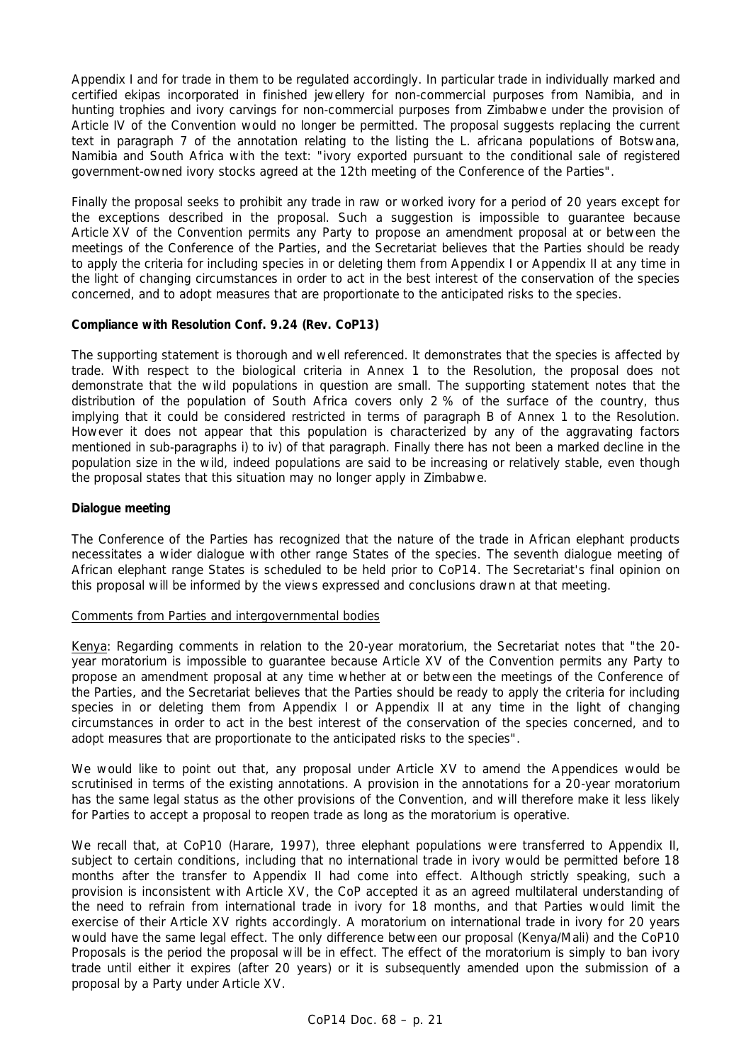Appendix I and for trade in them to be regulated accordingly. In particular trade in individually marked and certified ekipas incorporated in finished jewellery for non-commercial purposes from Namibia, and in hunting trophies and ivory carvings for non-commercial purposes from Zimbabwe under the provision of Article IV of the Convention would no longer be permitted. The proposal suggests replacing the current text in paragraph 7 of the annotation relating to the listing the *L. africana* populations of Botswana, Namibia and South Africa with the text: "ivory exported pursuant to the conditional sale of registered government-owned ivory stocks agreed at the 12th meeting of the Conference of the Parties".

Finally the proposal seeks to prohibit any trade in raw or worked ivory for a period of 20 years except for the exceptions described in the proposal. Such a suggestion is impossible to guarantee because Article XV of the Convention permits any Party to propose an amendment proposal at or between the meetings of the Conference of the Parties, and the Secretariat believes that the Parties should be ready to apply the criteria for including species in or deleting them from Appendix I or Appendix II at any time in the light of changing circumstances in order to act in the best interest of the conservation of the species concerned, and to adopt measures that are proportionate to the anticipated risks to the species.

**Compliance with Resolution Conf. 9.24 (Rev. CoP13)**

The supporting statement is thorough and well referenced. It demonstrates that the species is affected by trade. With respect to the biological criteria in Annex 1 to the Resolution, the proposal does not demonstrate that the wild populations in question are small. The supporting statement notes that the distribution of the population of South Africa covers only 2 % of the surface of the country, thus implying that it could be considered restricted in terms of paragraph B of Annex 1 to the Resolution. However it does not appear that this population is characterized by any of the aggravating factors mentioned in sub-paragraphs i) to iv) of that paragraph. Finally there has not been a marked decline in the population size in the wild, indeed populations are said to be increasing or relatively stable, even though the proposal states that this situation may no longer apply in Zimbabwe.

**Dialogue meeting**

The Conference of the Parties has recognized that the nature of the trade in African elephant products necessitates a wider dialogue with other range States of the species. The seventh dialogue meeting of African elephant range States is scheduled to be held prior to CoP14. The Secretariat's final opinion on this proposal will be informed by the views expressed and conclusions drawn at that meeting.

Comments from Parties and intergovernmental bodies

Kenya: Regarding comments in relation to the 20-year moratorium, the Secretariat notes that "the 20-year moratorium is impossible to guarantee because Article XV of the Convention permits any Party to propose an amendment proposal at any time whether at or between the meetings of the Conference of the Parties, and the Secretariat believes that the Parties should be ready to apply the criteria for including species in or deleting them from Appendix I or Appendix II at any time in the light of changing circumstances in order to act in the best interest of the conservation of the species concerned, and to adopt measures that are proportionate to the anticipated risks to the species".

We would like to point out that, any proposal under Article XV to amend the Appendices would be scrutinised in terms of the existing annotations. A provision in the annotations for a 20-year moratorium has the same legal status as the other provisions of the Convention, and will therefore make it less likely for Parties to accept a proposal to reopen trade as long as the moratorium is operative.

We recall that, at CoP10 (Harare, 1997), three elephant populations were transferred to Appendix II, subject to certain conditions, including that no international trade in ivory would be permitted before 18 months after the transfer to Appendix II had come into effect. Although strictly speaking, such a provision is inconsistent with Article XV, the CoP accepted it as an agreed multilateral understanding of the need to refrain from international trade in ivory for 18 months, and that Parties would limit the exercise of their Article XV rights accordingly. A moratorium on international trade in ivory for 20 years would have the same legal effect. The only difference between our proposal (Kenya/Mali) and the CoP10 Proposals is the period the proposal will be in effect. The effect of the moratorium is simply to ban ivory trade until either it expires (after 20 years) or it is subsequently amended upon the submission of a proposal by a Party under Article XV.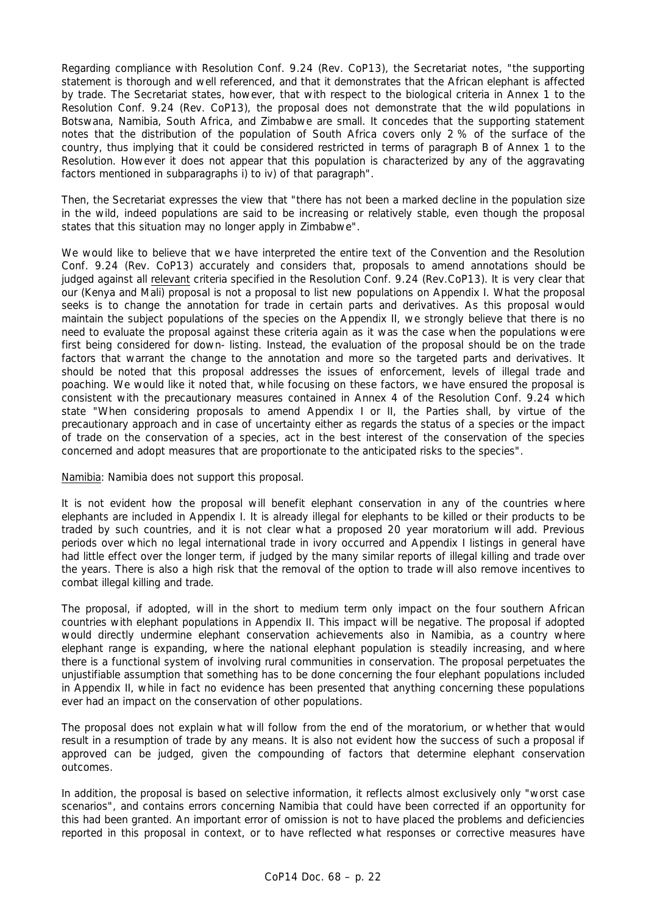Regarding compliance with Resolution Conf. 9.24 (Rev. CoP13), the Secretariat notes, "the supporting statement is thorough and well referenced, and that it demonstrates that the African elephant is affected by trade. The Secretariat states, however, that with respect to the biological criteria in Annex 1 to the Resolution Conf. 9.24 (Rev. CoP13), the proposal does not demonstrate that the wild populations in Botswana, Namibia, South Africa, and Zimbabwe are small. It concedes that the supporting statement notes that the distribution of the population of South Africa covers only 2 % of the surface of the country, thus implying that it could be considered restricted in terms of paragraph B of Annex 1 to the Resolution. However it does not appear that this population is characterized by any of the aggravating factors mentioned in subparagraphs i) to iv) of that paragraph".

Then, the Secretariat expresses the view that "there has not been a marked decline in the population size in the wild, indeed populations are said to be increasing or relatively stable, even though the proposal states that this situation may no longer apply in Zimbabwe".

We would like to believe that we have interpreted the entire text of the Convention and the Resolution Conf. 9.24 (Rev. CoP13) accurately and considers that, proposals to amend annotations should be judged against all relevant criteria specified in the Resolution Conf. 9.24 (Rev.CoP13). It is very clear that our (Kenya and Mali) proposal is not a proposal to list new populations on Appendix I. What the proposal seeks is to change the annotation for trade in certain parts and derivatives. As this proposal would maintain the subject populations of the species on the Appendix II, we strongly believe that there is no need to evaluate the proposal against these criteria again as it was the case when the populations were first being considered for down- listing. Instead, the evaluation of the proposal should be on the trade factors that warrant the change to the annotation and more so the targeted parts and derivatives. It should be noted that this proposal addresses the issues of enforcement, levels of illegal trade and poaching. We would like it noted that, while focusing on these factors, we have ensured the proposal is consistent with the precautionary measures contained in Annex 4 of the Resolution Conf. 9.24 which state "When considering proposals to amend Appendix I or II, the Parties shall, by virtue of the precautionary approach and in case of uncertainty either as regards the status of a species or the impact of trade on the conservation of a species, act in the best interest of the conservation of the species concerned and adopt measures that are proportionate to the anticipated risks to the species".

Namibia: Namibia does not support this proposal.

It is not evident how the proposal will benefit elephant conservation in any of the countries where elephants are included in Appendix I. It is already illegal for elephants to be killed or their products to be traded by such countries, and it is not clear what a proposed 20 year moratorium will add. Previous periods over which no legal international trade in ivory occurred and Appendix I listings in general have had little effect over the longer term, if judged by the many similar reports of illegal killing and trade over the years. There is also a high risk that the removal of the option to trade will also remove incentives to combat illegal killing and trade.

The proposal, if adopted, will in the short to medium term only impact on the four southern African countries with elephant populations in Appendix II. This impact will be negative. The proposal if adopted would directly undermine elephant conservation achievements also in Namibia, as a country where elephant range is expanding, where the national elephant population is steadily increasing, and where there is a functional system of involving rural communities in conservation. The proposal perpetuates the unjustifiable assumption that something has to be done concerning the four elephant populations included in Appendix II, while in fact no evidence has been presented that anything concerning these populations ever had an impact on the conservation of other populations.

The proposal does not explain what will follow from the end of the moratorium, or whether that would result in a resumption of trade by any means. It is also not evident how the success of such a proposal if approved can be judged, given the compounding of factors that determine elephant conservation outcomes.

In addition, the proposal is based on selective information, it reflects almost exclusively only "worst case scenarios", and contains errors concerning Namibia that could have been corrected if an opportunity for this had been granted. An important error of omission is not to have placed the problems and deficiencies reported in this proposal in context, or to have reflected what responses or corrective measures have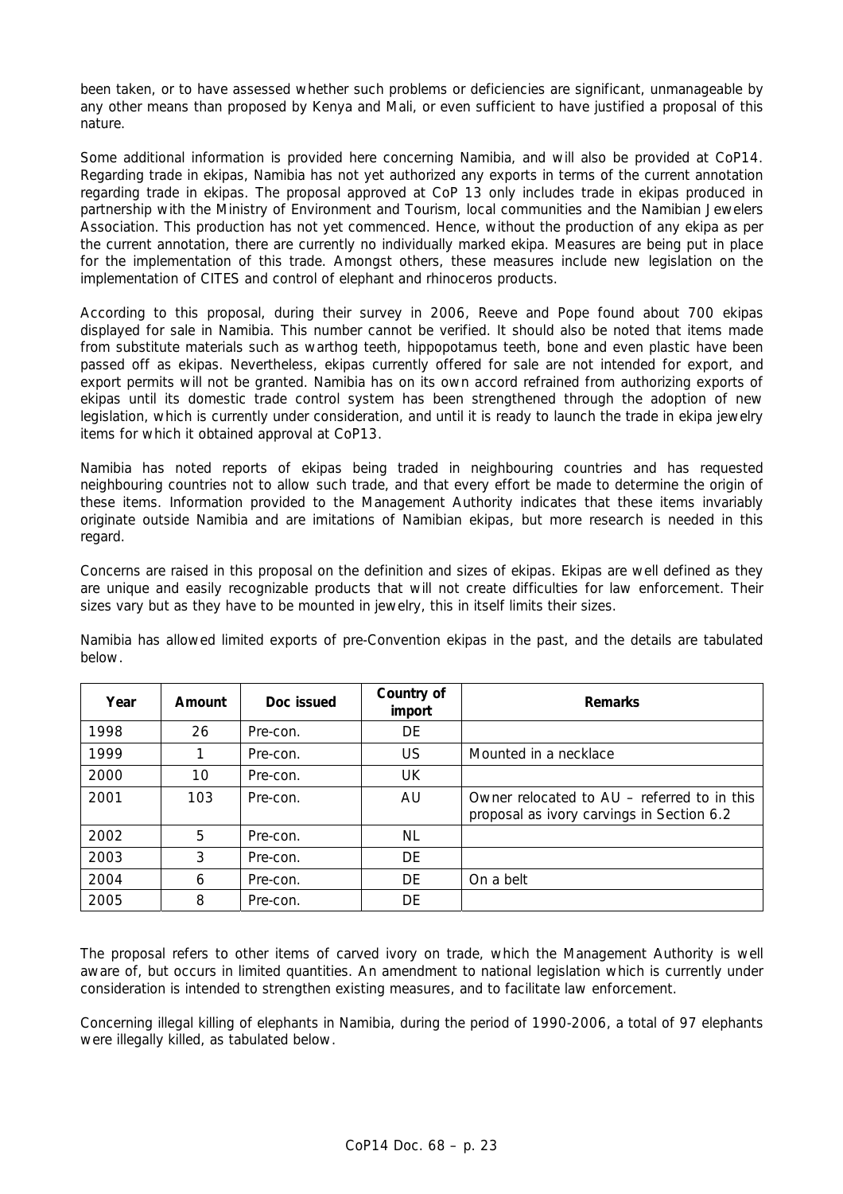been taken, or to have assessed whether such problems or deficiencies are significant, unmanageable by any other means than proposed by Kenya and Mali, or even sufficient to have justified a proposal of this nature.

Some additional information is provided here concerning Namibia, and will also be provided at CoP14. Regarding trade in ekipas, Namibia has not yet authorized any exports in terms of the current annotation regarding trade in ekipas. The proposal approved at CoP 13 only includes trade in ekipas produced in partnership with the Ministry of Environment and Tourism, local communities and the Namibian Jewelers Association. This production has not yet commenced. Hence, without the production of any ekipa as per the current annotation, there are currently no individually marked ekipa. Measures are being put in place for the implementation of this trade. Amongst others, these measures include new legislation on the implementation of CITES and control of elephant and rhinoceros products.

According to this proposal, during their survey in 2006, Reeve and Pope found about 700 ekipas displayed for sale in Namibia. This number cannot be verified. It should also be noted that items made from substitute materials such as warthog teeth, hippopotamus teeth, bone and even plastic have been passed off as ekipas. Nevertheless, ekipas currently offered for sale are not intended for export, and export permits will not be granted. Namibia has on its own accord refrained from authorizing exports of ekipas until its domestic trade control system has been strengthened through the adoption of new legislation, which is currently under consideration, and until it is ready to launch the trade in ekipa jewelry items for which it obtained approval at CoP13.

Namibia has noted reports of ekipas being traded in neighbouring countries and has requested neighbouring countries not to allow such trade, and that every effort be made to determine the origin of these items. Information provided to the Management Authority indicates that these items invariably originate outside Namibia and are imitations of Namibian ekipas, but more research is needed in this regard.

Concerns are raised in this proposal on the definition and sizes of ekipas. Ekipas are well defined as they are unique and easily recognizable products that will not create difficulties for law enforcement. Their sizes vary but as they have to be mounted in jewelry, this in itself limits their sizes.

Namibia has allowed limited exports of pre-Convention ekipas in the past, and the details are tabulated below.

| Year | Amount | Doc issued | Country of import | Remarks |
|---|---|---|---|---|
| 1998 | 26 | Pre-con. | DE | |
| 1999 | 1 | Pre-con. | US | Mounted in a necklace |
| 2000 | 10 | Pre-con. | UK | |
| 2001 | 103 | Pre-con. | AU | Owner relocated to AU – referred to in this proposal as ivory carvings in Section 6.2 |
| 2002 | 5 | Pre-con. | NL | |
| 2003 | 3 | Pre-con. | DE | |
| 2004 | 6 | Pre-con. | DE | On a belt |
| 2005 | 8 | Pre-con. | DE | |

The proposal refers to other items of carved ivory on trade, which the Management Authority is well aware of, but occurs in limited quantities. An amendment to national legislation which is currently under consideration is intended to strengthen existing measures, and to facilitate law enforcement.

Concerning illegal killing of elephants in Namibia, during the period of 1990-2006, a total of 97 elephants were illegally killed, as tabulated below.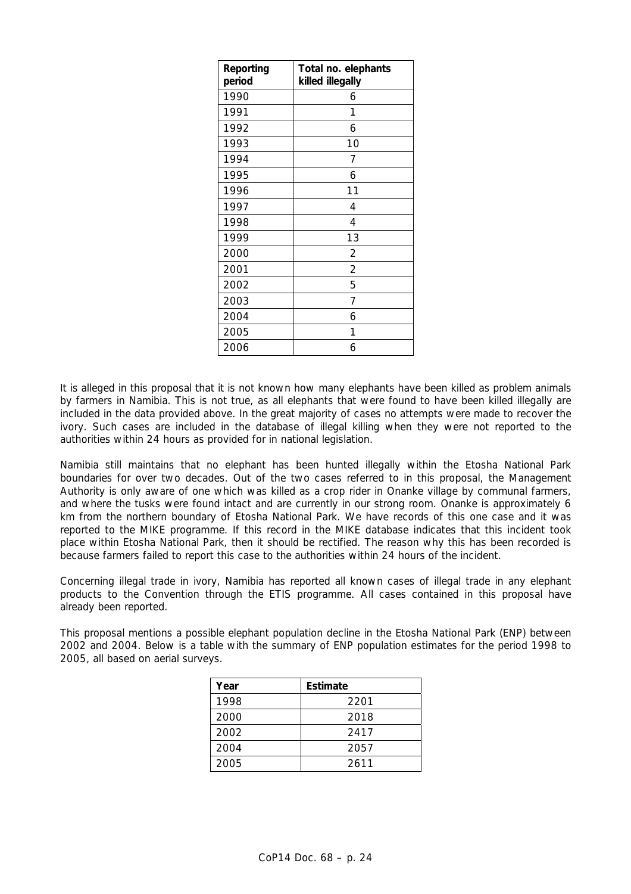| Reporting period | Total no. elephants killed illegally |
|---|---|
| 1990 | 6 |
| 1991 | 1 |
| 1992 | 6 |
| 1993 | 10 |
| 1994 | 7 |
| 1995 | 6 |
| 1996 | 11 |
| 1997 | 4 |
| 1998 | 4 |
| 1999 | 13 |
| 2000 | 2 |
| 2001 | 2 |
| 2002 | 5 |
| 2003 | 7 |
| 2004 | 6 |
| 2005 | 1 |
| 2006 | 6 |

It is alleged in this proposal that it is not known how many elephants have been killed as problem animals by farmers in Namibia. This is not true, as all elephants that were found to have been killed illegally are included in the data provided above. In the great majority of cases no attempts were made to recover the ivory. Such cases are included in the database of illegal killing when they were not reported to the authorities within 24 hours as provided for in national legislation.

Namibia still maintains that no elephant has been hunted illegally within the Etosha National Park boundaries for over two decades. Out of the two cases referred to in this proposal, the Management Authority is only aware of one which was killed as a crop rider in Onanke village by communal farmers, and where the tusks were found intact and are currently in our strong room. Onanke is approximately 6 km from the northern boundary of Etosha National Park. We have records of this one case and it was reported to the MIKE programme. If this record in the MIKE database indicates that this incident took place within Etosha National Park, then it should be rectified. The reason why this has been recorded is because farmers failed to report this case to the authorities within 24 hours of the incident.

Concerning illegal trade in ivory, Namibia has reported all known cases of illegal trade in any elephant products to the Convention through the ETIS programme. All cases contained in this proposal have already been reported.

This proposal mentions a possible elephant population decline in the Etosha National Park (ENP) between 2002 and 2004. Below is a table with the summary of ENP population estimates for the period 1998 to 2005, all based on aerial surveys.

| Year | Estimate |
|---|---|
| 1998 | 2201 |
| 2000 | 2018 |
| 2002 | 2417 |
| 2004 | 2057 |
| 2005 | 2611 |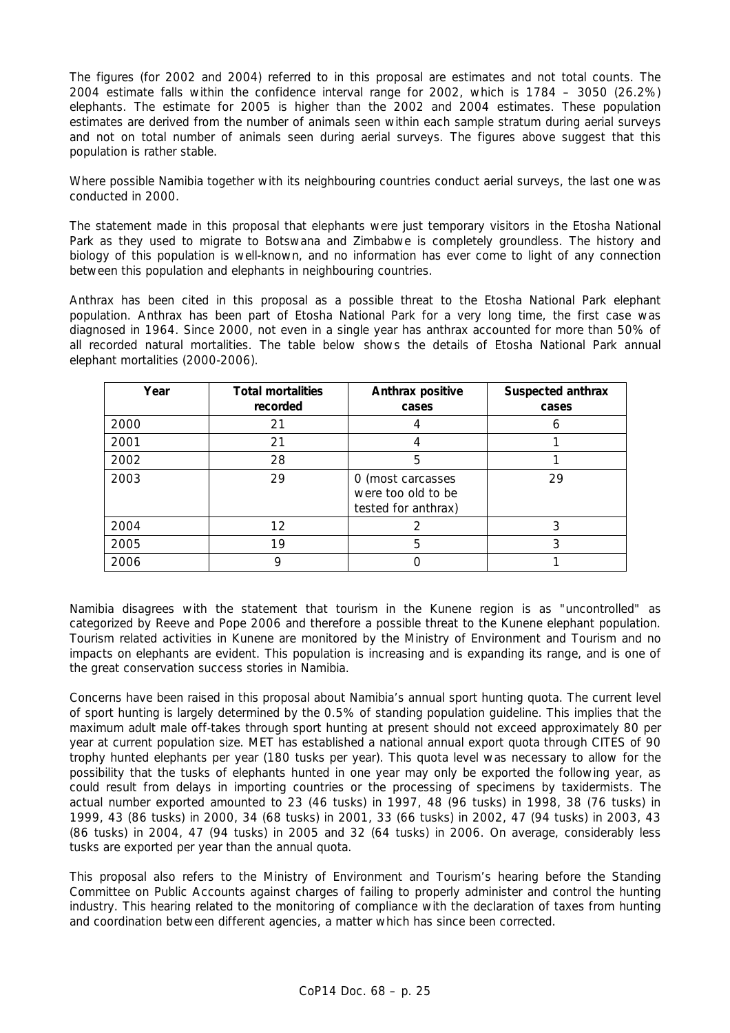The figures (for 2002 and 2004) referred to in this proposal are estimates and not total counts. The 2004 estimate falls within the confidence interval range for 2002, which is 1784 – 3050 (26.2%) elephants. The estimate for 2005 is higher than the 2002 and 2004 estimates. These population estimates are derived from the number of animals seen within each sample stratum during aerial surveys and not on total number of animals seen during aerial surveys. The figures above suggest that this population is rather stable.

Where possible Namibia together with its neighbouring countries conduct aerial surveys, the last one was conducted in 2000.

The statement made in this proposal that elephants were just temporary visitors in the Etosha National Park as they used to migrate to Botswana and Zimbabwe is completely groundless. The history and biology of this population is well-known, and no information has ever come to light of any connection between this population and elephants in neighbouring countries.

Anthrax has been cited in this proposal as a possible threat to the Etosha National Park elephant population. Anthrax has been part of Etosha National Park for a very long time, the first case was diagnosed in 1964. Since 2000, not even in a single year has anthrax accounted for more than 50% of all recorded natural mortalities. The table below shows the details of Etosha National Park annual elephant mortalities (2000-2006).

| Year | Total mortalities recorded | Anthrax positive cases | Suspected anthrax cases |
|---|---|---|---|
| 2000 | 21 | 4 | 6 |
| 2001 | 21 | 4 | 1 |
| 2002 | 28 | 5 | 1 |
| 2003 | 29 | 0 (most carcasses were too old to be tested for anthrax) | 29 |
| 2004 | 12 | 2 | 3 |
| 2005 | 19 | 5 | 3 |
| 2006 | 9 | 0 | 1 |

Namibia disagrees with the statement that tourism in the Kunene region is as "uncontrolled" as categorized by Reeve and Pope 2006 and therefore a possible threat to the Kunene elephant population. Tourism related activities in Kunene are monitored by the Ministry of Environment and Tourism and no impacts on elephants are evident. This population is increasing and is expanding its range, and is one of the great conservation success stories in Namibia.

Concerns have been raised in this proposal about Namibia's annual sport hunting quota. The current level of sport hunting is largely determined by the 0.5% of standing population guideline. This implies that the maximum adult male off-takes through sport hunting at present should not exceed approximately 80 per year at current population size. MET has established a national annual export quota through CITES of 90 trophy hunted elephants per year (180 tusks per year). This quota level was necessary to allow for the possibility that the tusks of elephants hunted in one year may only be exported the following year, as could result from delays in importing countries or the processing of specimens by taxidermists. The actual number exported amounted to 23 (46 tusks) in 1997, 48 (96 tusks) in 1998, 38 (76 tusks) in 1999, 43 (86 tusks) in 2000, 34 (68 tusks) in 2001, 33 (66 tusks) in 2002, 47 (94 tusks) in 2003, 43 (86 tusks) in 2004, 47 (94 tusks) in 2005 and 32 (64 tusks) in 2006. On average, considerably less tusks are exported per year than the annual quota.

This proposal also refers to the Ministry of Environment and Tourism's hearing before the Standing Committee on Public Accounts against charges of failing to properly administer and control the hunting industry. This hearing related to the monitoring of compliance with the declaration of taxes from hunting and coordination between different agencies, a matter which has since been corrected.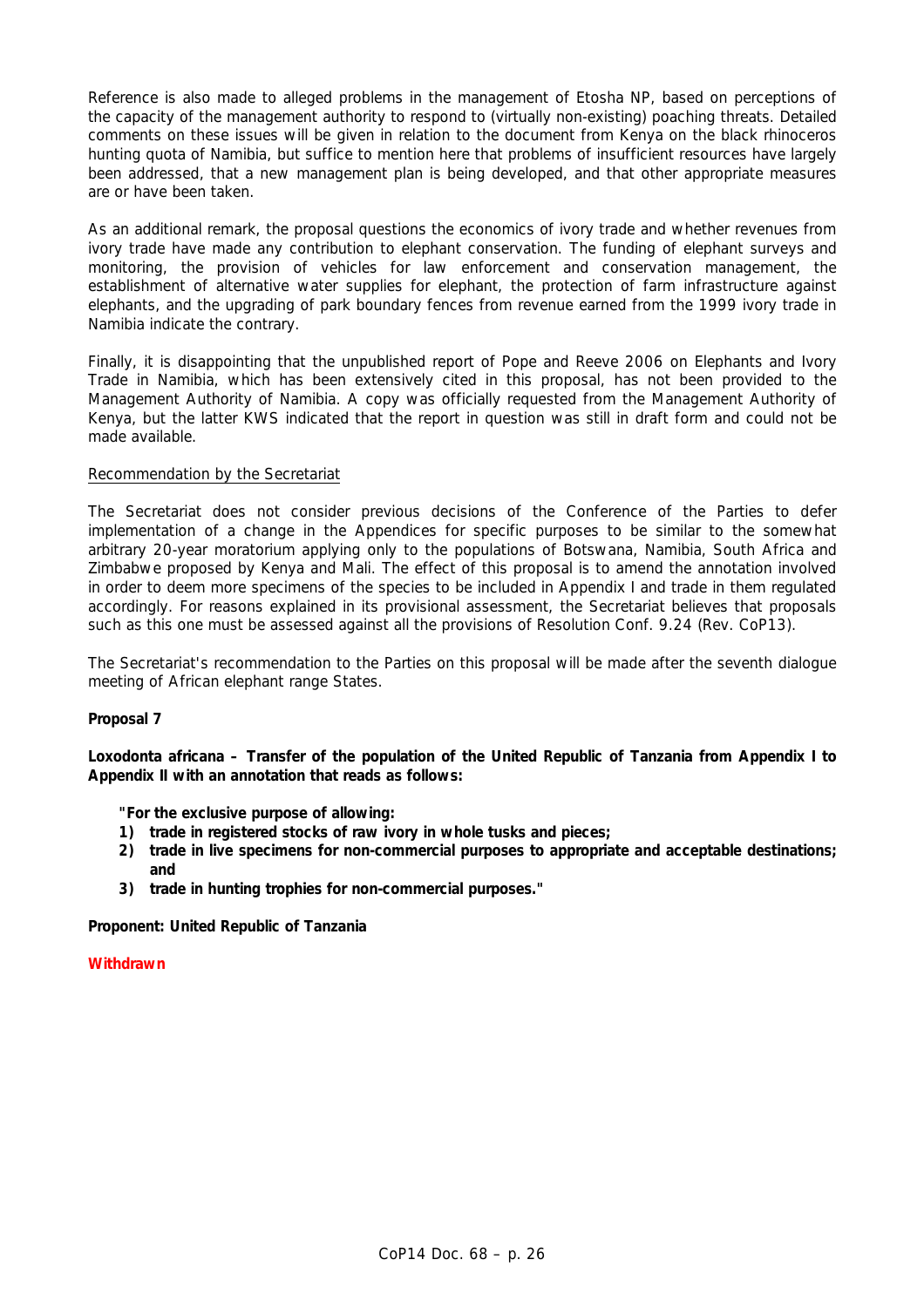Reference is also made to alleged problems in the management of Etosha NP, based on perceptions of the capacity of the management authority to respond to (virtually non-existing) poaching threats. Detailed comments on these issues will be given in relation to the document from Kenya on the black rhinoceros hunting quota of Namibia, but suffice to mention here that problems of insufficient resources have largely been addressed, that a new management plan is being developed, and that other appropriate measures are or have been taken.

As an additional remark, the proposal questions the economics of ivory trade and whether revenues from ivory trade have made any contribution to elephant conservation. The funding of elephant surveys and monitoring, the provision of vehicles for law enforcement and conservation management, the establishment of alternative water supplies for elephant, the protection of farm infrastructure against elephants, and the upgrading of park boundary fences from revenue earned from the 1999 ivory trade in Namibia indicate the contrary.

Finally, it is disappointing that the unpublished report of Pope and Reeve 2006 on Elephants and Ivory Trade in Namibia, which has been extensively cited in this proposal, has not been provided to the Management Authority of Namibia. A copy was officially requested from the Management Authority of Kenya, but the latter KWS indicated that the report in question was still in draft form and could not be made available.

Recommendation by the Secretariat

The Secretariat does not consider previous decisions of the Conference of the Parties to defer implementation of a change in the Appendices for specific purposes to be similar to the somewhat arbitrary 20-year moratorium applying only to the populations of Botswana, Namibia, South Africa and Zimbabwe proposed by Kenya and Mali. The effect of this proposal is to amend the annotation involved in order to deem more specimens of the species to be included in Appendix I and trade in them regulated accordingly. For reasons explained in its provisional assessment, the Secretariat believes that proposals such as this one must be assessed against all the provisions of Resolution Conf. 9.24 (Rev. CoP13).

The Secretariat's recommendation to the Parties on this proposal will be made after the seventh dialogue meeting of African elephant range States.

**Proposal 7**

***Loxodonta africana*** **– Transfer of the population of the United Republic of Tanzania from Appendix I to Appendix II with an annotation that reads as follows:**

> **"For the exclusive purpose of allowing:**
> 1) **trade in registered stocks of raw ivory in whole tusks and pieces;**
> 2) **trade in live specimens for non-commercial purposes to appropriate and acceptable destinations; and**
> 3) **trade in hunting trophies for non-commercial purposes."**

**Proponent: United Republic of Tanzania**

**Withdrawn**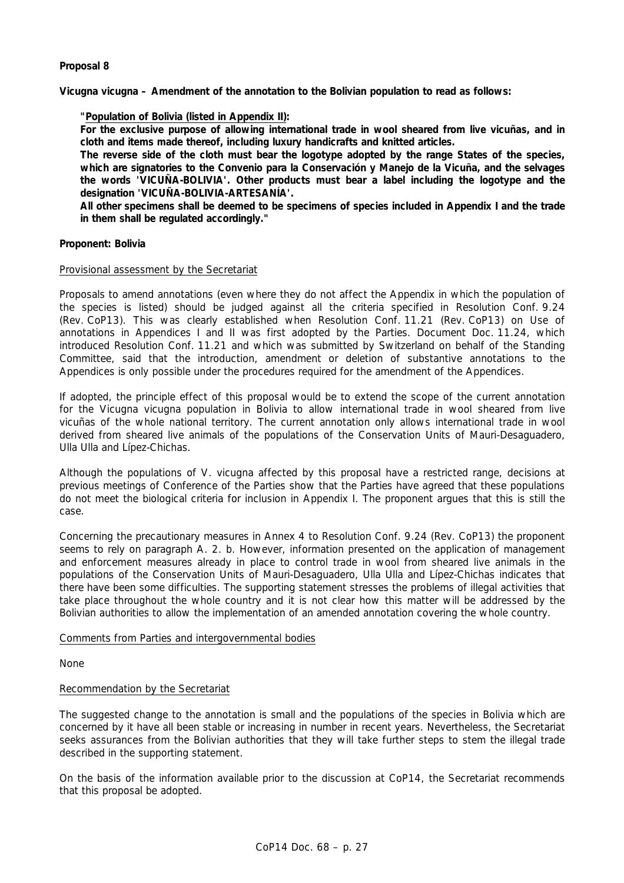**Proposal 8**

**Vicugna vicugna – Amendment of the annotation to the Bolivian population to read as follows:**

> **"Population of Bolivia (listed in Appendix II):**
>
> **For the exclusive purpose of allowing international trade in wool sheared from live vicuñas, and in cloth and items made thereof, including luxury handicrafts and knitted articles.**
>
> **The reverse side of the cloth must bear the logotype adopted by the range States of the species, which are signatories to the Convenio para la Conservación y Manejo de la Vicuña, and the selvages the words 'VICUÑA-BOLIVIA'. Other products must bear a label including the logotype and the designation 'VICUÑA-BOLIVIA-ARTESANÍA'.**
>
> **All other specimens shall be deemed to be specimens of species included in Appendix I and the trade in them shall be regulated accordingly."**

**Proponent: Bolivia**

Provisional assessment by the Secretariat

Proposals to amend annotations (even where they do not affect the Appendix in which the population of the species is listed) should be judged against all the criteria specified in Resolution Conf. 9.24 (Rev. CoP13). This was clearly established when Resolution Conf. 11.21 (Rev. CoP13) on Use of annotations in Appendices I and II was first adopted by the Parties. Document Doc. 11.24, which introduced Resolution Conf. 11.21 and which was submitted by Switzerland on behalf of the Standing Committee, said that the introduction, amendment or deletion of substantive annotations to the Appendices is only possible under the procedures required for the amendment of the Appendices.

If adopted, the principle effect of this proposal would be to extend the scope of the current annotation for the *Vicugna vicugna* population in Bolivia to allow international trade in wool sheared from live vicuñas of the whole national territory. The current annotation only allows international trade in wool derived from sheared live animals of the populations of the Conservation Units of Mauri-Desaguadero, Ulla Ulla and Lípez-Chichas.

Although the populations of *V. vicugna* affected by this proposal have a restricted range, decisions at previous meetings of Conference of the Parties show that the Parties have agreed that these populations do not meet the biological criteria for inclusion in Appendix I. The proponent argues that this is still the case.

Concerning the precautionary measures in Annex 4 to Resolution Conf. 9.24 (Rev. CoP13) the proponent seems to rely on paragraph A. 2. b. However, information presented on the application of management and enforcement measures already in place to control trade in wool from sheared live animals in the populations of the Conservation Units of Mauri-Desaguadero, Ulla Ulla and Lípez-Chichas indicates that there have been some difficulties. The supporting statement stresses the problems of illegal activities that take place throughout the whole country and it is not clear how this matter will be addressed by the Bolivian authorities to allow the implementation of an amended annotation covering the whole country.

Comments from Parties and intergovernmental bodies

None

Recommendation by the Secretariat

The suggested change to the annotation is small and the populations of the species in Bolivia which are concerned by it have all been stable or increasing in number in recent years. Nevertheless, the Secretariat seeks assurances from the Bolivian authorities that they will take further steps to stem the illegal trade described in the supporting statement.

On the basis of the information available prior to the discussion at CoP14, the Secretariat recommends that this proposal be adopted.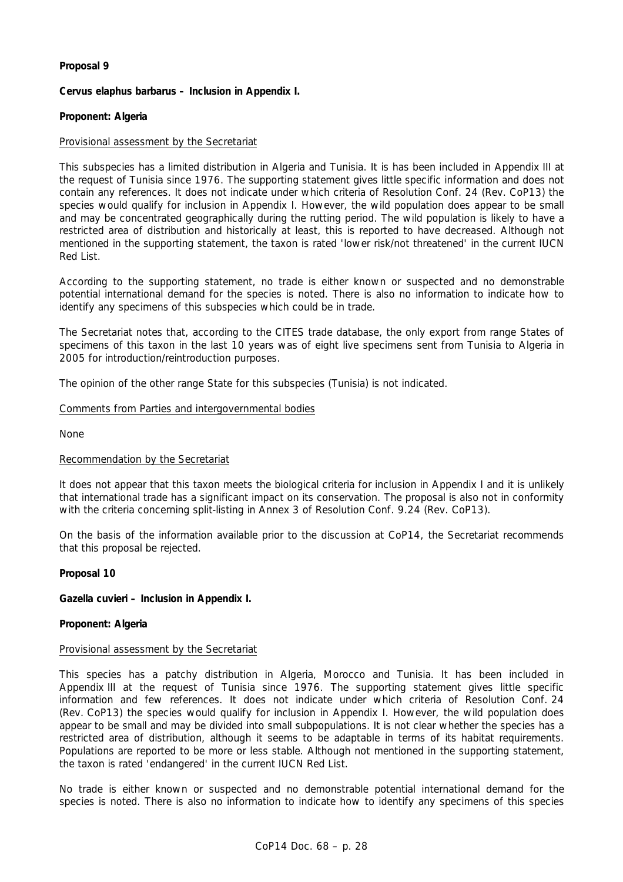**Proposal 9**

***Cervus elaphus barbarus* – Inclusion in Appendix I.**

**Proponent: Algeria**

Provisional assessment by the Secretariat

This subspecies has a limited distribution in Algeria and Tunisia. It is has been included in Appendix III at the request of Tunisia since 1976. The supporting statement gives little specific information and does not contain any references. It does not indicate under which criteria of Resolution Conf. 24 (Rev. CoP13) the species would qualify for inclusion in Appendix I. However, the wild population does appear to be small and may be concentrated geographically during the rutting period. The wild population is likely to have a restricted area of distribution and historically at least, this is reported to have decreased. Although not mentioned in the supporting statement, the taxon is rated 'lower risk/not threatened' in the current IUCN Red List.

According to the supporting statement, no trade is either known or suspected and no demonstrable potential international demand for the species is noted. There is also no information to indicate how to identify any specimens of this subspecies which could be in trade.

The Secretariat notes that, according to the CITES trade database, the only export from range States of specimens of this taxon in the last 10 years was of eight live specimens sent from Tunisia to Algeria in 2005 for introduction/reintroduction purposes.

The opinion of the other range State for this subspecies (Tunisia) is not indicated.

Comments from Parties and intergovernmental bodies

None

Recommendation by the Secretariat

It does not appear that this taxon meets the biological criteria for inclusion in Appendix I and it is unlikely that international trade has a significant impact on its conservation. The proposal is also not in conformity with the criteria concerning split-listing in Annex 3 of Resolution Conf. 9.24 (Rev. CoP13).

On the basis of the information available prior to the discussion at CoP14, the Secretariat recommends that this proposal be rejected.

**Proposal 10**

***Gazella cuvieri* – Inclusion in Appendix I.**

**Proponent: Algeria**

Provisional assessment by the Secretariat

This species has a patchy distribution in Algeria, Morocco and Tunisia. It has been included in Appendix III at the request of Tunisia since 1976. The supporting statement gives little specific information and few references. It does not indicate under which criteria of Resolution Conf. 24 (Rev. CoP13) the species would qualify for inclusion in Appendix I. However, the wild population does appear to be small and may be divided into small subpopulations. It is not clear whether the species has a restricted area of distribution, although it seems to be adaptable in terms of its habitat requirements. Populations are reported to be more or less stable. Although not mentioned in the supporting statement, the taxon is rated 'endangered' in the current IUCN Red List.

No trade is either known or suspected and no demonstrable potential international demand for the species is noted. There is also no information to indicate how to identify any specimens of this species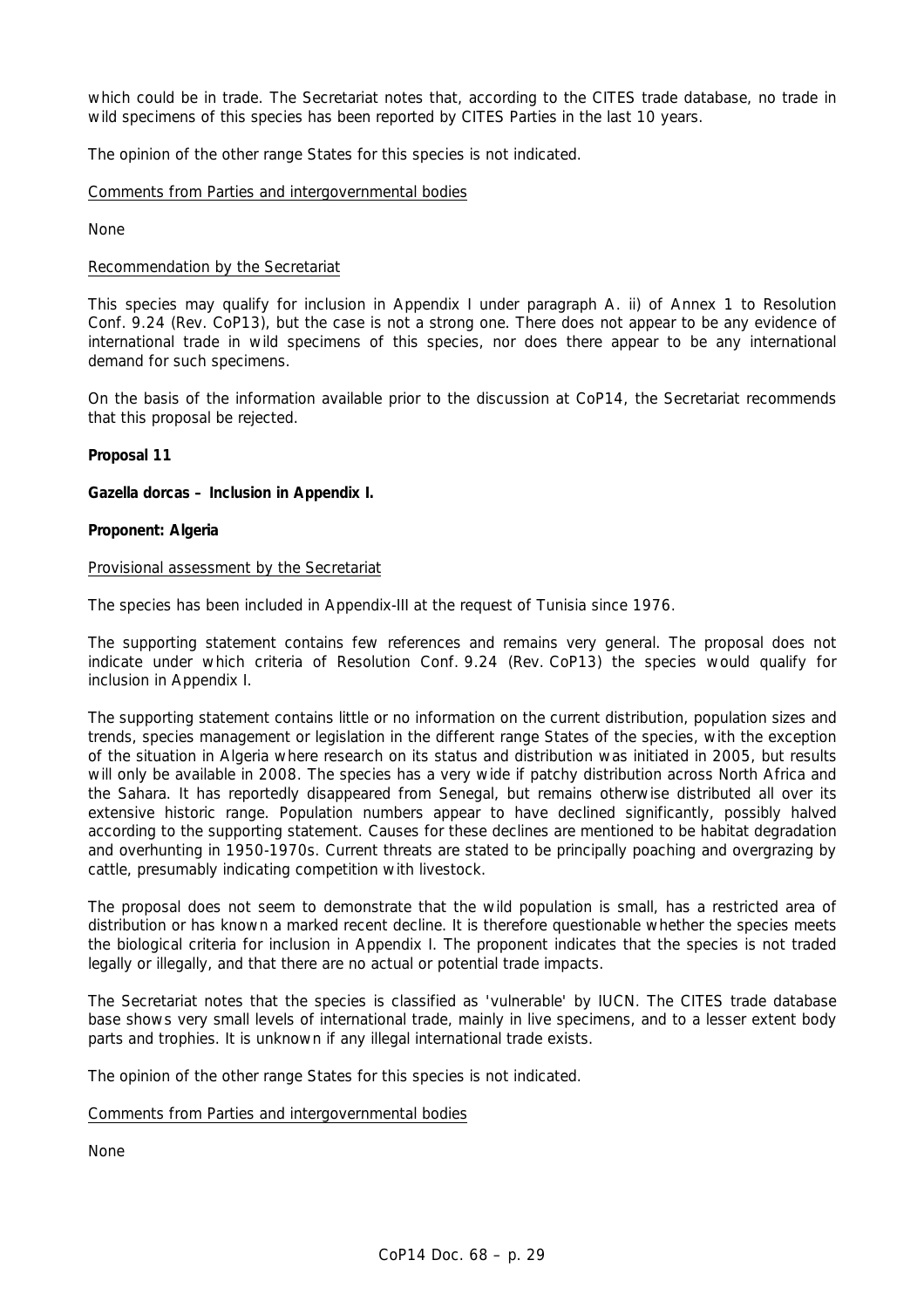which could be in trade. The Secretariat notes that, according to the CITES trade database, no trade in wild specimens of this species has been reported by CITES Parties in the last 10 years.

The opinion of the other range States for this species is not indicated.

Comments from Parties and intergovernmental bodies

None

Recommendation by the Secretariat

This species may qualify for inclusion in Appendix I under paragraph A. ii) of Annex 1 to Resolution Conf. 9.24 (Rev. CoP13), but the case is not a strong one. There does not appear to be any evidence of international trade in wild specimens of this species, nor does there appear to be any international demand for such specimens.

On the basis of the information available prior to the discussion at CoP14, the Secretariat recommends that this proposal be rejected.

**Proposal 11**

***Gazella dorcas* – Inclusion in Appendix I.**

**Proponent: Algeria**

Provisional assessment by the Secretariat

The species has been included in Appendix-III at the request of Tunisia since 1976.

The supporting statement contains few references and remains very general. The proposal does not indicate under which criteria of Resolution Conf. 9.24 (Rev. CoP13) the species would qualify for inclusion in Appendix I.

The supporting statement contains little or no information on the current distribution, population sizes and trends, species management or legislation in the different range States of the species, with the exception of the situation in Algeria where research on its status and distribution was initiated in 2005, but results will only be available in 2008. The species has a very wide if patchy distribution across North Africa and the Sahara. It has reportedly disappeared from Senegal, but remains otherwise distributed all over its extensive historic range. Population numbers appear to have declined significantly, possibly halved according to the supporting statement. Causes for these declines are mentioned to be habitat degradation and overhunting in 1950-1970s. Current threats are stated to be principally poaching and overgrazing by cattle, presumably indicating competition with livestock.

The proposal does not seem to demonstrate that the wild population is small, has a restricted area of distribution or has known a marked recent decline. It is therefore questionable whether the species meets the biological criteria for inclusion in Appendix I. The proponent indicates that the species is not traded legally or illegally, and that there are no actual or potential trade impacts.

The Secretariat notes that the species is classified as 'vulnerable' by IUCN. The CITES trade database base shows very small levels of international trade, mainly in live specimens, and to a lesser extent body parts and trophies. It is unknown if any illegal international trade exists.

The opinion of the other range States for this species is not indicated.

Comments from Parties and intergovernmental bodies

None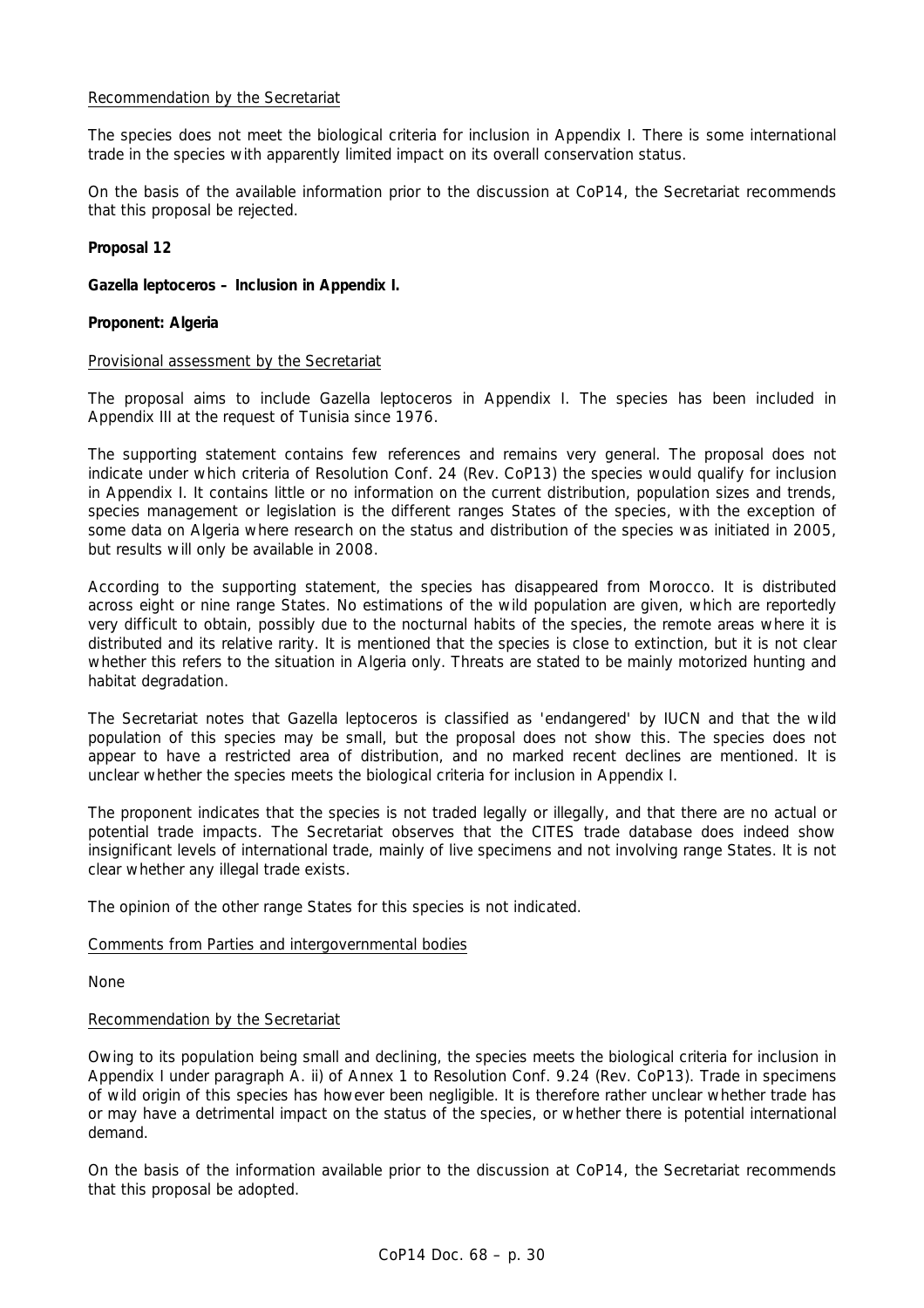Recommendation by the Secretariat

The species does not meet the biological criteria for inclusion in Appendix I. There is some international trade in the species with apparently limited impact on its overall conservation status.

On the basis of the available information prior to the discussion at CoP14, the Secretariat recommends that this proposal be rejected.

**Proposal 12**

***Gazella leptoceros* – Inclusion in Appendix I.**

**Proponent: Algeria**

Provisional assessment by the Secretariat

The proposal aims to include *Gazella leptoceros* in Appendix I. The species has been included in Appendix III at the request of Tunisia since 1976.

The supporting statement contains few references and remains very general. The proposal does not indicate under which criteria of Resolution Conf. 24 (Rev. CoP13) the species would qualify for inclusion in Appendix I. It contains little or no information on the current distribution, population sizes and trends, species management or legislation is the different ranges States of the species, with the exception of some data on Algeria where research on the status and distribution of the species was initiated in 2005, but results will only be available in 2008.

According to the supporting statement, the species has disappeared from Morocco. It is distributed across eight or nine range States. No estimations of the wild population are given, which are reportedly very difficult to obtain, possibly due to the nocturnal habits of the species, the remote areas where it is distributed and its relative rarity. It is mentioned that the species is close to extinction, but it is not clear whether this refers to the situation in Algeria only. Threats are stated to be mainly motorized hunting and habitat degradation.

The Secretariat notes that *Gazella leptoceros* is classified as 'endangered' by IUCN and that the wild population of this species may be small, but the proposal does not show this. The species does not appear to have a restricted area of distribution, and no marked recent declines are mentioned. It is unclear whether the species meets the biological criteria for inclusion in Appendix I.

The proponent indicates that the species is not traded legally or illegally, and that there are no actual or potential trade impacts. The Secretariat observes that the CITES trade database does indeed show insignificant levels of international trade, mainly of live specimens and not involving range States. It is not clear whether any illegal trade exists.

The opinion of the other range States for this species is not indicated.

Comments from Parties and intergovernmental bodies

None

Recommendation by the Secretariat

Owing to its population being small and declining, the species meets the biological criteria for inclusion in Appendix I under paragraph A. ii) of Annex 1 to Resolution Conf. 9.24 (Rev. CoP13). Trade in specimens of wild origin of this species has however been negligible. It is therefore rather unclear whether trade has or may have a detrimental impact on the status of the species, or whether there is potential international demand.

On the basis of the information available prior to the discussion at CoP14, the Secretariat recommends that this proposal be adopted.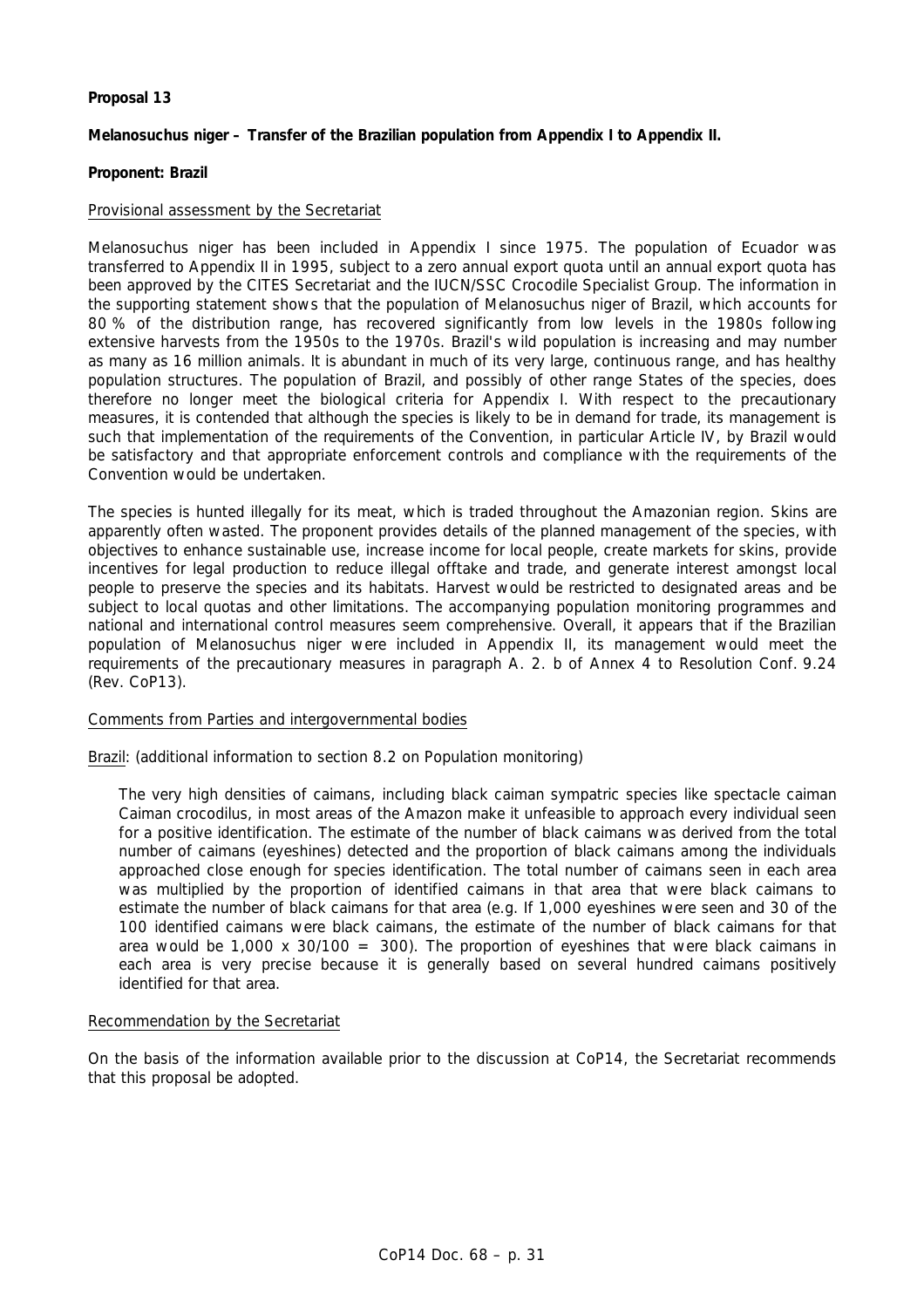**Proposal 13**

***Melanosuchus niger* – Transfer of the Brazilian population from Appendix I to Appendix II.**

**Proponent: Brazil**

Provisional assessment by the Secretariat

*Melanosuchus niger* has been included in Appendix I since 1975. The population of Ecuador was transferred to Appendix II in 1995, subject to a zero annual export quota until an annual export quota has been approved by the CITES Secretariat and the IUCN/SSC Crocodile Specialist Group. The information in the supporting statement shows that the population of *Melanosuchus niger* of Brazil, which accounts for 80 % of the distribution range, has recovered significantly from low levels in the 1980s following extensive harvests from the 1950s to the 1970s. Brazil's wild population is increasing and may number as many as 16 million animals. It is abundant in much of its very large, continuous range, and has healthy population structures. The population of Brazil, and possibly of other range States of the species, does therefore no longer meet the biological criteria for Appendix I. With respect to the precautionary measures, it is contended that although the species is likely to be in demand for trade, its management is such that implementation of the requirements of the Convention, in particular Article IV, by Brazil would be satisfactory and that appropriate enforcement controls and compliance with the requirements of the Convention would be undertaken.

The species is hunted illegally for its meat, which is traded throughout the Amazonian region. Skins are apparently often wasted. The proponent provides details of the planned management of the species, with objectives to enhance sustainable use, increase income for local people, create markets for skins, provide incentives for legal production to reduce illegal offtake and trade, and generate interest amongst local people to preserve the species and its habitats. Harvest would be restricted to designated areas and be subject to local quotas and other limitations. The accompanying population monitoring programmes and national and international control measures seem comprehensive. Overall, it appears that if the Brazilian population of *Melanosuchus niger* were included in Appendix II, its management would meet the requirements of the precautionary measures in paragraph A. 2. b of Annex 4 to Resolution Conf. 9.24 (Rev. CoP13).

Comments from Parties and intergovernmental bodies

Brazil: (additional information to section 8.2 on Population monitoring)

> The very high densities of caimans, including black caiman sympatric species like spectacle caiman *Caiman crocodilus*, in most areas of the Amazon make it unfeasible to approach every individual seen for a positive identification. The estimate of the number of black caimans was derived from the total number of caimans (eyeshines) detected and the proportion of black caimans among the individuals approached close enough for species identification. The total number of caimans seen in each area was multiplied by the proportion of identified caimans in that area that were black caimans to estimate the number of black caimans for that area (e.g. If 1,000 eyeshines were seen and 30 of the 100 identified caimans were black caimans, the estimate of the number of black caimans for that area would be 1,000 x 30/100 = 300). The proportion of eyeshines that were black caimans in each area is very precise because it is generally based on several hundred caimans positively identified for that area.

Recommendation by the Secretariat

On the basis of the information available prior to the discussion at CoP14, the Secretariat recommends that this proposal be adopted.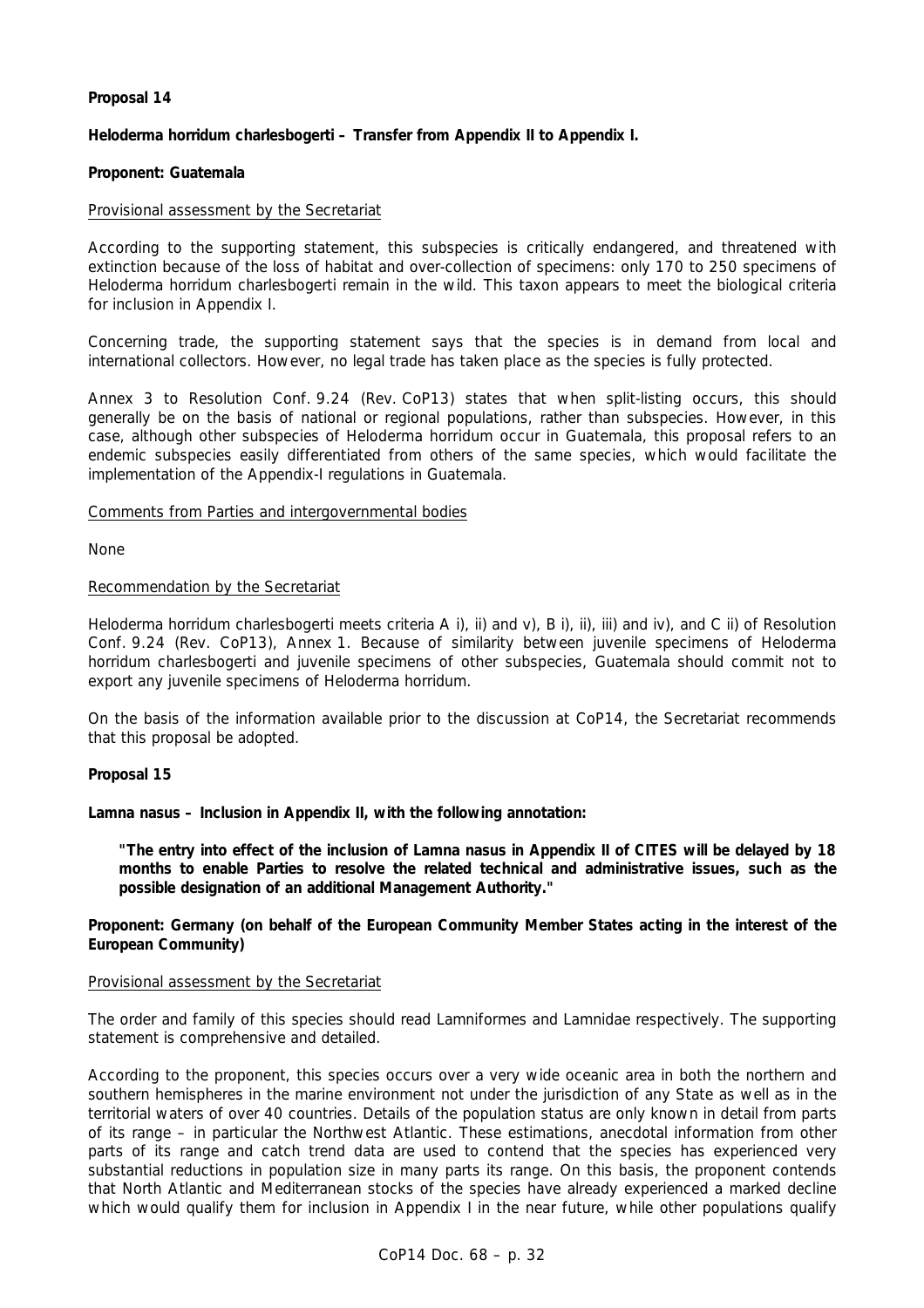**Proposal 14**

**Heloderma horridum charlesbogerti – Transfer from Appendix II to Appendix I.**

**Proponent: Guatemala**

Provisional assessment by the Secretariat

According to the supporting statement, this subspecies is critically endangered, and threatened with extinction because of the loss of habitat and over-collection of specimens: only 170 to 250 specimens of *Heloderma horridum charlesbogerti* remain in the wild. This taxon appears to meet the biological criteria for inclusion in Appendix I.

Concerning trade, the supporting statement says that the species is in demand from local and international collectors. However, no legal trade has taken place as the species is fully protected.

Annex 3 to Resolution Conf. 9.24 (Rev. CoP13) states that when split-listing occurs, this should generally be on the basis of national or regional populations, rather than subspecies. However, in this case, although other subspecies of *Heloderma horridum* occur in Guatemala, this proposal refers to an endemic subspecies easily differentiated from others of the same species, which would facilitate the implementation of the Appendix-I regulations in Guatemala.

Comments from Parties and intergovernmental bodies

None

Recommendation by the Secretariat

*Heloderma horridum charlesbogerti* meets criteria A i), ii) and v), B i), ii), iii) and iv), and C ii) of Resolution Conf. 9.24 (Rev. CoP13), Annex 1. Because of similarity between juvenile specimens of *Heloderma horridum charlesbogerti* and juvenile specimens of other subspecies, Guatemala should commit not to export any juvenile specimens of *Heloderma horridum*.

On the basis of the information available prior to the discussion at CoP14, the Secretariat recommends that this proposal be adopted.

**Proposal 15**

**Lamna nasus – Inclusion in Appendix II, with the following annotation:**

> **"The entry into effect of the inclusion of Lamna nasus in Appendix II of CITES will be delayed by 18 months to enable Parties to resolve the related technical and administrative issues, such as the possible designation of an additional Management Authority."**

**Proponent: Germany (on behalf of the European Community Member States acting in the interest of the European Community)**

Provisional assessment by the Secretariat

The order and family of this species should read Lamniformes and Lamnidae respectively. The supporting statement is comprehensive and detailed.

According to the proponent, this species occurs over a very wide oceanic area in both the northern and southern hemispheres in the marine environment not under the jurisdiction of any State as well as in the territorial waters of over 40 countries. Details of the population status are only known in detail from parts of its range – in particular the Northwest Atlantic. These estimations, anecdotal information from other parts of its range and catch trend data are used to contend that the species has experienced very substantial reductions in population size in many parts its range. On this basis, the proponent contends that North Atlantic and Mediterranean stocks of the species have already experienced a marked decline which would qualify them for inclusion in Appendix I in the near future, while other populations qualify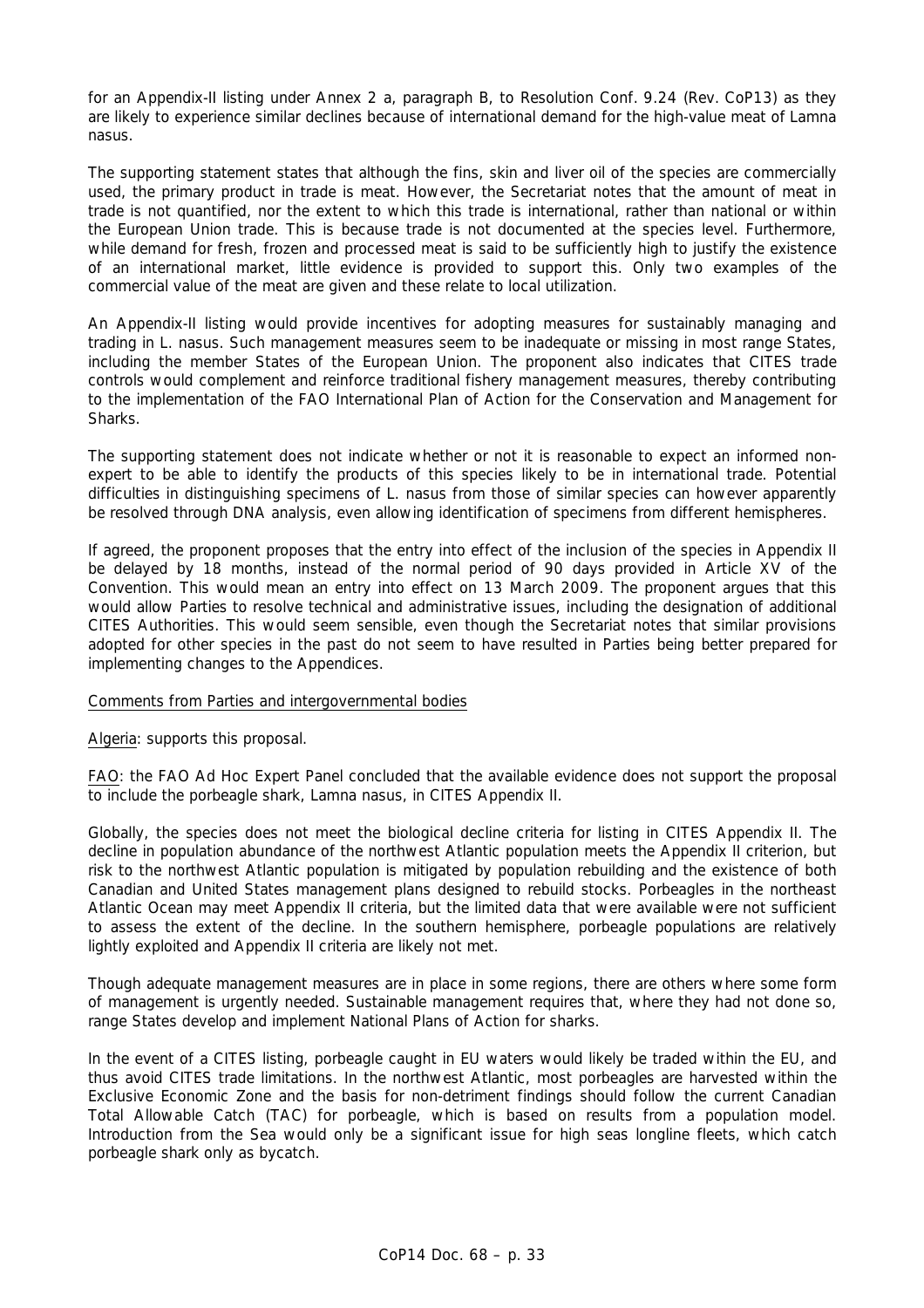for an Appendix-II listing under Annex 2 a, paragraph B, to Resolution Conf. 9.24 (Rev. CoP13) as they are likely to experience similar declines because of international demand for the high-value meat of *Lamna nasus*.

The supporting statement states that although the fins, skin and liver oil of the species are commercially used, the primary product in trade is meat. However, the Secretariat notes that the amount of meat in trade is not quantified, nor the extent to which this trade is international, rather than national or within the European Union trade. This is because trade is not documented at the species level. Furthermore, while demand for fresh, frozen and processed meat is said to be sufficiently high to justify the existence of an international market, little evidence is provided to support this. Only two examples of the commercial value of the meat are given and these relate to local utilization.

An Appendix-II listing would provide incentives for adopting measures for sustainably managing and trading in *L. nasus*. Such management measures seem to be inadequate or missing in most range States, including the member States of the European Union. The proponent also indicates that CITES trade controls would complement and reinforce traditional fishery management measures, thereby contributing to the implementation of the FAO International Plan of Action for the Conservation and Management for Sharks.

The supporting statement does not indicate whether or not it is reasonable to expect an informed non-expert to be able to identify the products of this species likely to be in international trade. Potential difficulties in distinguishing specimens of *L. nasus* from those of similar species can however apparently be resolved through DNA analysis, even allowing identification of specimens from different hemispheres.

If agreed, the proponent proposes that the entry into effect of the inclusion of the species in Appendix II be delayed by 18 months, instead of the normal period of 90 days provided in Article XV of the Convention. This would mean an entry into effect on 13 March 2009. The proponent argues that this would allow Parties to resolve technical and administrative issues, including the designation of additional CITES Authorities. This would seem sensible, even though the Secretariat notes that similar provisions adopted for other species in the past do not seem to have resulted in Parties being better prepared for implementing changes to the Appendices.

Comments from Parties and intergovernmental bodies

Algeria: supports this proposal.

FAO: the FAO Ad Hoc Expert Panel concluded that the available evidence does not support the proposal to include the porbeagle shark, *Lamna nasus*, in CITES Appendix II.

Globally, the species does not meet the biological decline criteria for listing in CITES Appendix II. The decline in population abundance of the northwest Atlantic population meets the Appendix II criterion, but risk to the northwest Atlantic population is mitigated by population rebuilding and the existence of both Canadian and United States management plans designed to rebuild stocks. Porbeagles in the northeast Atlantic Ocean may meet Appendix II criteria, but the limited data that were available were not sufficient to assess the extent of the decline. In the southern hemisphere, porbeagle populations are relatively lightly exploited and Appendix II criteria are likely not met.

Though adequate management measures are in place in some regions, there are others where some form of management is urgently needed. Sustainable management requires that, where they had not done so, range States develop and implement National Plans of Action for sharks.

In the event of a CITES listing, porbeagle caught in EU waters would likely be traded within the EU, and thus avoid CITES trade limitations. In the northwest Atlantic, most porbeagles are harvested within the Exclusive Economic Zone and the basis for non-detriment findings should follow the current Canadian Total Allowable Catch (TAC) for porbeagle, which is based on results from a population model. Introduction from the Sea would only be a significant issue for high seas longline fleets, which catch porbeagle shark only as bycatch.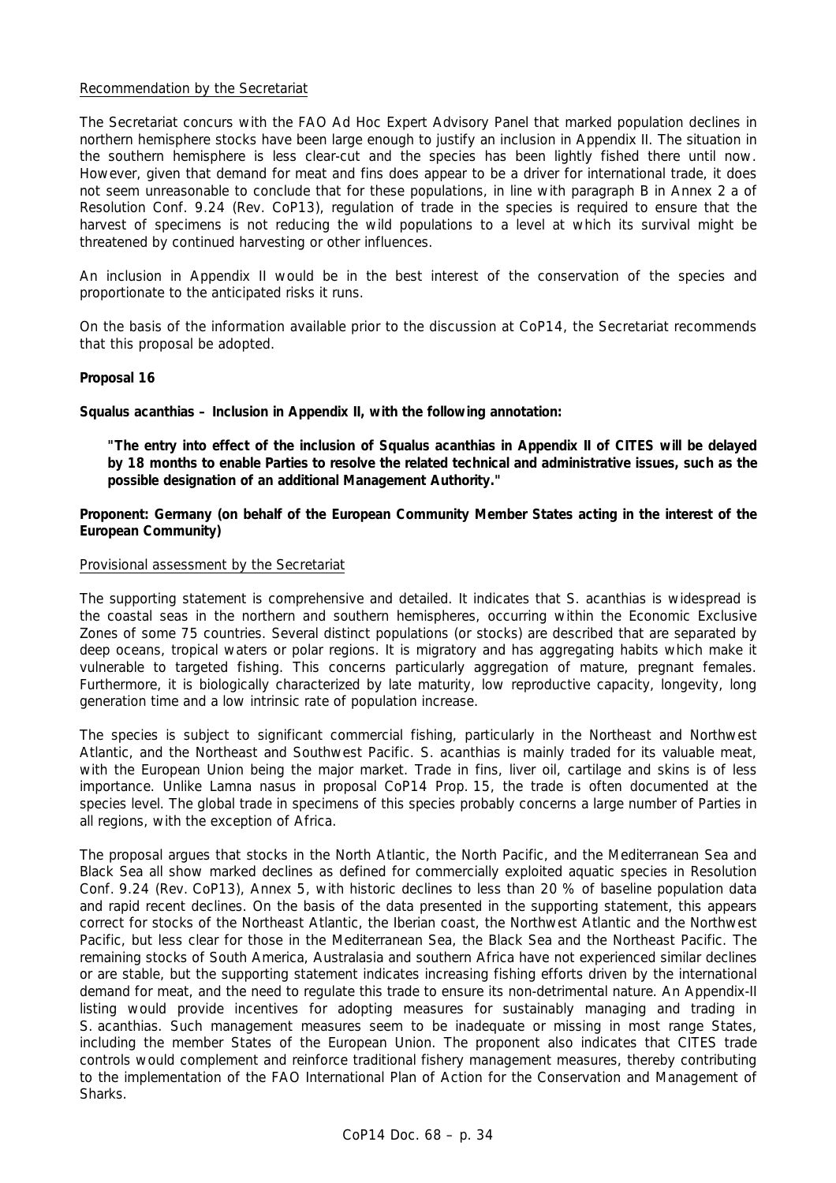Recommendation by the Secretariat

The Secretariat concurs with the FAO Ad Hoc Expert Advisory Panel that marked population declines in northern hemisphere stocks have been large enough to justify an inclusion in Appendix II. The situation in the southern hemisphere is less clear-cut and the species has been lightly fished there until now. However, given that demand for meat and fins does appear to be a driver for international trade, it does not seem unreasonable to conclude that for these populations, in line with paragraph B in Annex 2 a of Resolution Conf. 9.24 (Rev. CoP13), regulation of trade in the species is required to ensure that the harvest of specimens is not reducing the wild populations to a level at which its survival might be threatened by continued harvesting or other influences.

An inclusion in Appendix II would be in the best interest of the conservation of the species and proportionate to the anticipated risks it runs.

On the basis of the information available prior to the discussion at CoP14, the Secretariat recommends that this proposal be adopted.

**Proposal 16**

***Squalus acanthias* – Inclusion in Appendix II, with the following annotation:**

> **"The entry into effect of the inclusion of *Squalus acanthias* in Appendix II of CITES will be delayed by 18 months to enable Parties to resolve the related technical and administrative issues, such as the possible designation of an additional Management Authority."**

**Proponent: Germany (on behalf of the European Community Member States acting in the interest of the European Community)**

Provisional assessment by the Secretariat

The supporting statement is comprehensive and detailed. It indicates that *S. acanthias* is widespread is the coastal seas in the northern and southern hemispheres, occurring within the Economic Exclusive Zones of some 75 countries. Several distinct populations (or stocks) are described that are separated by deep oceans, tropical waters or polar regions. It is migratory and has aggregating habits which make it vulnerable to targeted fishing. This concerns particularly aggregation of mature, pregnant females. Furthermore, it is biologically characterized by late maturity, low reproductive capacity, longevity, long generation time and a low intrinsic rate of population increase.

The species is subject to significant commercial fishing, particularly in the Northeast and Northwest Atlantic, and the Northeast and Southwest Pacific. *S. acanthias* is mainly traded for its valuable meat, with the European Union being the major market. Trade in fins, liver oil, cartilage and skins is of less importance. Unlike *Lamna nasus* in proposal CoP14 Prop. 15, the trade is often documented at the species level. The global trade in specimens of this species probably concerns a large number of Parties in all regions, with the exception of Africa.

The proposal argues that stocks in the North Atlantic, the North Pacific, and the Mediterranean Sea and Black Sea all show marked declines as defined for commercially exploited aquatic species in Resolution Conf. 9.24 (Rev. CoP13), Annex 5, with historic declines to less than 20 % of baseline population data and rapid recent declines. On the basis of the data presented in the supporting statement, this appears correct for stocks of the Northeast Atlantic, the Iberian coast, the Northwest Atlantic and the Northwest Pacific, but less clear for those in the Mediterranean Sea, the Black Sea and the Northeast Pacific. The remaining stocks of South America, Australasia and southern Africa have not experienced similar declines or are stable, but the supporting statement indicates increasing fishing efforts driven by the international demand for meat, and the need to regulate this trade to ensure its non-detrimental nature. An Appendix-II listing would provide incentives for adopting measures for sustainably managing and trading in *S. acanthias*. Such management measures seem to be inadequate or missing in most range States, including the member States of the European Union. The proponent also indicates that CITES trade controls would complement and reinforce traditional fishery management measures, thereby contributing to the implementation of the FAO International Plan of Action for the Conservation and Management of Sharks.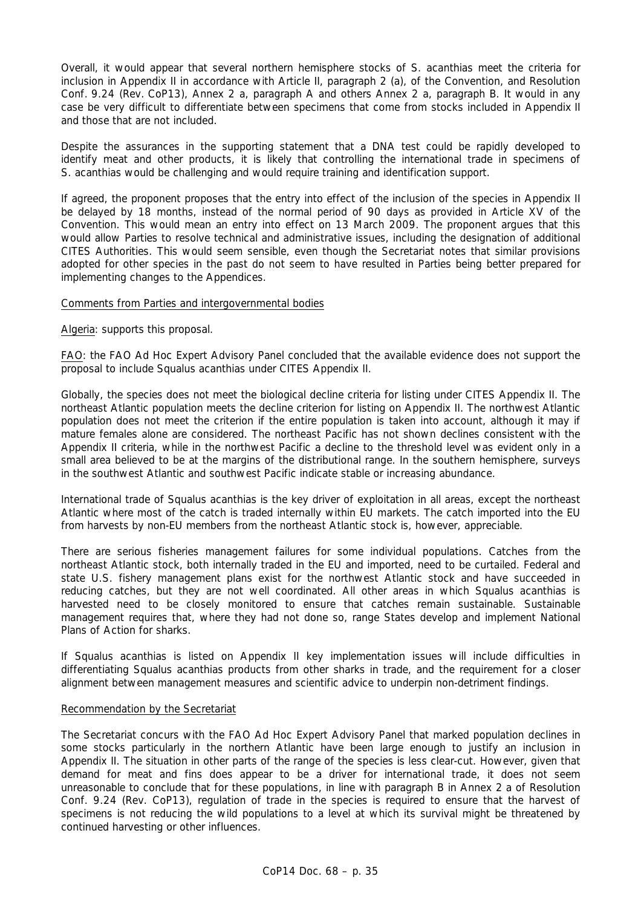Overall, it would appear that several northern hemisphere stocks of *S. acanthias* meet the criteria for inclusion in Appendix II in accordance with Article II, paragraph 2 (a), of the Convention, and Resolution Conf. 9.24 (Rev. CoP13), Annex 2 a, paragraph A and others Annex 2 a, paragraph B. It would in any case be very difficult to differentiate between specimens that come from stocks included in Appendix II and those that are not included.

Despite the assurances in the supporting statement that a DNA test could be rapidly developed to identify meat and other products, it is likely that controlling the international trade in specimens of *S. acanthias* would be challenging and would require training and identification support.

If agreed, the proponent proposes that the entry into effect of the inclusion of the species in Appendix II be delayed by 18 months, instead of the normal period of 90 days as provided in Article XV of the Convention. This would mean an entry into effect on 13 March 2009. The proponent argues that this would allow Parties to resolve technical and administrative issues, including the designation of additional CITES Authorities. This would seem sensible, even though the Secretariat notes that similar provisions adopted for other species in the past do not seem to have resulted in Parties being better prepared for implementing changes to the Appendices.

Comments from Parties and intergovernmental bodies

Algeria: supports this proposal.

FAO: the FAO Ad Hoc Expert Advisory Panel concluded that the available evidence does not support the proposal to include *Squalus acanthias* under CITES Appendix II.

Globally, the species does not meet the biological decline criteria for listing under CITES Appendix II. The northeast Atlantic population meets the decline criterion for listing on Appendix II. The northwest Atlantic population does not meet the criterion if the entire population is taken into account, although it may if mature females alone are considered. The northeast Pacific has not shown declines consistent with the Appendix II criteria, while in the northwest Pacific a decline to the threshold level was evident only in a small area believed to be at the margins of the distributional range. In the southern hemisphere, surveys in the southwest Atlantic and southwest Pacific indicate stable or increasing abundance.

International trade of *Squalus acanthias* is the key driver of exploitation in all areas, except the northeast Atlantic where most of the catch is traded internally within EU markets. The catch imported into the EU from harvests by non-EU members from the northeast Atlantic stock is, however, appreciable.

There are serious fisheries management failures for some individual populations. Catches from the northeast Atlantic stock, both internally traded in the EU and imported, need to be curtailed. Federal and state U.S. fishery management plans exist for the northwest Atlantic stock and have succeeded in reducing catches, but they are not well coordinated. All other areas in which *Squalus acanthias* is harvested need to be closely monitored to ensure that catches remain sustainable. Sustainable management requires that, where they had not done so, range States develop and implement National Plans of Action for sharks.

If *Squalus acanthias* is listed on Appendix II key implementation issues will include difficulties in differentiating *Squalus acanthias* products from other sharks in trade, and the requirement for a closer alignment between management measures and scientific advice to underpin non-detriment findings.

Recommendation by the Secretariat

The Secretariat concurs with the FAO Ad Hoc Expert Advisory Panel that marked population declines in some stocks particularly in the northern Atlantic have been large enough to justify an inclusion in Appendix II. The situation in other parts of the range of the species is less clear-cut. However, given that demand for meat and fins does appear to be a driver for international trade, it does not seem unreasonable to conclude that for these populations, in line with paragraph B in Annex 2 a of Resolution Conf. 9.24 (Rev. CoP13), regulation of trade in the species is required to ensure that the harvest of specimens is not reducing the wild populations to a level at which its survival might be threatened by continued harvesting or other influences.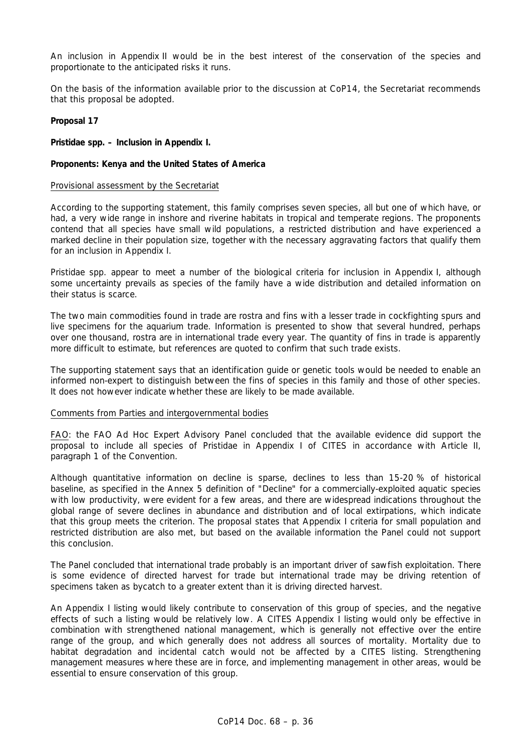An inclusion in Appendix II would be in the best interest of the conservation of the species and proportionate to the anticipated risks it runs.

On the basis of the information available prior to the discussion at CoP14, the Secretariat recommends that this proposal be adopted.

**Proposal 17**

**Pristidae spp. – Inclusion in Appendix I.**

**Proponents: Kenya and the United States of America**

<u>Provisional assessment by the Secretariat</u>

According to the supporting statement, this family comprises seven species, all but one of which have, or had, a very wide range in inshore and riverine habitats in tropical and temperate regions. The proponents contend that all species have small wild populations, a restricted distribution and have experienced a marked decline in their population size, together with the necessary aggravating factors that qualify them for an inclusion in Appendix I.

Pristidae spp. appear to meet a number of the biological criteria for inclusion in Appendix I, although some uncertainty prevails as species of the family have a wide distribution and detailed information on their status is scarce.

The two main commodities found in trade are rostra and fins with a lesser trade in cockfighting spurs and live specimens for the aquarium trade. Information is presented to show that several hundred, perhaps over one thousand, rostra are in international trade every year. The quantity of fins in trade is apparently more difficult to estimate, but references are quoted to confirm that such trade exists.

The supporting statement says that an identification guide or genetic tools would be needed to enable an informed non-expert to distinguish between the fins of species in this family and those of other species. It does not however indicate whether these are likely to be made available.

<u>Comments from Parties and intergovernmental bodies</u>

<u>FAO</u>: the FAO Ad Hoc Expert Advisory Panel concluded that the available evidence did support the proposal to include all species of Pristidae in Appendix I of CITES in accordance with Article II, paragraph 1 of the Convention.

Although quantitative information on decline is sparse, declines to less than 15-20 % of historical baseline, as specified in the Annex 5 definition of "Decline" for a commercially-exploited aquatic species with low productivity, were evident for a few areas, and there are widespread indications throughout the global range of severe declines in abundance and distribution and of local extirpations, which indicate that this group meets the criterion. The proposal states that Appendix I criteria for small population and restricted distribution are also met, but based on the available information the Panel could not support this conclusion.

The Panel concluded that international trade probably is an important driver of sawfish exploitation. There is some evidence of directed harvest for trade but international trade may be driving retention of specimens taken as bycatch to a greater extent than it is driving directed harvest.

An Appendix I listing would likely contribute to conservation of this group of species, and the negative effects of such a listing would be relatively low. A CITES Appendix I listing would only be effective in combination with strengthened national management, which is generally not effective over the entire range of the group, and which generally does not address all sources of mortality. Mortality due to habitat degradation and incidental catch would not be affected by a CITES listing. Strengthening management measures where these are in force, and implementing management in other areas, would be essential to ensure conservation of this group.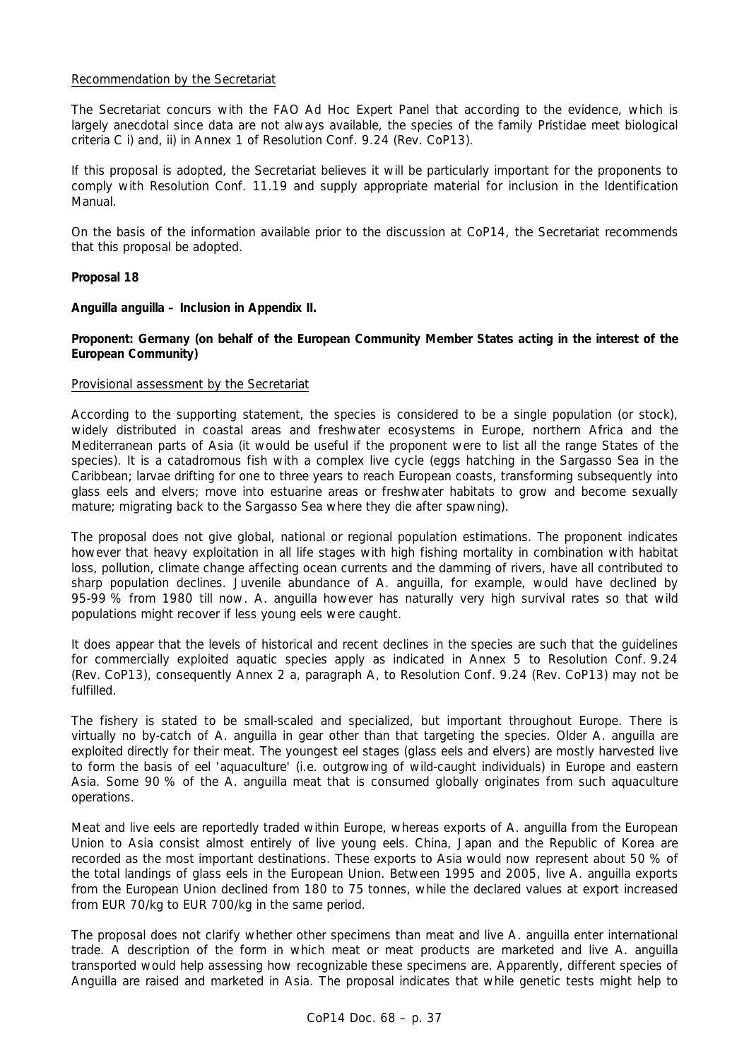Recommendation by the Secretariat

The Secretariat concurs with the FAO Ad Hoc Expert Panel that according to the evidence, which is largely anecdotal since data are not always available, the species of the family Pristidae meet biological criteria C i) and, ii) in Annex 1 of Resolution Conf. 9.24 (Rev. CoP13).

If this proposal is adopted, the Secretariat believes it will be particularly important for the proponents to comply with Resolution Conf. 11.19 and supply appropriate material for inclusion in the Identification Manual.

On the basis of the information available prior to the discussion at CoP14, the Secretariat recommends that this proposal be adopted.

**Proposal 18**

***Anguilla anguilla* – Inclusion in Appendix II.**

**Proponent: Germany (on behalf of the European Community Member States acting in the interest of the European Community)**

Provisional assessment by the Secretariat

According to the supporting statement, the species is considered to be a single population (or stock), widely distributed in coastal areas and freshwater ecosystems in Europe, northern Africa and the Mediterranean parts of Asia (it would be useful if the proponent were to list all the range States of the species). It is a catadromous fish with a complex live cycle (eggs hatching in the Sargasso Sea in the Caribbean; larvae drifting for one to three years to reach European coasts, transforming subsequently into glass eels and elvers; move into estuarine areas or freshwater habitats to grow and become sexually mature; migrating back to the Sargasso Sea where they die after spawning).

The proposal does not give global, national or regional population estimations. The proponent indicates however that heavy exploitation in all life stages with high fishing mortality in combination with habitat loss, pollution, climate change affecting ocean currents and the damming of rivers, have all contributed to sharp population declines. Juvenile abundance of *A. anguilla*, for example, would have declined by 95-99 % from 1980 till now. *A. anguilla* however has naturally very high survival rates so that wild populations might recover if less young eels were caught.

It does appear that the levels of historical and recent declines in the species are such that the guidelines for commercially exploited aquatic species apply as indicated in Annex 5 to Resolution Conf. 9.24 (Rev. CoP13), consequently Annex 2 a, paragraph A, to Resolution Conf. 9.24 (Rev. CoP13) may not be fulfilled.

The fishery is stated to be small-scaled and specialized, but important throughout Europe. There is virtually no by-catch of *A. anguilla* in gear other than that targeting the species. Older *A. anguilla* are exploited directly for their meat. The youngest eel stages (glass eels and elvers) are mostly harvested live to form the basis of eel 'aquaculture' (i.e. outgrowing of wild-caught individuals) in Europe and eastern Asia. Some 90 % of the *A. anguilla* meat that is consumed globally originates from such aquaculture operations.

Meat and live eels are reportedly traded within Europe, whereas exports of *A. anguilla* from the European Union to Asia consist almost entirely of live young eels. China, Japan and the Republic of Korea are recorded as the most important destinations. These exports to Asia would now represent about 50 % of the total landings of glass eels in the European Union. Between 1995 and 2005, live *A. anguilla* exports from the European Union declined from 180 to 75 tonnes, while the declared values at export increased from EUR 70/kg to EUR 700/kg in the same period.

The proposal does not clarify whether other specimens than meat and live *A. anguilla* enter international trade. A description of the form in which meat or meat products are marketed and live *A. anguilla* transported would help assessing how recognizable these specimens are. Apparently, different species of *Anguilla* are raised and marketed in Asia. The proposal indicates that while genetic tests might help to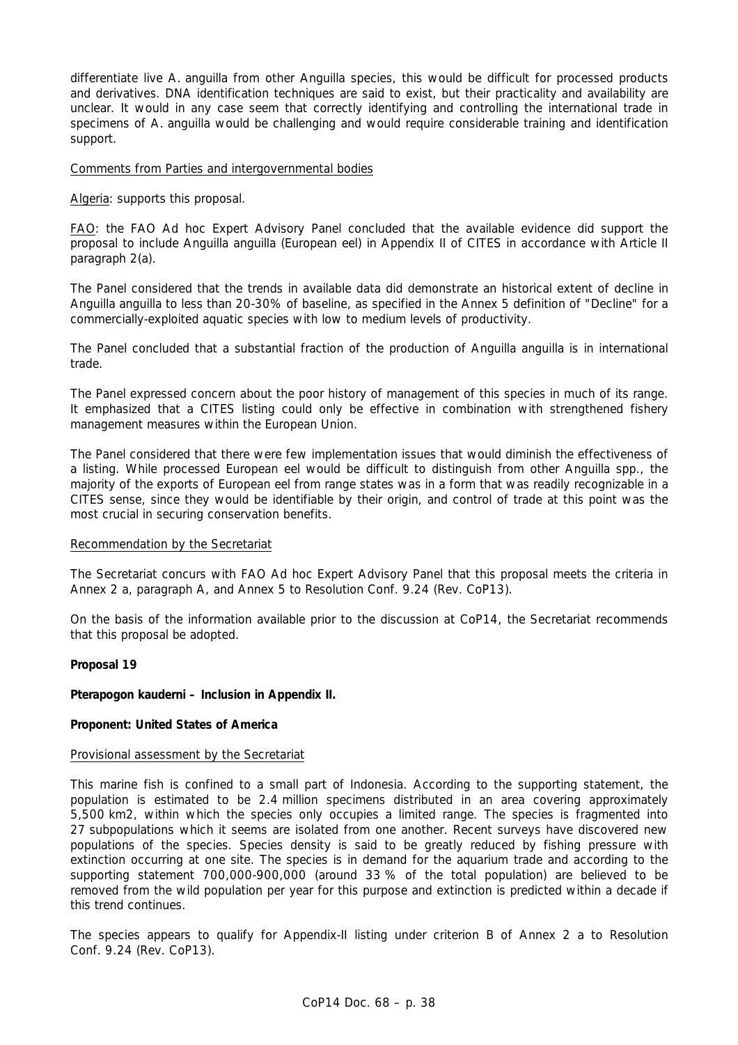differentiate live A. anguilla from other Anguilla species, this would be difficult for processed products and derivatives. DNA identification techniques are said to exist, but their practicality and availability are unclear. It would in any case seem that correctly identifying and controlling the international trade in specimens of A. anguilla would be challenging and would require considerable training and identification support.

Comments from Parties and intergovernmental bodies

Algeria: supports this proposal.

FAO: the FAO Ad hoc Expert Advisory Panel concluded that the available evidence did support the proposal to include Anguilla anguilla (European eel) in Appendix II of CITES in accordance with Article II paragraph 2(a).

The Panel considered that the trends in available data did demonstrate an historical extent of decline in Anguilla anguilla to less than 20-30% of baseline, as specified in the Annex 5 definition of "Decline" for a commercially-exploited aquatic species with low to medium levels of productivity.

The Panel concluded that a substantial fraction of the production of Anguilla anguilla is in international trade.

The Panel expressed concern about the poor history of management of this species in much of its range. It emphasized that a CITES listing could only be effective in combination with strengthened fishery management measures within the European Union.

The Panel considered that there were few implementation issues that would diminish the effectiveness of a listing. While processed European eel would be difficult to distinguish from other Anguilla spp., the majority of the exports of European eel from range states was in a form that was readily recognizable in a CITES sense, since they would be identifiable by their origin, and control of trade at this point was the most crucial in securing conservation benefits.

Recommendation by the Secretariat

The Secretariat concurs with FAO Ad hoc Expert Advisory Panel that this proposal meets the criteria in Annex 2 a, paragraph A, and Annex 5 to Resolution Conf. 9.24 (Rev. CoP13).

On the basis of the information available prior to the discussion at CoP14, the Secretariat recommends that this proposal be adopted.

**Proposal 19**

***Pterapogon kauderni* – Inclusion in Appendix II.**

**Proponent: United States of America**

Provisional assessment by the Secretariat

This marine fish is confined to a small part of Indonesia. According to the supporting statement, the population is estimated to be 2.4 million specimens distributed in an area covering approximately 5,500 km2, within which the species only occupies a limited range. The species is fragmented into 27 subpopulations which it seems are isolated from one another. Recent surveys have discovered new populations of the species. Species density is said to be greatly reduced by fishing pressure with extinction occurring at one site. The species is in demand for the aquarium trade and according to the supporting statement 700,000-900,000 (around 33 % of the total population) are believed to be removed from the wild population per year for this purpose and extinction is predicted within a decade if this trend continues.

The species appears to qualify for Appendix-II listing under criterion B of Annex 2 a to Resolution Conf. 9.24 (Rev. CoP13).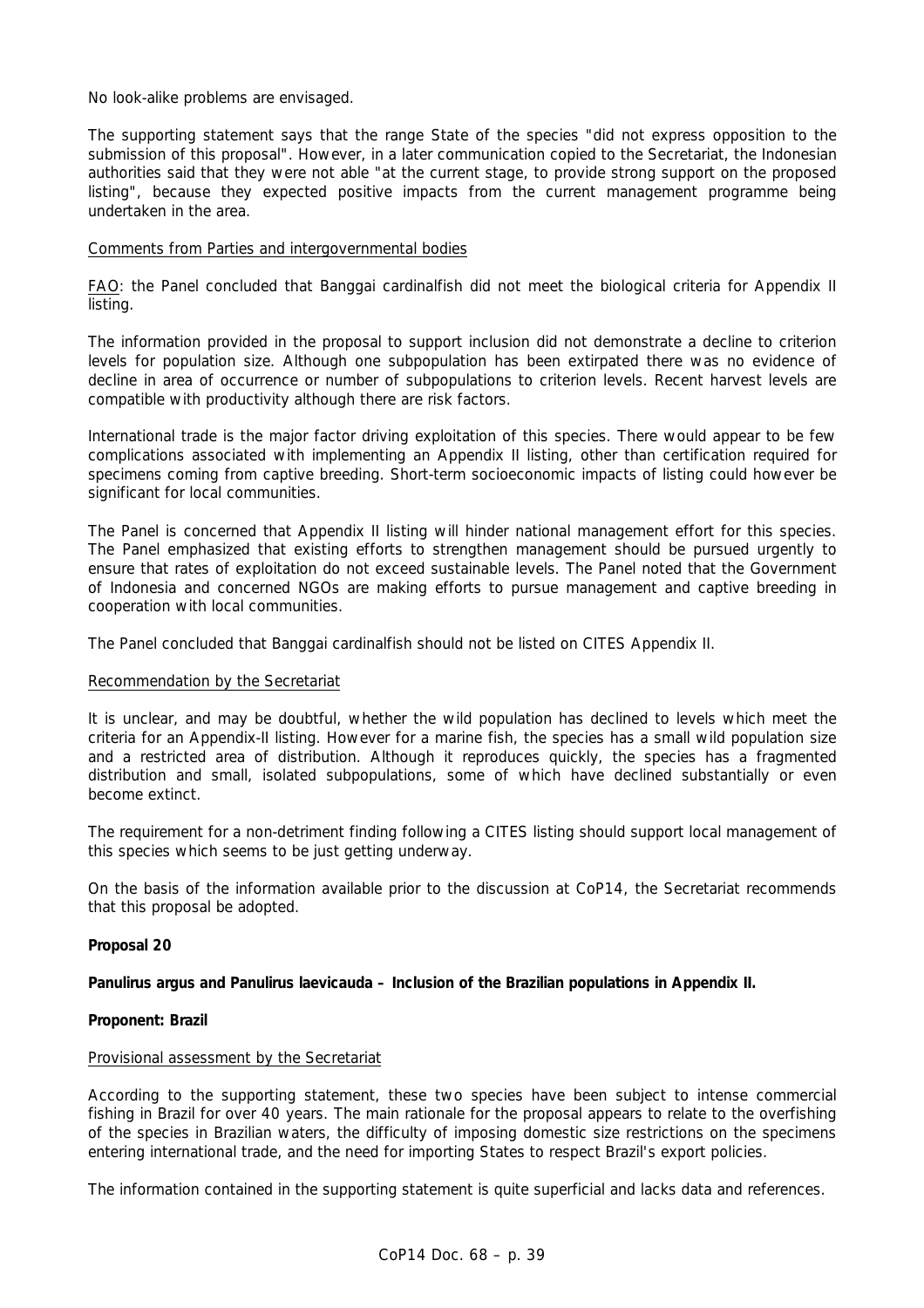No look-alike problems are envisaged.

The supporting statement says that the range State of the species "did not express opposition to the submission of this proposal". However, in a later communication copied to the Secretariat, the Indonesian authorities said that they were not able "at the current stage, to provide strong support on the proposed listing", because they expected positive impacts from the current management programme being undertaken in the area.

Comments from Parties and intergovernmental bodies

FAO: the Panel concluded that Banggai cardinalfish did not meet the biological criteria for Appendix II listing.

The information provided in the proposal to support inclusion did not demonstrate a decline to criterion levels for population size. Although one subpopulation has been extirpated there was no evidence of decline in area of occurrence or number of subpopulations to criterion levels. Recent harvest levels are compatible with productivity although there are risk factors.

International trade is the major factor driving exploitation of this species. There would appear to be few complications associated with implementing an Appendix II listing, other than certification required for specimens coming from captive breeding. Short-term socioeconomic impacts of listing could however be significant for local communities.

The Panel is concerned that Appendix II listing will hinder national management effort for this species. The Panel emphasized that existing efforts to strengthen management should be pursued urgently to ensure that rates of exploitation do not exceed sustainable levels. The Panel noted that the Government of Indonesia and concerned NGOs are making efforts to pursue management and captive breeding in cooperation with local communities.

The Panel concluded that Banggai cardinalfish should not be listed on CITES Appendix II.

Recommendation by the Secretariat

It is unclear, and may be doubtful, whether the wild population has declined to levels which meet the criteria for an Appendix-II listing. However for a marine fish, the species has a small wild population size and a restricted area of distribution. Although it reproduces quickly, the species has a fragmented distribution and small, isolated subpopulations, some of which have declined substantially or even become extinct.

The requirement for a non-detriment finding following a CITES listing should support local management of this species which seems to be just getting underway.

On the basis of the information available prior to the discussion at CoP14, the Secretariat recommends that this proposal be adopted.

**Proposal 20**

***Panulirus argus* and *Panulirus laevicauda* – Inclusion of the Brazilian populations in Appendix II.**

**Proponent: Brazil**

Provisional assessment by the Secretariat

According to the supporting statement, these two species have been subject to intense commercial fishing in Brazil for over 40 years. The main rationale for the proposal appears to relate to the overfishing of the species in Brazilian waters, the difficulty of imposing domestic size restrictions on the specimens entering international trade, and the need for importing States to respect Brazil's export policies.

The information contained in the supporting statement is quite superficial and lacks data and references.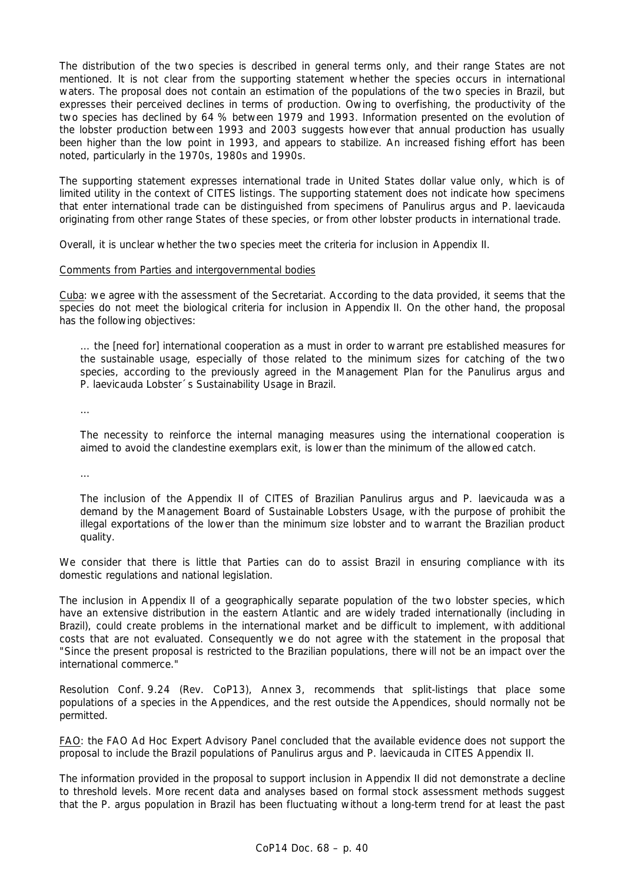The distribution of the two species is described in general terms only, and their range States are not mentioned. It is not clear from the supporting statement whether the species occurs in international waters. The proposal does not contain an estimation of the populations of the two species in Brazil, but expresses their perceived declines in terms of production. Owing to overfishing, the productivity of the two species has declined by 64 % between 1979 and 1993. Information presented on the evolution of the lobster production between 1993 and 2003 suggests however that annual production has usually been higher than the low point in 1993, and appears to stabilize. An increased fishing effort has been noted, particularly in the 1970s, 1980s and 1990s.

The supporting statement expresses international trade in United States dollar value only, which is of limited utility in the context of CITES listings. The supporting statement does not indicate how specimens that enter international trade can be distinguished from specimens of *Panulirus argus* and *P. laevicauda* originating from other range States of these species, or from other lobster products in international trade.

Overall, it is unclear whether the two species meet the criteria for inclusion in Appendix II.

Comments from Parties and intergovernmental bodies

Cuba: we agree with the assessment of the Secretariat. According to the data provided, it seems that the species do not meet the biological criteria for inclusion in Appendix II. On the other hand, the proposal has the following objectives:

> ... the [need for] international cooperation as a must in order to warrant pre established measures for the sustainable usage, especially of those related to the minimum sizes for catching of the two species, according to the previously agreed in the Management Plan for the *Panulirus argus* and *P. laevicauda* Lobster´s Sustainability Usage in Brazil.
>
> ...
>
> The necessity to reinforce the internal managing measures using the international cooperation is aimed to avoid the clandestine exemplars exit, is lower than the minimum of the allowed catch.
>
> ...
>
> The inclusion of the Appendix II of CITES of Brazilian *Panulirus argus* and *P. laevicauda* was a demand by the Management Board of Sustainable Lobsters Usage, with the purpose of prohibit the illegal exportations of the lower than the minimum size lobster and to warrant the Brazilian product quality.

We consider that there is little that Parties can do to assist Brazil in ensuring compliance with its domestic regulations and national legislation.

The inclusion in Appendix II of a geographically separate population of the two lobster species, which have an extensive distribution in the eastern Atlantic and are widely traded internationally (including in Brazil), could create problems in the international market and be difficult to implement, with additional costs that are not evaluated. Consequently we do not agree with the statement in the proposal that "Since the present proposal is restricted to the Brazilian populations, there will not be an impact over the international commerce."

Resolution Conf. 9.24 (Rev. CoP13), Annex 3, recommends that split-listings that place some populations of a species in the Appendices, and the rest outside the Appendices, should normally not be permitted.

FAO: the FAO Ad Hoc Expert Advisory Panel concluded that the available evidence does not support the proposal to include the Brazil populations of *Panulirus argus* and *P. laevicauda* in CITES Appendix II.

The information provided in the proposal to support inclusion in Appendix II did not demonstrate a decline to threshold levels. More recent data and analyses based on formal stock assessment methods suggest that the *P. argus* population in Brazil has been fluctuating without a long-term trend for at least the past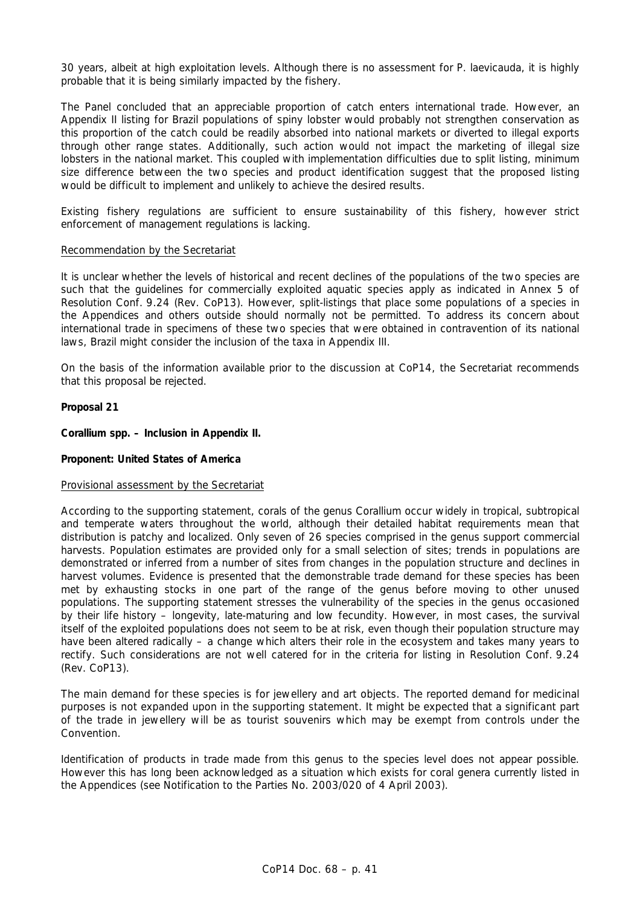30 years, albeit at high exploitation levels. Although there is no assessment for *P. laevicauda*, it is highly probable that it is being similarly impacted by the fishery.

The Panel concluded that an appreciable proportion of catch enters international trade. However, an Appendix II listing for Brazil populations of spiny lobster would probably not strengthen conservation as this proportion of the catch could be readily absorbed into national markets or diverted to illegal exports through other range states. Additionally, such action would not impact the marketing of illegal size lobsters in the national market. This coupled with implementation difficulties due to split listing, minimum size difference between the two species and product identification suggest that the proposed listing would be difficult to implement and unlikely to achieve the desired results.

Existing fishery regulations are sufficient to ensure sustainability of this fishery, however strict enforcement of management regulations is lacking.

Recommendation by the Secretariat

It is unclear whether the levels of historical and recent declines of the populations of the two species are such that the guidelines for commercially exploited aquatic species apply as indicated in Annex 5 of Resolution Conf. 9.24 (Rev. CoP13). However, split-listings that place some populations of a species in the Appendices and others outside should normally not be permitted. To address its concern about international trade in specimens of these two species that were obtained in contravention of its national laws, Brazil might consider the inclusion of the taxa in Appendix III.

On the basis of the information available prior to the discussion at CoP14, the Secretariat recommends that this proposal be rejected.

**Proposal 21**

***Corallium* spp. – Inclusion in Appendix II.**

**Proponent: United States of America**

Provisional assessment by the Secretariat

According to the supporting statement, corals of the genus *Corallium* occur widely in tropical, subtropical and temperate waters throughout the world, although their detailed habitat requirements mean that distribution is patchy and localized. Only seven of 26 species comprised in the genus support commercial harvests. Population estimates are provided only for a small selection of sites; trends in populations are demonstrated or inferred from a number of sites from changes in the population structure and declines in harvest volumes. Evidence is presented that the demonstrable trade demand for these species has been met by exhausting stocks in one part of the range of the genus before moving to other unused populations. The supporting statement stresses the vulnerability of the species in the genus occasioned by their life history – longevity, late-maturing and low fecundity. However, in most cases, the survival itself of the exploited populations does not seem to be at risk, even though their population structure may have been altered radically – a change which alters their role in the ecosystem and takes many years to rectify. Such considerations are not well catered for in the criteria for listing in Resolution Conf. 9.24 (Rev. CoP13).

The main demand for these species is for jewellery and art objects. The reported demand for medicinal purposes is not expanded upon in the supporting statement. It might be expected that a significant part of the trade in jewellery will be as tourist souvenirs which may be exempt from controls under the Convention.

Identification of products in trade made from this genus to the species level does not appear possible. However this has long been acknowledged as a situation which exists for coral genera currently listed in the Appendices (see Notification to the Parties No. 2003/020 of 4 April 2003).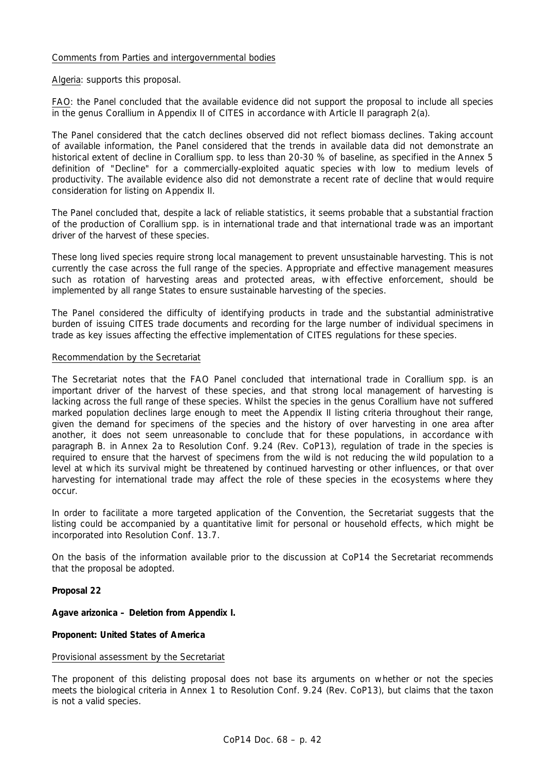Comments from Parties and intergovernmental bodies

Algeria: supports this proposal.

FAO: the Panel concluded that the available evidence did not support the proposal to include all species in the genus Corallium in Appendix II of CITES in accordance with Article II paragraph 2(a).

The Panel considered that the catch declines observed did not reflect biomass declines. Taking account of available information, the Panel considered that the trends in available data did not demonstrate an historical extent of decline in Corallium spp. to less than 20-30 % of baseline, as specified in the Annex 5 definition of "Decline" for a commercially-exploited aquatic species with low to medium levels of productivity. The available evidence also did not demonstrate a recent rate of decline that would require consideration for listing on Appendix II.

The Panel concluded that, despite a lack of reliable statistics, it seems probable that a substantial fraction of the production of Corallium spp. is in international trade and that international trade was an important driver of the harvest of these species.

These long lived species require strong local management to prevent unsustainable harvesting. This is not currently the case across the full range of the species. Appropriate and effective management measures such as rotation of harvesting areas and protected areas, with effective enforcement, should be implemented by all range States to ensure sustainable harvesting of the species.

The Panel considered the difficulty of identifying products in trade and the substantial administrative burden of issuing CITES trade documents and recording for the large number of individual specimens in trade as key issues affecting the effective implementation of CITES regulations for these species.

Recommendation by the Secretariat

The Secretariat notes that the FAO Panel concluded that international trade in Corallium spp. is an important driver of the harvest of these species, and that strong local management of harvesting is lacking across the full range of these species. Whilst the species in the genus Corallium have not suffered marked population declines large enough to meet the Appendix II listing criteria throughout their range, given the demand for specimens of the species and the history of over harvesting in one area after another, it does not seem unreasonable to conclude that for these populations, in accordance with paragraph B. in Annex 2a to Resolution Conf. 9.24 (Rev. CoP13), regulation of trade in the species is required to ensure that the harvest of specimens from the wild is not reducing the wild population to a level at which its survival might be threatened by continued harvesting or other influences, or that over harvesting for international trade may affect the role of these species in the ecosystems where they occur.

In order to facilitate a more targeted application of the Convention, the Secretariat suggests that the listing could be accompanied by a quantitative limit for personal or household effects, which might be incorporated into Resolution Conf. 13.7.

On the basis of the information available prior to the discussion at CoP14 the Secretariat recommends that the proposal be adopted.

**Proposal 22**

**Agave arizonica – Deletion from Appendix I.**

**Proponent: United States of America**

Provisional assessment by the Secretariat

The proponent of this delisting proposal does not base its arguments on whether or not the species meets the biological criteria in Annex 1 to Resolution Conf. 9.24 (Rev. CoP13), but claims that the taxon is not a valid species.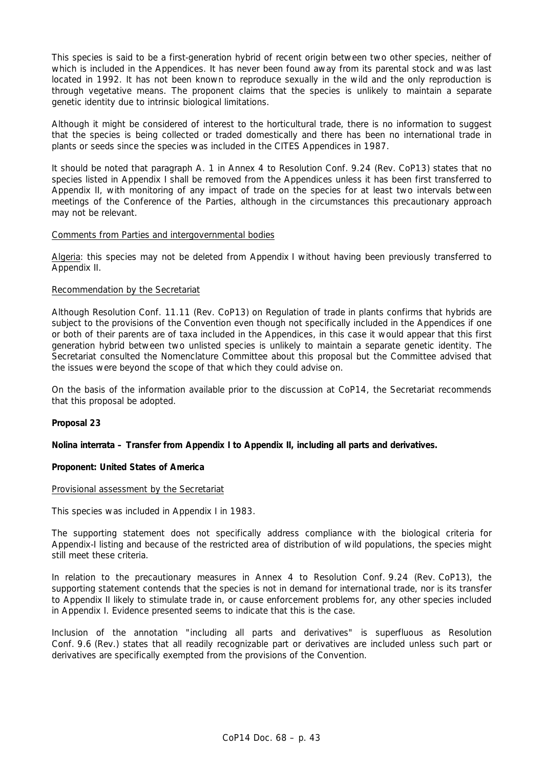This species is said to be a first-generation hybrid of recent origin between two other species, neither of which is included in the Appendices. It has never been found away from its parental stock and was last located in 1992. It has not been known to reproduce sexually in the wild and the only reproduction is through vegetative means. The proponent claims that the species is unlikely to maintain a separate genetic identity due to intrinsic biological limitations.

Although it might be considered of interest to the horticultural trade, there is no information to suggest that the species is being collected or traded domestically and there has been no international trade in plants or seeds since the species was included in the CITES Appendices in 1987.

It should be noted that paragraph A. 1 in Annex 4 to Resolution Conf. 9.24 (Rev. CoP13) states that no species listed in Appendix I shall be removed from the Appendices unless it has been first transferred to Appendix II, with monitoring of any impact of trade on the species for at least two intervals between meetings of the Conference of the Parties, although in the circumstances this precautionary approach may not be relevant.

Comments from Parties and intergovernmental bodies

Algeria: this species may not be deleted from Appendix I without having been previously transferred to Appendix II.

Recommendation by the Secretariat

Although Resolution Conf. 11.11 (Rev. CoP13) on Regulation of trade in plants confirms that hybrids are subject to the provisions of the Convention even though not specifically included in the Appendices if one or both of their parents are of taxa included in the Appendices, in this case it would appear that this first generation hybrid between two unlisted species is unlikely to maintain a separate genetic identity. The Secretariat consulted the Nomenclature Committee about this proposal but the Committee advised that the issues were beyond the scope of that which they could advise on.

On the basis of the information available prior to the discussion at CoP14, the Secretariat recommends that this proposal be adopted.

**Proposal 23**

***Nolina interrata* – Transfer from Appendix I to Appendix II, including all parts and derivatives.**

**Proponent: United States of America**

Provisional assessment by the Secretariat

This species was included in Appendix I in 1983.

The supporting statement does not specifically address compliance with the biological criteria for Appendix-I listing and because of the restricted area of distribution of wild populations, the species might still meet these criteria.

In relation to the precautionary measures in Annex 4 to Resolution Conf. 9.24 (Rev. CoP13), the supporting statement contends that the species is not in demand for international trade, nor is its transfer to Appendix II likely to stimulate trade in, or cause enforcement problems for, any other species included in Appendix I. Evidence presented seems to indicate that this is the case.

Inclusion of the annotation "including all parts and derivatives" is superfluous as Resolution Conf. 9.6 (Rev.) states that all readily recognizable part or derivatives are included unless such part or derivatives are specifically exempted from the provisions of the Convention.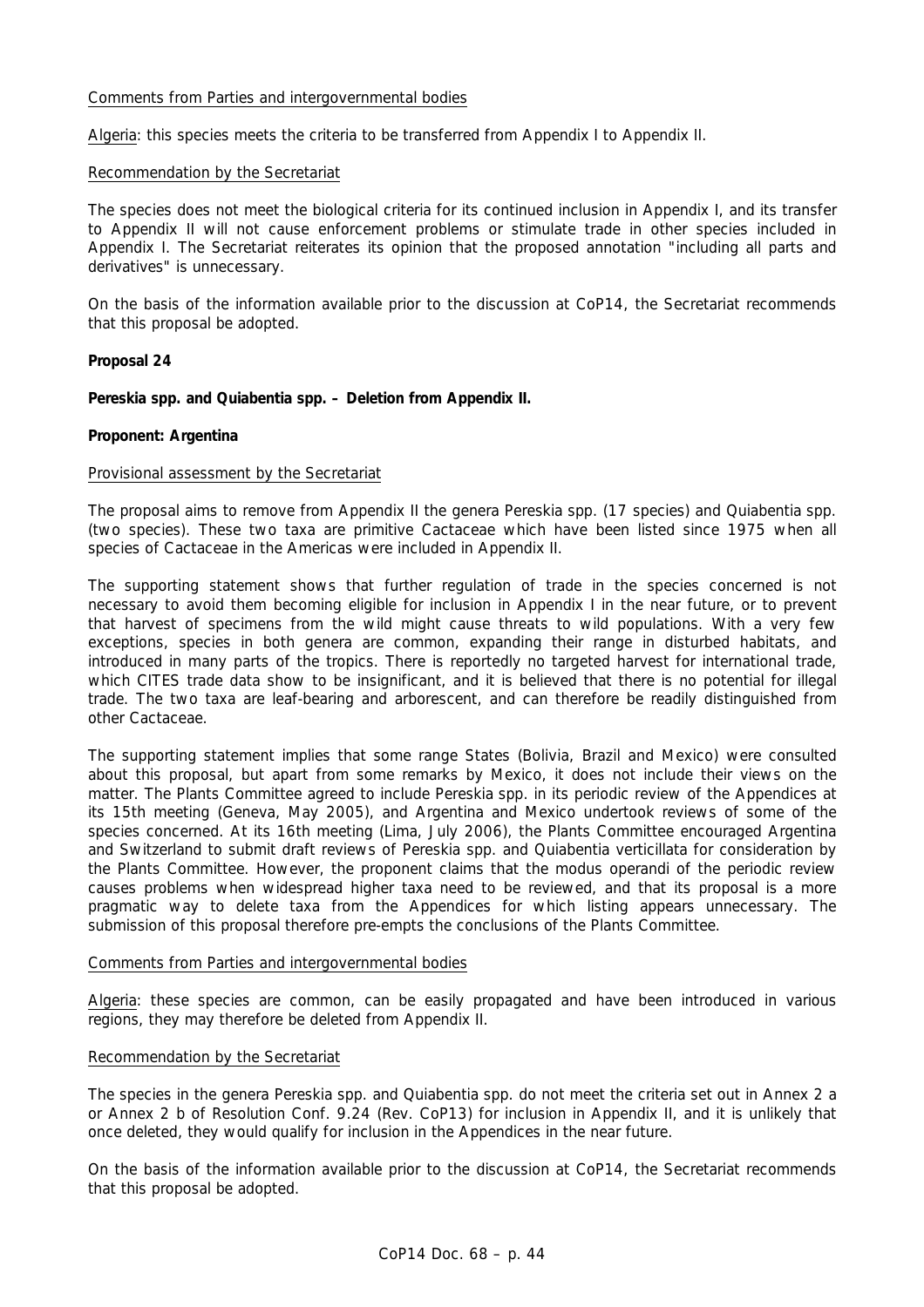Comments from Parties and intergovernmental bodies

Algeria: this species meets the criteria to be transferred from Appendix I to Appendix II.

Recommendation by the Secretariat

The species does not meet the biological criteria for its continued inclusion in Appendix I, and its transfer to Appendix II will not cause enforcement problems or stimulate trade in other species included in Appendix I. The Secretariat reiterates its opinion that the proposed annotation "including all parts and derivatives" is unnecessary.

On the basis of the information available prior to the discussion at CoP14, the Secretariat recommends that this proposal be adopted.

**Proposal 24**

**Pereskia spp. and Quiabentia spp. – Deletion from Appendix II.**

**Proponent: Argentina**

Provisional assessment by the Secretariat

The proposal aims to remove from Appendix II the genera Pereskia spp. (17 species) and Quiabentia spp. (two species). These two taxa are primitive Cactaceae which have been listed since 1975 when all species of Cactaceae in the Americas were included in Appendix II.

The supporting statement shows that further regulation of trade in the species concerned is not necessary to avoid them becoming eligible for inclusion in Appendix I in the near future, or to prevent that harvest of specimens from the wild might cause threats to wild populations. With a very few exceptions, species in both genera are common, expanding their range in disturbed habitats, and introduced in many parts of the tropics. There is reportedly no targeted harvest for international trade, which CITES trade data show to be insignificant, and it is believed that there is no potential for illegal trade. The two taxa are leaf-bearing and arborescent, and can therefore be readily distinguished from other Cactaceae.

The supporting statement implies that some range States (Bolivia, Brazil and Mexico) were consulted about this proposal, but apart from some remarks by Mexico, it does not include their views on the matter. The Plants Committee agreed to include Pereskia spp. in its periodic review of the Appendices at its 15th meeting (Geneva, May 2005), and Argentina and Mexico undertook reviews of some of the species concerned. At its 16th meeting (Lima, July 2006), the Plants Committee encouraged Argentina and Switzerland to submit draft reviews of Pereskia spp. and Quiabentia verticillata for consideration by the Plants Committee. However, the proponent claims that the modus operandi of the periodic review causes problems when widespread higher taxa need to be reviewed, and that its proposal is a more pragmatic way to delete taxa from the Appendices for which listing appears unnecessary. The submission of this proposal therefore pre-empts the conclusions of the Plants Committee.

Comments from Parties and intergovernmental bodies

Algeria: these species are common, can be easily propagated and have been introduced in various regions, they may therefore be deleted from Appendix II.

Recommendation by the Secretariat

The species in the genera Pereskia spp. and Quiabentia spp. do not meet the criteria set out in Annex 2 a or Annex 2 b of Resolution Conf. 9.24 (Rev. CoP13) for inclusion in Appendix II, and it is unlikely that once deleted, they would qualify for inclusion in the Appendices in the near future.

On the basis of the information available prior to the discussion at CoP14, the Secretariat recommends that this proposal be adopted.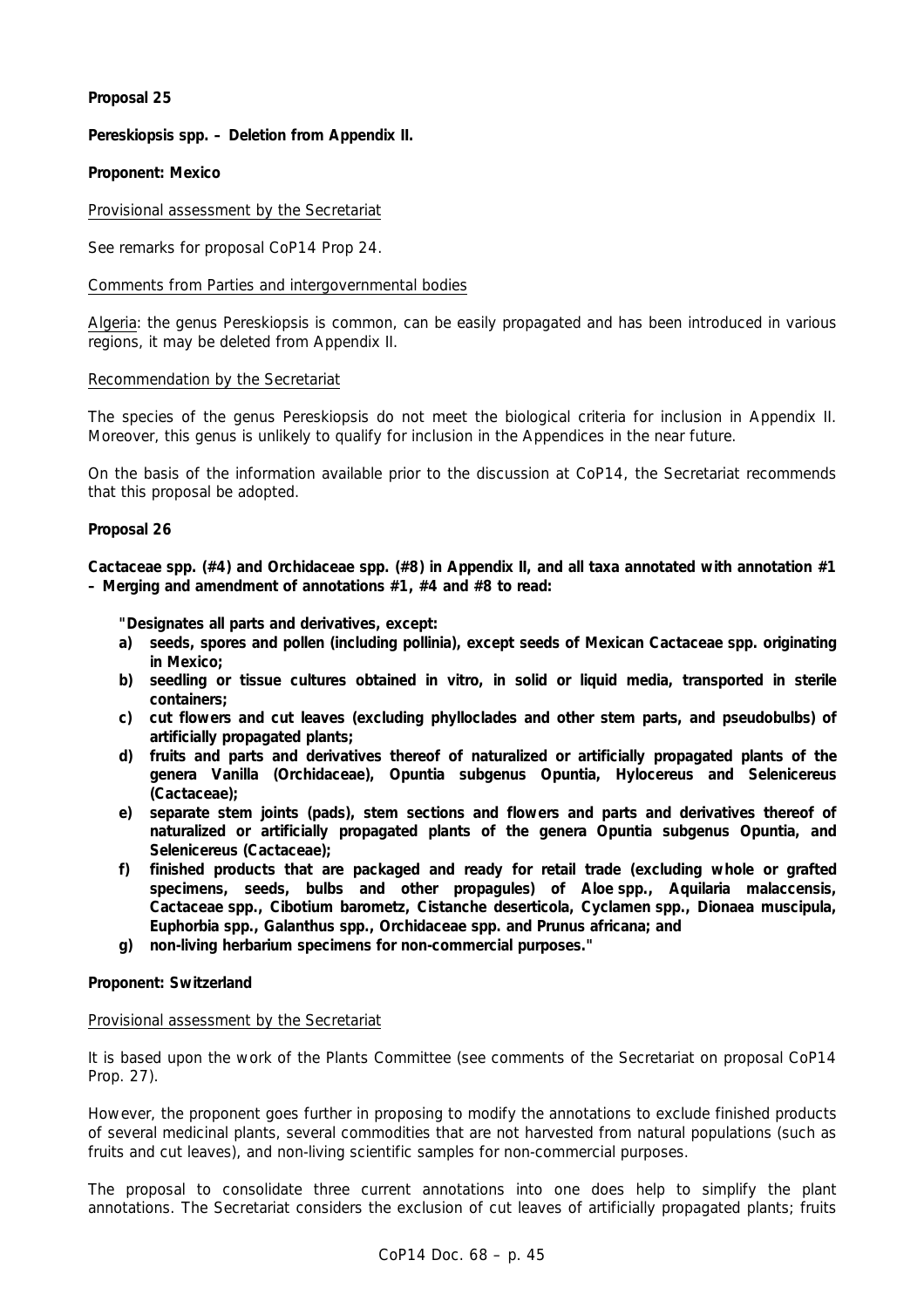**Proposal 25**

**Pereskiopsis spp. – Deletion from Appendix II.**

**Proponent: Mexico**

Provisional assessment by the Secretariat

See remarks for proposal CoP14 Prop 24.

Comments from Parties and intergovernmental bodies

Algeria: the genus Pereskiopsis is common, can be easily propagated and has been introduced in various regions, it may be deleted from Appendix II.

Recommendation by the Secretariat

The species of the genus Pereskiopsis do not meet the biological criteria for inclusion in Appendix II. Moreover, this genus is unlikely to qualify for inclusion in the Appendices in the near future.

On the basis of the information available prior to the discussion at CoP14, the Secretariat recommends that this proposal be adopted.

**Proposal 26**

**Cactaceae spp. (#4) and Orchidaceae spp. (#8) in Appendix II, and all taxa annotated with annotation #1 – Merging and amendment of annotations #1, #4 and #8 to read:**

**"Designates all parts and derivatives, except:**

- **a) seeds, spores and pollen (including pollinia), except seeds of Mexican Cactaceae spp. originating in Mexico;**
- **b) seedling or tissue cultures obtained in vitro, in solid or liquid media, transported in sterile containers;**
- **c) cut flowers and cut leaves (excluding phylloclades and other stem parts, and pseudobulbs) of artificially propagated plants;**
- **d) fruits and parts and derivatives thereof of naturalized or artificially propagated plants of the genera Vanilla (Orchidaceae), Opuntia subgenus Opuntia, Hylocereus and Selenicereus (Cactaceae);**
- **e) separate stem joints (pads), stem sections and flowers and parts and derivatives thereof of naturalized or artificially propagated plants of the genera Opuntia subgenus Opuntia, and Selenicereus (Cactaceae);**
- **f) finished products that are packaged and ready for retail trade (excluding whole or grafted specimens, seeds, bulbs and other propagules) of Aloe spp., Aquilaria malaccensis, Cactaceae spp., Cibotium barometz, Cistanche deserticola, Cyclamen spp., Dionaea muscipula, Euphorbia spp., Galanthus spp., Orchidaceae spp. and Prunus africana; and**
- **g) non-living herbarium specimens for non-commercial purposes."**

**Proponent: Switzerland**

Provisional assessment by the Secretariat

It is based upon the work of the Plants Committee (see comments of the Secretariat on proposal CoP14 Prop. 27).

However, the proponent goes further in proposing to modify the annotations to exclude finished products of several medicinal plants, several commodities that are not harvested from natural populations (such as fruits and cut leaves), and non-living scientific samples for non-commercial purposes.

The proposal to consolidate three current annotations into one does help to simplify the plant annotations. The Secretariat considers the exclusion of cut leaves of artificially propagated plants; fruits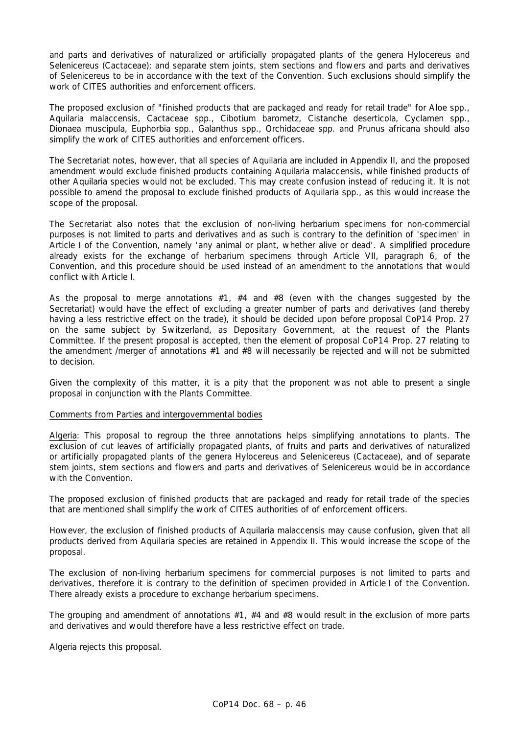and parts and derivatives of naturalized or artificially propagated plants of the genera *Hylocereus* and *Selenicereus* (Cactaceae); and separate stem joints, stem sections and flowers and parts and derivatives of *Selenicereus* to be in accordance with the text of the Convention. Such exclusions should simplify the work of CITES authorities and enforcement officers.

The proposed exclusion of "finished products that are packaged and ready for retail trade" for *Aloe* spp., *Aquilaria malaccensis*, Cactaceae spp., *Cibotium barometz*, *Cistanche deserticola*, *Cyclamen* spp., *Dionaea muscipula*, *Euphorbia* spp., *Galanthus* spp., Orchidaceae spp. and *Prunus africana* should also simplify the work of CITES authorities and enforcement officers.

The Secretariat notes, however, that all species of *Aquilaria* are included in Appendix II, and the proposed amendment would exclude finished products containing *Aquilaria malaccensis*, while finished products of other *Aquilaria* species would not be excluded. This may create confusion instead of reducing it. It is not possible to amend the proposal to exclude finished products of *Aquilaria* spp., as this would increase the scope of the proposal.

The Secretariat also notes that the exclusion of non-living herbarium specimens for non-commercial purposes is not limited to parts and derivatives and as such is contrary to the definition of 'specimen' in Article I of the Convention, namely 'any animal or plant, whether alive or dead'. A simplified procedure already exists for the exchange of herbarium specimens through Article VII, paragraph 6, of the Convention, and this procedure should be used instead of an amendment to the annotations that would conflict with Article I.

As the proposal to merge annotations #1, #4 and #8 (even with the changes suggested by the Secretariat) would have the effect of excluding a greater number of parts and derivatives (and thereby having a less restrictive effect on the trade), it should be decided upon before proposal CoP14 Prop. 27 on the same subject by Switzerland, as Depositary Government, at the request of the Plants Committee. If the present proposal is accepted, then the element of proposal CoP14 Prop. 27 relating to the amendment /merger of annotations #1 and #8 will necessarily be rejected and will not be submitted to decision.

Given the complexity of this matter, it is a pity that the proponent was not able to present a single proposal in conjunction with the Plants Committee.

Comments from Parties and intergovernmental bodies

Algeria: This proposal to regroup the three annotations helps simplifying annotations to plants. The exclusion of cut leaves of artificially propagated plants, of fruits and parts and derivatives of naturalized or artificially propagated plants of the genera *Hylocereus* and *Selenicereus* (Cactaceae), and of separate stem joints, stem sections and flowers and parts and derivatives of *Selenicereus* would be in accordance with the Convention.

The proposed exclusion of finished products that are packaged and ready for retail trade of the species that are mentioned shall simplify the work of CITES authorities of of enforcement officers.

However, the exclusion of finished products of *Aquilaria malaccensis* may cause confusion, given that all products derived from *Aquilaria* species are retained in Appendix II. This would increase the scope of the proposal.

The exclusion of non-living herbarium specimens for commercial purposes is not limited to parts and derivatives, therefore it is contrary to the definition of specimen provided in Article I of the Convention. There already exists a procedure to exchange herbarium specimens.

The grouping and amendment of annotations #1, #4 and #8 would result in the exclusion of more parts and derivatives and would therefore have a less restrictive effect on trade.

Algeria rejects this proposal.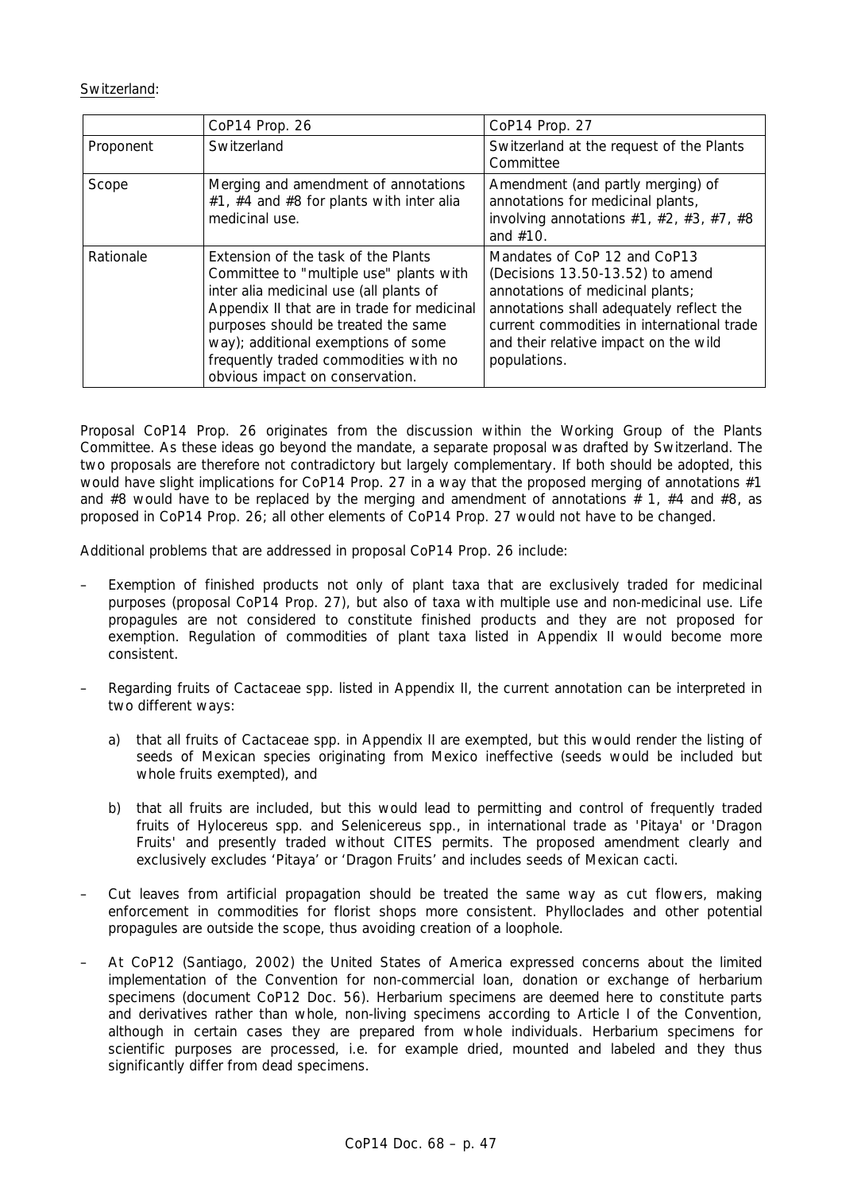<u>Switzerland</u>:

| | CoP14 Prop. 26 | CoP14 Prop. 27 |
|---|---|---|
| Proponent | Switzerland | Switzerland at the request of the Plants Committee |
| Scope | Merging and amendment of annotations #1, #4 and #8 for plants with inter alia medicinal use. | Amendment (and partly merging) of annotations for medicinal plants, involving annotations #1, #2, #3, #7, #8 and #10. |
| Rationale | Extension of the task of the Plants Committee to "multiple use" plants with inter alia medicinal use (all plants of Appendix II that are in trade for medicinal purposes should be treated the same way); additional exemptions of some frequently traded commodities with no obvious impact on conservation. | Mandates of CoP 12 and CoP13 (Decisions 13.50-13.52) to amend annotations of medicinal plants; annotations shall adequately reflect the current commodities in international trade and their relative impact on the wild populations. |

Proposal CoP14 Prop. 26 originates from the discussion within the Working Group of the Plants Committee. As these ideas go beyond the mandate, a separate proposal was drafted by Switzerland. The two proposals are therefore not contradictory but largely complementary. If both should be adopted, this would have slight implications for CoP14 Prop. 27 in a way that the proposed merging of annotations #1 and #8 would have to be replaced by the merging and amendment of annotations # 1, #4 and #8, as proposed in CoP14 Prop. 26; all other elements of CoP14 Prop. 27 would not have to be changed.

Additional problems that are addressed in proposal CoP14 Prop. 26 include:

– Exemption of finished products not only of plant taxa that are exclusively traded for medicinal purposes (proposal CoP14 Prop. 27), but also of taxa with multiple use and non-medicinal use. Life propagules are not considered to constitute finished products and they are not proposed for exemption. Regulation of commodities of plant taxa listed in Appendix II would become more consistent.

– Regarding fruits of Cactaceae spp. listed in Appendix II, the current annotation can be interpreted in two different ways:

   a) that all fruits of Cactaceae spp. in Appendix II are exempted, but this would render the listing of seeds of Mexican species originating from Mexico ineffective (seeds would be included but whole fruits exempted), and

   b) that all fruits are included, but this would lead to permitting and control of frequently traded fruits of Hylocereus spp. and Selenicereus spp., in international trade as 'Pitaya' or 'Dragon Fruits' and presently traded without CITES permits. The proposed amendment clearly and exclusively excludes 'Pitaya' or 'Dragon Fruits' and includes seeds of Mexican cacti.

– Cut leaves from artificial propagation should be treated the same way as cut flowers, making enforcement in commodities for florist shops more consistent. Phylloclades and other potential propagules are outside the scope, thus avoiding creation of a loophole.

– At CoP12 (Santiago, 2002) the United States of America expressed concerns about the limited implementation of the Convention for non-commercial loan, donation or exchange of herbarium specimens (document CoP12 Doc. 56). Herbarium specimens are deemed here to constitute parts and derivatives rather than whole, non-living specimens according to Article I of the Convention, although in certain cases they are prepared from whole individuals. Herbarium specimens for scientific purposes are processed, i.e. for example dried, mounted and labeled and they thus significantly differ from dead specimens.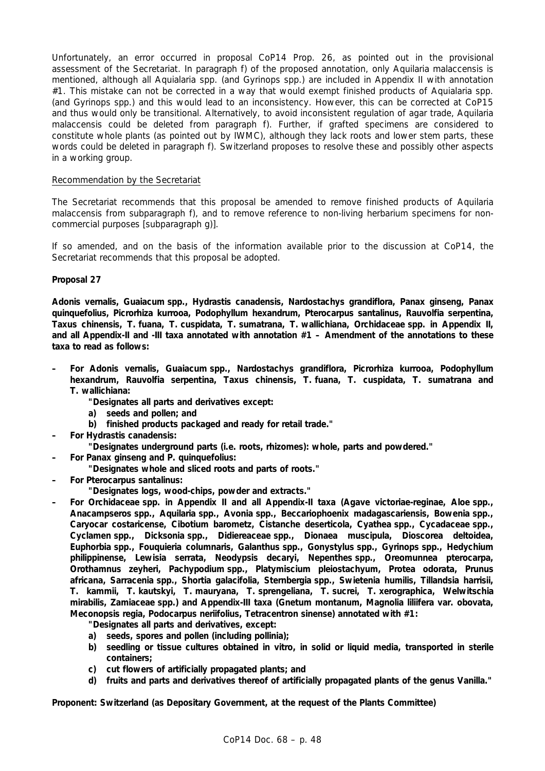Unfortunately, an error occurred in proposal CoP14 Prop. 26, as pointed out in the provisional assessment of the Secretariat. In paragraph f) of the proposed annotation, only Aquilaria malaccensis is mentioned, although all Aquialaria spp. (and Gyrinops spp.) are included in Appendix II with annotation #1. This mistake can not be corrected in a way that would exempt finished products of Aquialaria spp. (and Gyrinops spp.) and this would lead to an inconsistency. However, this can be corrected at CoP15 and thus would only be transitional. Alternatively, to avoid inconsistent regulation of agar trade, Aquilaria malaccensis could be deleted from paragraph f). Further, if grafted specimens are considered to constitute whole plants (as pointed out by IWMC), although they lack roots and lower stem parts, these words could be deleted in paragraph f). Switzerland proposes to resolve these and possibly other aspects in a working group.

Recommendation by the Secretariat

The Secretariat recommends that this proposal be amended to remove finished products of *Aquilaria malaccensis* from subparagraph f), and to remove reference to non-living herbarium specimens for non-commercial purposes [subparagraph g)].

If so amended, and on the basis of the information available prior to the discussion at CoP14, the Secretariat recommends that this proposal be adopted.

**Proposal 27**

***Adonis vernalis*, *Guaiacum* spp., *Hydrastis canadensis*, *Nardostachys grandiflora*, *Panax ginseng*, *Panax quinquefolius*, *Picrorhiza kurrooa*, *Podophyllum hexandrum*, *Pterocarpus santalinus*, *Rauvolfia serpentina*, *Taxus chinensis*, *T. fuana*, *T. cuspidata*, *T. sumatrana*, *T. wallichiana*, Orchidaceae spp. in Appendix II, and all Appendix-II and -III taxa annotated with annotation #1 – Amendment of the annotations to these taxa to read as follows:**

- **For *Adonis vernalis*, *Guaiacum* spp., *Nardostachys grandiflora*, *Picrorhiza kurrooa*, *Podophyllum hexandrum*, *Rauvolfia serpentina*, *Taxus chinensis*, *T. fuana*, *T. cuspidata*, *T. sumatrana* and *T. wallichiana*:**

  **"Designates all parts and derivatives except:**

  **a) seeds and pollen; and**

  **b) finished products packaged and ready for retail trade."**

- **For *Hydrastis canadensis*:**

  **"Designates underground parts (i.e. roots, rhizomes): whole, parts and powdered."**

- **For *Panax ginseng* and *P. quinquefolius*:**

  **"Designates whole and sliced roots and parts of roots."**

- **For *Pterocarpus santalinus*:**

  **"Designates logs, wood-chips, powder and extracts."**

- **For Orchidaceae spp. in Appendix II and all Appendix-II taxa (*Agave victoriae-reginae*, *Aloe* spp., *Anacampseros* spp., *Aquilaria* spp., *Avonia* spp., *Beccariophoenix madagascariensis*, *Bowenia* spp., *Caryocar costaricense*, *Cibotium barometz*, *Cistanche deserticola*, *Cyathea* spp., Cycadaceae spp., *Cyclamen* spp., *Dicksonia* spp., Didiereaceae spp., *Dionaea muscipula*, *Dioscorea deltoidea*, *Euphorbia* spp., *Fouquieria columnaris*, *Galanthus* spp., *Gonystylus* spp., *Gyrinops* spp., *Hedychium philippinense*, *Lewisia serrata*, *Neodypsis decaryi*, *Nepenthes* spp., *Oreomunnea pterocarpa*, *Orothamnus zeyheri*, *Pachypodium* spp., *Platymiscium pleiostachyum*, *Protea odorata*, *Prunus africana*, *Sarracenia* spp., *Shortia galacifolia*, *Sternbergia* spp., *Swietenia humilis*, *Tillandsia harrisii*, *T. kammii*, *T. kautskyi*, *T. mauryana*, *T. sprengeliana*, *T. sucrei*, *T. xerographica*, *Welwitschia mirabilis*, Zamiaceae spp.) and Appendix-III taxa (*Gnetum montanum*, *Magnolia liliifera* var. *obovata*, *Meconopsis regia*, *Podocarpus neriifolius*, *Tetracentron sinense*) annotated with #1:**

  **"Designates all parts and derivatives, except:**

  **a) seeds, spores and pollen (including pollinia);**

  **b) seedling or tissue cultures obtained in vitro, in solid or liquid media, transported in sterile containers;**

  **c) cut flowers of artificially propagated plants; and**

  **d) fruits and parts and derivatives thereof of artificially propagated plants of the genus *Vanilla*."**

**Proponent: Switzerland (as Depositary Government, at the request of the Plants Committee)**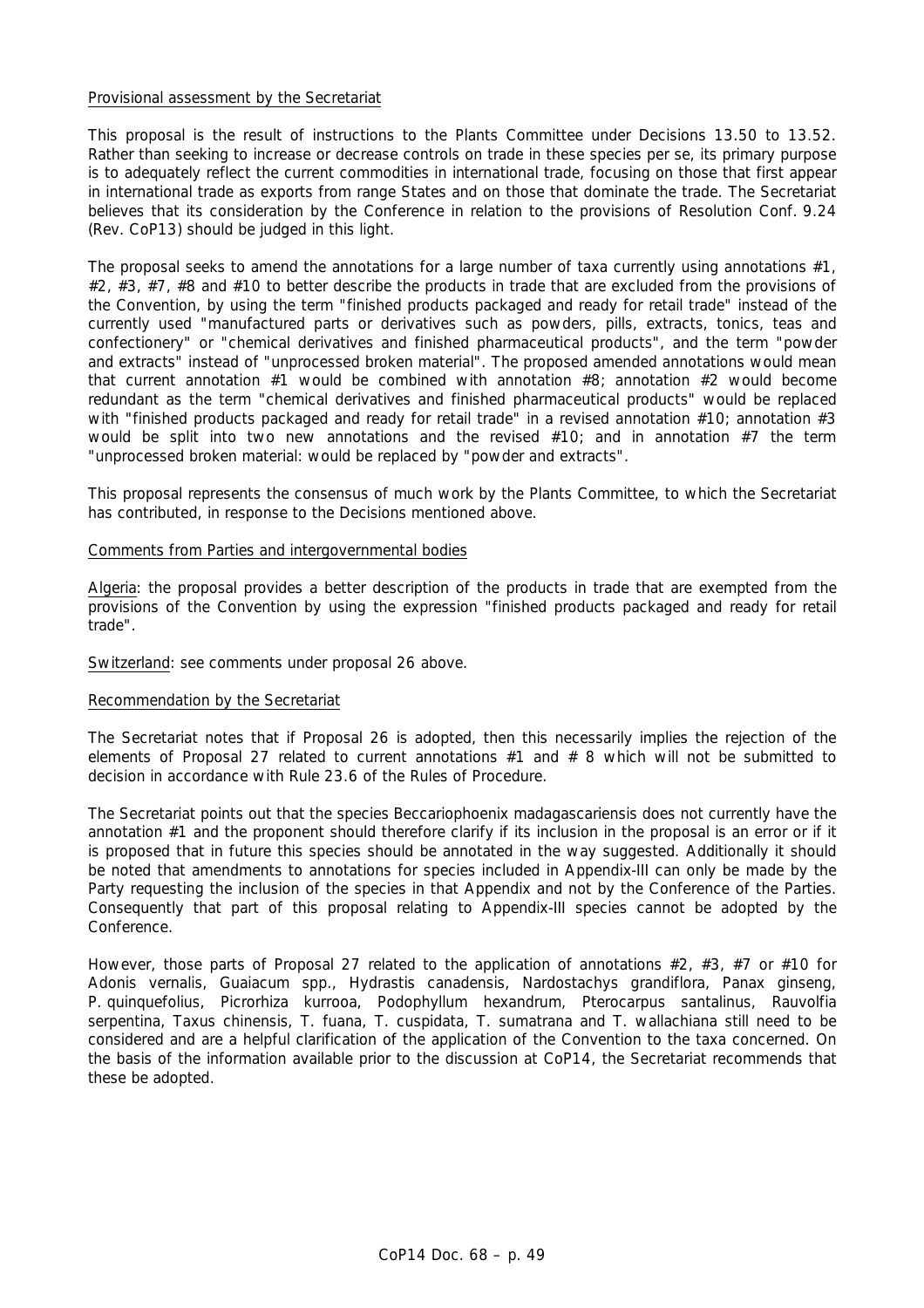Provisional assessment by the Secretariat

This proposal is the result of instructions to the Plants Committee under Decisions 13.50 to 13.52. Rather than seeking to increase or decrease controls on trade in these species per se, its primary purpose is to adequately reflect the current commodities in international trade, focusing on those that first appear in international trade as exports from range States and on those that dominate the trade. The Secretariat believes that its consideration by the Conference in relation to the provisions of Resolution Conf. 9.24 (Rev. CoP13) should be judged in this light.

The proposal seeks to amend the annotations for a large number of taxa currently using annotations #1, #2, #3, #7, #8 and #10 to better describe the products in trade that are excluded from the provisions of the Convention, by using the term "finished products packaged and ready for retail trade" instead of the currently used "manufactured parts or derivatives such as powders, pills, extracts, tonics, teas and confectionery" or "chemical derivatives and finished pharmaceutical products", and the term "powder and extracts" instead of "unprocessed broken material". The proposed amended annotations would mean that current annotation #1 would be combined with annotation #8; annotation #2 would become redundant as the term "chemical derivatives and finished pharmaceutical products" would be replaced with "finished products packaged and ready for retail trade" in a revised annotation #10; annotation #3 would be split into two new annotations and the revised #10; and in annotation #7 the term "unprocessed broken material: would be replaced by "powder and extracts".

This proposal represents the consensus of much work by the Plants Committee, to which the Secretariat has contributed, in response to the Decisions mentioned above.

Comments from Parties and intergovernmental bodies

Algeria: the proposal provides a better description of the products in trade that are exempted from the provisions of the Convention by using the expression "finished products packaged and ready for retail trade".

Switzerland: see comments under proposal 26 above.

Recommendation by the Secretariat

The Secretariat notes that if Proposal 26 is adopted, then this necessarily implies the rejection of the elements of Proposal 27 related to current annotations #1 and # 8 which will not be submitted to decision in accordance with Rule 23.6 of the Rules of Procedure.

The Secretariat points out that the species *Beccariophoenix madagascariensis* does not currently have the annotation #1 and the proponent should therefore clarify if its inclusion in the proposal is an error or if it is proposed that in future this species should be annotated in the way suggested. Additionally it should be noted that amendments to annotations for species included in Appendix-III can only be made by the Party requesting the inclusion of the species in that Appendix and not by the Conference of the Parties. Consequently that part of this proposal relating to Appendix-III species cannot be adopted by the Conference.

However, those parts of Proposal 27 related to the application of annotations #2, #3, #7 or #10 for *Adonis vernalis*, *Guaiacum* spp., *Hydrastis canadensis*, *Nardostachys grandiflora*, *Panax ginseng*, *P. quinquefolius*, *Picrorhiza kurrooa*, *Podophyllum hexandrum*, *Pterocarpus santalinus*, *Rauvolfia serpentina*, *Taxus chinensis*, *T. fuana*, *T. cuspidata*, *T. sumatrana* and *T. wallachiana* still need to be considered and are a helpful clarification of the application of the Convention to the taxa concerned. On the basis of the information available prior to the discussion at CoP14, the Secretariat recommends that these be adopted.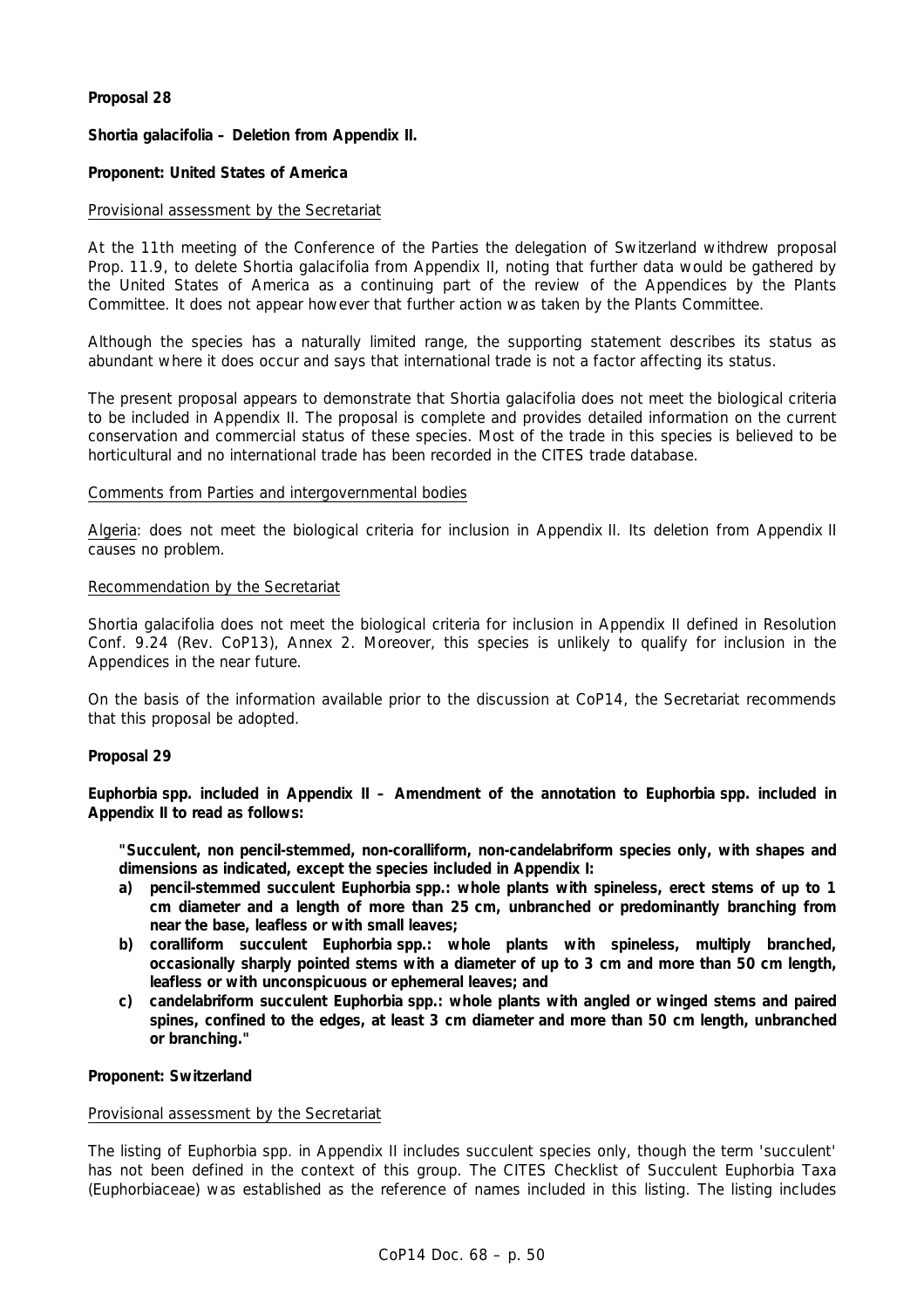**Proposal 28**

***Shortia galacifolia* – Deletion from Appendix II.**

**Proponent: United States of America**

Provisional assessment by the Secretariat

At the 11th meeting of the Conference of the Parties the delegation of Switzerland withdrew proposal Prop. 11.9, to delete *Shortia galacifolia* from Appendix II, noting that further data would be gathered by the United States of America as a continuing part of the review of the Appendices by the Plants Committee. It does not appear however that further action was taken by the Plants Committee.

Although the species has a naturally limited range, the supporting statement describes its status as abundant where it does occur and says that international trade is not a factor affecting its status.

The present proposal appears to demonstrate that *Shortia galacifolia* does not meet the biological criteria to be included in Appendix II. The proposal is complete and provides detailed information on the current conservation and commercial status of these species. Most of the trade in this species is believed to be horticultural and no international trade has been recorded in the CITES trade database.

Comments from Parties and intergovernmental bodies

Algeria: does not meet the biological criteria for inclusion in Appendix II. Its deletion from Appendix II causes no problem.

Recommendation by the Secretariat

*Shortia galacifolia* does not meet the biological criteria for inclusion in Appendix II defined in Resolution Conf. 9.24 (Rev. CoP13), Annex 2. Moreover, this species is unlikely to qualify for inclusion in the Appendices in the near future.

On the basis of the information available prior to the discussion at CoP14, the Secretariat recommends that this proposal be adopted.

**Proposal 29**

***Euphorbia* spp. included in Appendix II – Amendment of the annotation to *Euphorbia* spp. included in Appendix II to read as follows:**

> **"Succulent, non pencil-stemmed, non-coralliform, non-candelabriform species only, with shapes and dimensions as indicated, except the species included in Appendix I:**
>
> **a) pencil-stemmed succulent *Euphorbia* spp.: whole plants with spineless, erect stems of up to 1 cm diameter and a length of more than 25 cm, unbranched or predominantly branching from near the base, leafless or with small leaves;**
>
> **b) coralliform succulent *Euphorbia* spp.: whole plants with spineless, multiply branched, occasionally sharply pointed stems with a diameter of up to 3 cm and more than 50 cm length, leafless or with unconspicuous or ephemeral leaves; and**
>
> **c) candelabriform succulent *Euphorbia* spp.: whole plants with angled or winged stems and paired spines, confined to the edges, at least 3 cm diameter and more than 50 cm length, unbranched or branching."**

**Proponent: Switzerland**

Provisional assessment by the Secretariat

The listing of *Euphorbia* spp. in Appendix II includes succulent species only, though the term 'succulent' has not been defined in the context of this group. The CITES Checklist of Succulent Euphorbia Taxa (Euphorbiaceae) was established as the reference of names included in this listing. The listing includes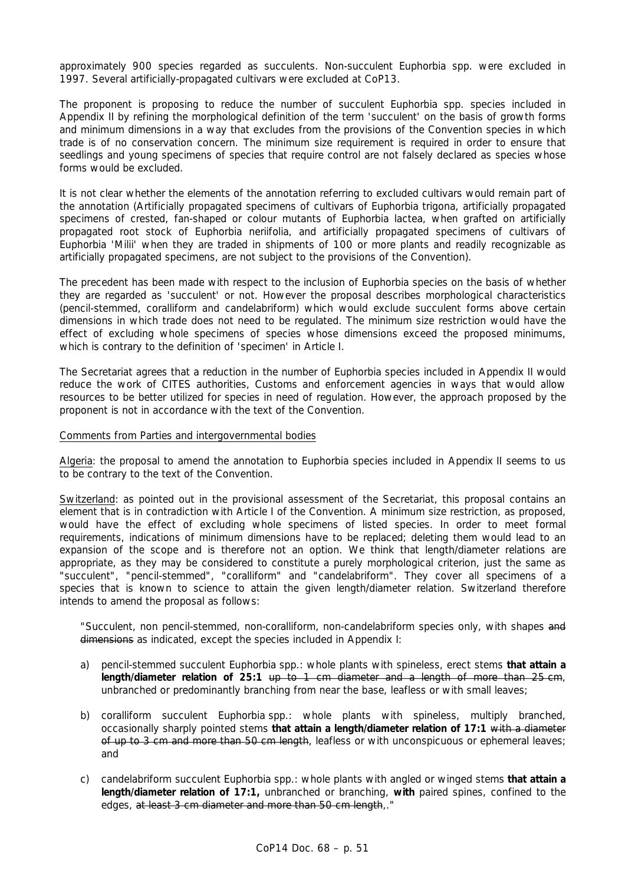approximately 900 species regarded as succulents. Non-succulent Euphorbia spp. were excluded in 1997. Several artificially-propagated cultivars were excluded at CoP13.

The proponent is proposing to reduce the number of succulent Euphorbia spp. species included in Appendix II by refining the morphological definition of the term 'succulent' on the basis of growth forms and minimum dimensions in a way that excludes from the provisions of the Convention species in which trade is of no conservation concern. The minimum size requirement is required in order to ensure that seedlings and young specimens of species that require control are not falsely declared as species whose forms would be excluded.

It is not clear whether the elements of the annotation referring to excluded cultivars would remain part of the annotation (Artificially propagated specimens of cultivars of Euphorbia trigona, artificially propagated specimens of crested, fan-shaped or colour mutants of Euphorbia lactea, when grafted on artificially propagated root stock of Euphorbia neriifolia, and artificially propagated specimens of cultivars of Euphorbia 'Milii' when they are traded in shipments of 100 or more plants and readily recognizable as artificially propagated specimens, are not subject to the provisions of the Convention).

The precedent has been made with respect to the inclusion of Euphorbia species on the basis of whether they are regarded as 'succulent' or not. However the proposal describes morphological characteristics (pencil-stemmed, coralliform and candelabriform) which would exclude succulent forms above certain dimensions in which trade does not need to be regulated. The minimum size restriction would have the effect of excluding whole specimens of species whose dimensions exceed the proposed minimums, which is contrary to the definition of 'specimen' in Article I.

The Secretariat agrees that a reduction in the number of Euphorbia species included in Appendix II would reduce the work of CITES authorities, Customs and enforcement agencies in ways that would allow resources to be better utilized for species in need of regulation. However, the approach proposed by the proponent is not in accordance with the text of the Convention.

<u>Comments from Parties and intergovernmental bodies</u>

<u>Algeria</u>: the proposal to amend the annotation to Euphorbia species included in Appendix II seems to us to be contrary to the text of the Convention.

<u>Switzerland</u>: as pointed out in the provisional assessment of the Secretariat, this proposal contains an element that is in contradiction with Article I of the Convention. A minimum size restriction, as proposed, would have the effect of excluding whole specimens of listed species. In order to meet formal requirements, indications of minimum dimensions have to be replaced; deleting them would lead to an expansion of the scope and is therefore not an option. We think that length/diameter relations are appropriate, as they may be considered to constitute a purely morphological criterion, just the same as "succulent", "pencil-stemmed", "coralliform" and "candelabriform". They cover all specimens of a species that is known to science to attain the given length/diameter relation. Switzerland therefore intends to amend the proposal as follows:

> "Succulent, non pencil-stemmed, non-coralliform, non-candelabriform species only, with shapes ~~and dimensions~~ as indicated, except the species included in Appendix I:
>
> a) pencil-stemmed succulent Euphorbia spp.: whole plants with spineless, erect stems **that attain a length/diameter relation of 25:1** ~~up to 1 cm diameter and a length of more than 25 cm~~, unbranched or predominantly branching from near the base, leafless or with small leaves;
>
> b) coralliform succulent Euphorbia spp.: whole plants with spineless, multiply branched, occasionally sharply pointed stems **that attain a length/diameter relation of 17:1** ~~with a diameter of up to 3 cm and more than 50 cm length~~, leafless or with unconspicuous or ephemeral leaves; and
>
> c) candelabriform succulent Euphorbia spp.: whole plants with angled or winged stems **that attain a length/diameter relation of 17:1,** unbranched or branching, **with** paired spines, confined to the edges, ~~at least 3 cm diameter and more than 50 cm length~~,."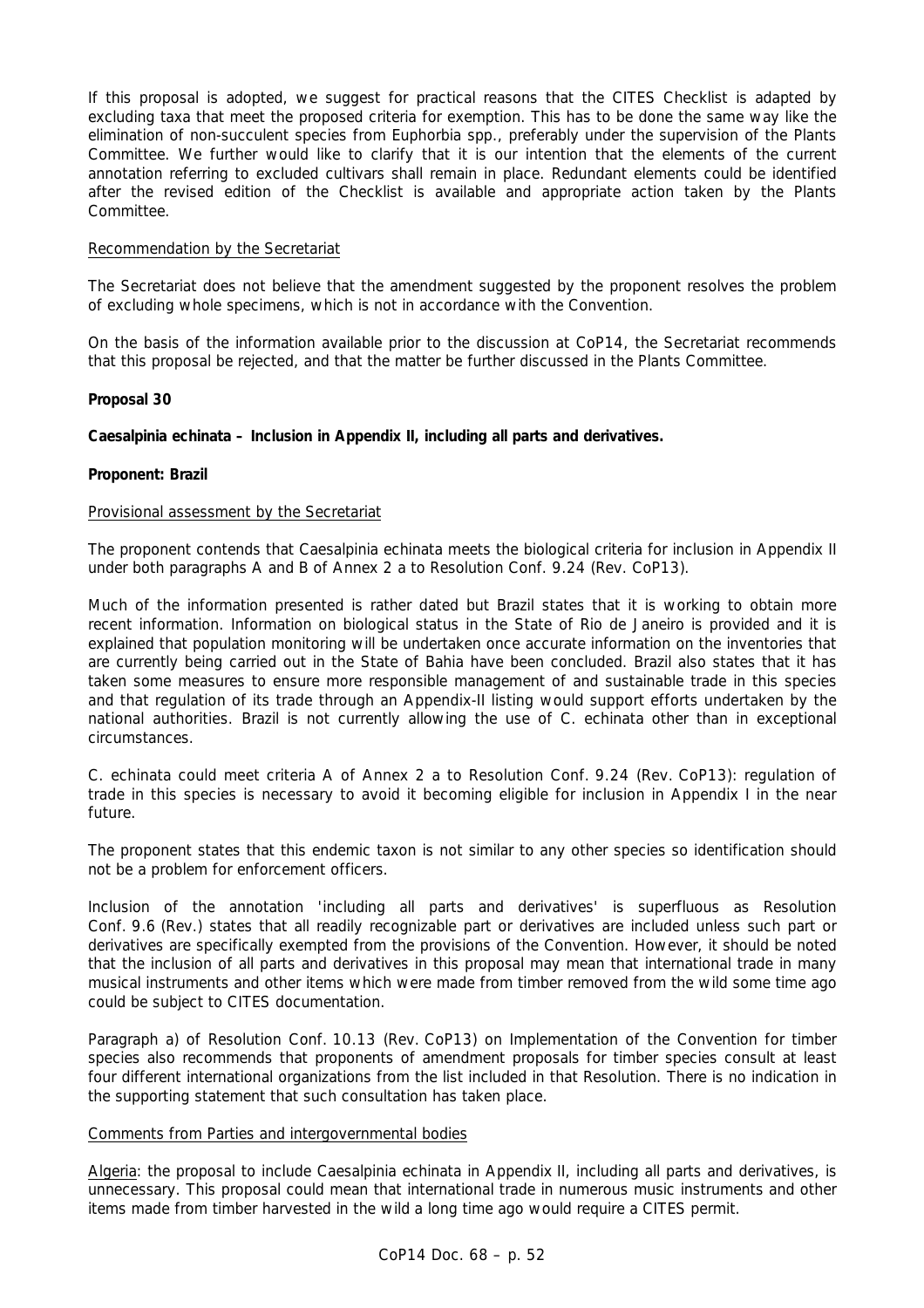If this proposal is adopted, we suggest for practical reasons that the CITES Checklist is adapted by excluding taxa that meet the proposed criteria for exemption. This has to be done the same way like the elimination of non-succulent species from Euphorbia spp., preferably under the supervision of the Plants Committee. We further would like to clarify that it is our intention that the elements of the current annotation referring to excluded cultivars shall remain in place. Redundant elements could be identified after the revised edition of the Checklist is available and appropriate action taken by the Plants Committee.

Recommendation by the Secretariat

The Secretariat does not believe that the amendment suggested by the proponent resolves the problem of excluding whole specimens, which is not in accordance with the Convention.

On the basis of the information available prior to the discussion at CoP14, the Secretariat recommends that this proposal be rejected, and that the matter be further discussed in the Plants Committee.

**Proposal 30**

***Caesalpinia echinata* – Inclusion in Appendix II, including all parts and derivatives.**

**Proponent: Brazil**

Provisional assessment by the Secretariat

The proponent contends that *Caesalpinia echinata* meets the biological criteria for inclusion in Appendix II under both paragraphs A and B of Annex 2 a to Resolution Conf. 9.24 (Rev. CoP13).

Much of the information presented is rather dated but Brazil states that it is working to obtain more recent information. Information on biological status in the State of Rio de Janeiro is provided and it is explained that population monitoring will be undertaken once accurate information on the inventories that are currently being carried out in the State of Bahia have been concluded. Brazil also states that it has taken some measures to ensure more responsible management of and sustainable trade in this species and that regulation of its trade through an Appendix-II listing would support efforts undertaken by the national authorities. Brazil is not currently allowing the use of *C. echinata* other than in exceptional circumstances.

*C. echinata* could meet criteria A of Annex 2 a to Resolution Conf. 9.24 (Rev. CoP13): regulation of trade in this species is necessary to avoid it becoming eligible for inclusion in Appendix I in the near future.

The proponent states that this endemic taxon is not similar to any other species so identification should not be a problem for enforcement officers.

Inclusion of the annotation 'including all parts and derivatives' is superfluous as Resolution Conf. 9.6 (Rev.) states that all readily recognizable part or derivatives are included unless such part or derivatives are specifically exempted from the provisions of the Convention. However, it should be noted that the inclusion of all parts and derivatives in this proposal may mean that international trade in many musical instruments and other items which were made from timber removed from the wild some time ago could be subject to CITES documentation.

Paragraph a) of Resolution Conf. 10.13 (Rev. CoP13) on Implementation of the Convention for timber species also recommends that proponents of amendment proposals for timber species consult at least four different international organizations from the list included in that Resolution. There is no indication in the supporting statement that such consultation has taken place.

Comments from Parties and intergovernmental bodies

Algeria: the proposal to include *Caesalpinia echinata* in Appendix II, including all parts and derivatives, is unnecessary. This proposal could mean that international trade in numerous music instruments and other items made from timber harvested in the wild a long time ago would require a CITES permit.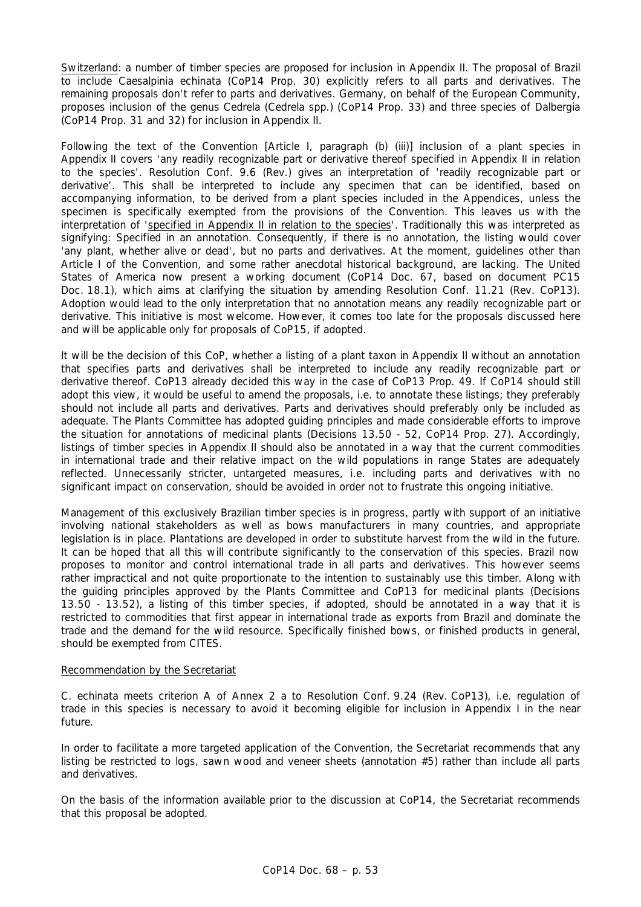Switzerland: a number of timber species are proposed for inclusion in Appendix II. The proposal of Brazil to include *Caesalpinia echinata* (CoP14 Prop. 30) explicitly refers to all parts and derivatives. The remaining proposals don't refer to parts and derivatives. Germany, on behalf of the European Community, proposes inclusion of the genus *Cedrela* (*Cedrela* spp.) (CoP14 Prop. 33) and three species of *Dalbergia* (CoP14 Prop. 31 and 32) for inclusion in Appendix II.

Following the text of the Convention [Article I, paragraph (b) (iii)] inclusion of a plant species in Appendix II covers 'any readily recognizable part or derivative thereof specified in Appendix II in relation to the species'. Resolution Conf. 9.6 (Rev.) gives an interpretation of 'readily recognizable part or derivative'. This shall be interpreted to include any specimen that can be identified, based on accompanying information, to be derived from a plant species included in the Appendices, unless the specimen is specifically exempted from the provisions of the Convention. This leaves us with the interpretation of 'specified in Appendix II in relation to the species'. Traditionally this was interpreted as signifying: Specified in an annotation. Consequently, if there is no annotation, the listing would cover 'any plant, whether alive or dead', but no parts and derivatives. At the moment, guidelines other than Article I of the Convention, and some rather anecdotal historical background, are lacking. The United States of America now present a working document (CoP14 Doc. 67, based on document PC15 Doc. 18.1), which aims at clarifying the situation by amending Resolution Conf. 11.21 (Rev. CoP13). Adoption would lead to the only interpretation that no annotation means any readily recognizable part or derivative. This initiative is most welcome. However, it comes too late for the proposals discussed here and will be applicable only for proposals of CoP15, if adopted.

It will be the decision of this CoP, whether a listing of a plant taxon in Appendix II without an annotation that specifies parts and derivatives shall be interpreted to include any readily recognizable part or derivative thereof. CoP13 already decided this way in the case of CoP13 Prop. 49. If CoP14 should still adopt this view, it would be useful to amend the proposals, i.e. to annotate these listings; they preferably should not include all parts and derivatives. Parts and derivatives should preferably only be included as adequate. The Plants Committee has adopted guiding principles and made considerable efforts to improve the situation for annotations of medicinal plants (Decisions 13.50 - 52, CoP14 Prop. 27). Accordingly, listings of timber species in Appendix II should also be annotated in a way that the current commodities in international trade and their relative impact on the wild populations in range States are adequately reflected. Unnecessarily stricter, untargeted measures, i.e. including parts and derivatives with no significant impact on conservation, should be avoided in order not to frustrate this ongoing initiative.

Management of this exclusively Brazilian timber species is in progress, partly with support of an initiative involving national stakeholders as well as bows manufacturers in many countries, and appropriate legislation is in place. Plantations are developed in order to substitute harvest from the wild in the future. It can be hoped that all this will contribute significantly to the conservation of this species. Brazil now proposes to monitor and control international trade in all parts and derivatives. This however seems rather impractical and not quite proportionate to the intention to sustainably use this timber. Along with the guiding principles approved by the Plants Committee and CoP13 for medicinal plants (Decisions 13.50 - 13.52), a listing of this timber species, if adopted, should be annotated in a way that it is restricted to commodities that first appear in international trade as exports from Brazil and dominate the trade and the demand for the wild resource. Specifically finished bows, or finished products in general, should be exempted from CITES.

Recommendation by the Secretariat

*C. echinata* meets criterion A of Annex 2 a to Resolution Conf. 9.24 (Rev. CoP13), i.e. regulation of trade in this species is necessary to avoid it becoming eligible for inclusion in Appendix I in the near future.

In order to facilitate a more targeted application of the Convention, the Secretariat recommends that any listing be restricted to logs, sawn wood and veneer sheets (annotation #5) rather than include all parts and derivatives.

On the basis of the information available prior to the discussion at CoP14, the Secretariat recommends that this proposal be adopted.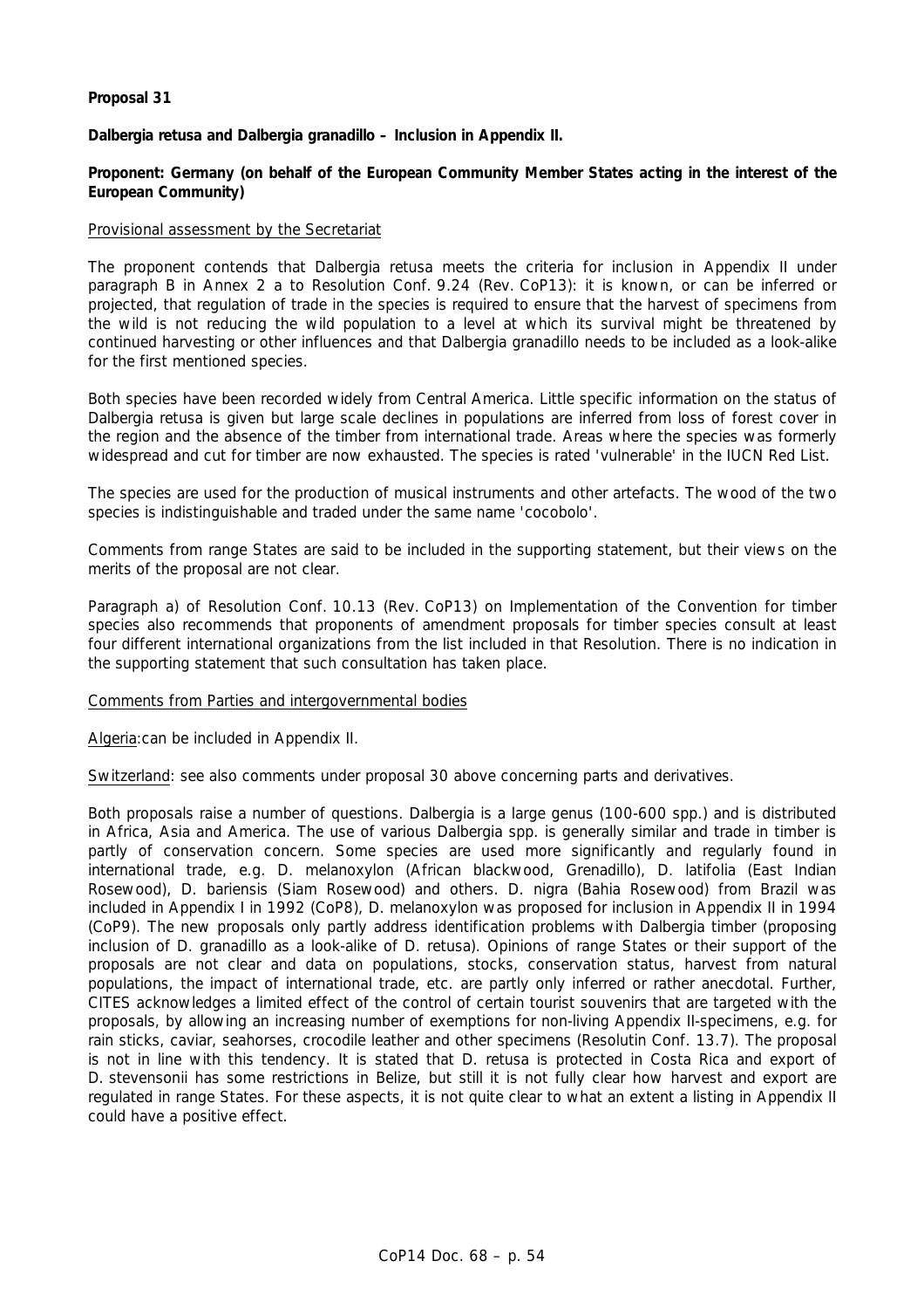**Proposal 31**

**Dalbergia retusa and Dalbergia granadillo – Inclusion in Appendix II.**

**Proponent: Germany (on behalf of the European Community Member States acting in the interest of the European Community)**

Provisional assessment by the Secretariat

The proponent contends that Dalbergia retusa meets the criteria for inclusion in Appendix II under paragraph B in Annex 2 a to Resolution Conf. 9.24 (Rev. CoP13): it is known, or can be inferred or projected, that regulation of trade in the species is required to ensure that the harvest of specimens from the wild is not reducing the wild population to a level at which its survival might be threatened by continued harvesting or other influences and that Dalbergia granadillo needs to be included as a look-alike for the first mentioned species.

Both species have been recorded widely from Central America. Little specific information on the status of Dalbergia retusa is given but large scale declines in populations are inferred from loss of forest cover in the region and the absence of the timber from international trade. Areas where the species was formerly widespread and cut for timber are now exhausted. The species is rated 'vulnerable' in the IUCN Red List.

The species are used for the production of musical instruments and other artefacts. The wood of the two species is indistinguishable and traded under the same name 'cocobolo'.

Comments from range States are said to be included in the supporting statement, but their views on the merits of the proposal are not clear.

Paragraph a) of Resolution Conf. 10.13 (Rev. CoP13) on Implementation of the Convention for timber species also recommends that proponents of amendment proposals for timber species consult at least four different international organizations from the list included in that Resolution. There is no indication in the supporting statement that such consultation has taken place.

Comments from Parties and intergovernmental bodies

Algeria:can be included in Appendix II.

Switzerland: see also comments under proposal 30 above concerning parts and derivatives.

Both proposals raise a number of questions. Dalbergia is a large genus (100-600 spp.) and is distributed in Africa, Asia and America. The use of various Dalbergia spp. is generally similar and trade in timber is partly of conservation concern. Some species are used more significantly and regularly found in international trade, e.g. D. melanoxylon (African blackwood, Grenadillo), D. latifolia (East Indian Rosewood), D. bariensis (Siam Rosewood) and others. D. nigra (Bahia Rosewood) from Brazil was included in Appendix I in 1992 (CoP8), D. melanoxylon was proposed for inclusion in Appendix II in 1994 (CoP9). The new proposals only partly address identification problems with Dalbergia timber (proposing inclusion of D. granadillo as a look-alike of D. retusa). Opinions of range States or their support of the proposals are not clear and data on populations, stocks, conservation status, harvest from natural populations, the impact of international trade, etc. are partly only inferred or rather anecdotal. Further, CITES acknowledges a limited effect of the control of certain tourist souvenirs that are targeted with the proposals, by allowing an increasing number of exemptions for non-living Appendix II-specimens, e.g. for rain sticks, caviar, seahorses, crocodile leather and other specimens (Resolutin Conf. 13.7). The proposal is not in line with this tendency. It is stated that D. retusa is protected in Costa Rica and export of D. stevensonii has some restrictions in Belize, but still it is not fully clear how harvest and export are regulated in range States. For these aspects, it is not quite clear to what an extent a listing in Appendix II could have a positive effect.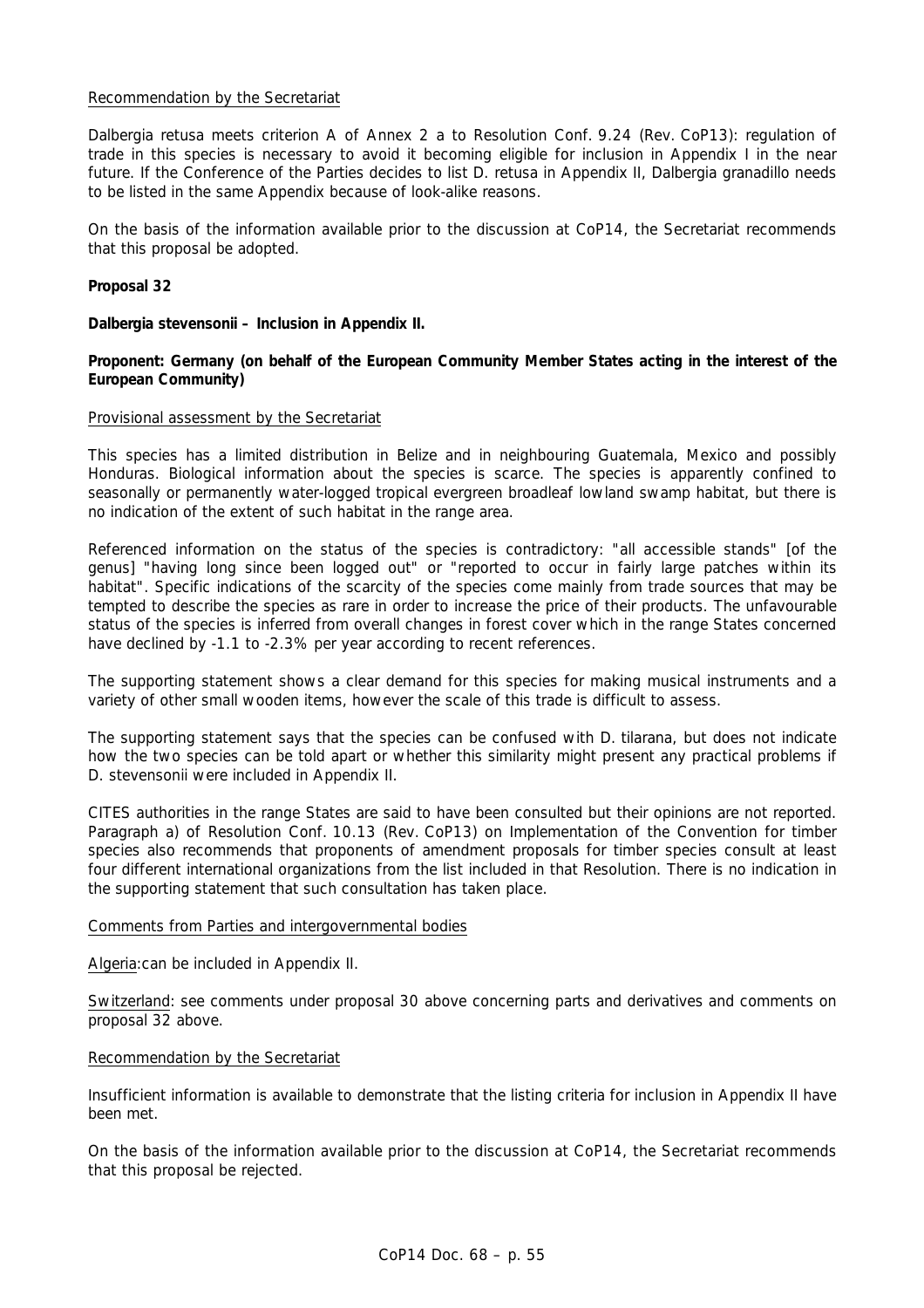Recommendation by the Secretariat

Dalbergia retusa meets criterion A of Annex 2 a to Resolution Conf. 9.24 (Rev. CoP13): regulation of trade in this species is necessary to avoid it becoming eligible for inclusion in Appendix I in the near future. If the Conference of the Parties decides to list D. retusa in Appendix II, Dalbergia granadillo needs to be listed in the same Appendix because of look-alike reasons.

On the basis of the information available prior to the discussion at CoP14, the Secretariat recommends that this proposal be adopted.

**Proposal 32**

**Dalbergia stevensonii – Inclusion in Appendix II.**

**Proponent: Germany (on behalf of the European Community Member States acting in the interest of the European Community)**

Provisional assessment by the Secretariat

This species has a limited distribution in Belize and in neighbouring Guatemala, Mexico and possibly Honduras. Biological information about the species is scarce. The species is apparently confined to seasonally or permanently water-logged tropical evergreen broadleaf lowland swamp habitat, but there is no indication of the extent of such habitat in the range area.

Referenced information on the status of the species is contradictory: "all accessible stands" [of the genus] "having long since been logged out" or "reported to occur in fairly large patches within its habitat". Specific indications of the scarcity of the species come mainly from trade sources that may be tempted to describe the species as rare in order to increase the price of their products. The unfavourable status of the species is inferred from overall changes in forest cover which in the range States concerned have declined by -1.1 to -2.3% per year according to recent references.

The supporting statement shows a clear demand for this species for making musical instruments and a variety of other small wooden items, however the scale of this trade is difficult to assess.

The supporting statement says that the species can be confused with D. tilarana, but does not indicate how the two species can be told apart or whether this similarity might present any practical problems if D. stevensonii were included in Appendix II.

CITES authorities in the range States are said to have been consulted but their opinions are not reported. Paragraph a) of Resolution Conf. 10.13 (Rev. CoP13) on Implementation of the Convention for timber species also recommends that proponents of amendment proposals for timber species consult at least four different international organizations from the list included in that Resolution. There is no indication in the supporting statement that such consultation has taken place.

Comments from Parties and intergovernmental bodies

Algeria:can be included in Appendix II.

Switzerland: see comments under proposal 30 above concerning parts and derivatives and comments on proposal 32 above.

Recommendation by the Secretariat

Insufficient information is available to demonstrate that the listing criteria for inclusion in Appendix II have been met.

On the basis of the information available prior to the discussion at CoP14, the Secretariat recommends that this proposal be rejected.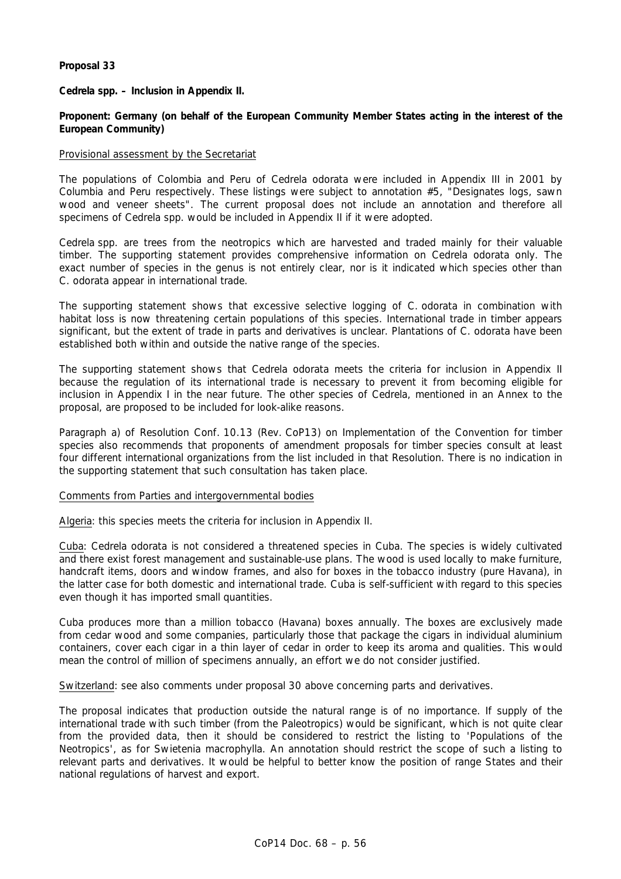**Proposal 33**

***Cedrela* spp. – Inclusion in Appendix II.**

**Proponent: Germany (on behalf of the European Community Member States acting in the interest of the European Community)**

Provisional assessment by the Secretariat

The populations of Colombia and Peru of *Cedrela odorata* were included in Appendix III in 2001 by Columbia and Peru respectively. These listings were subject to annotation #5, "Designates logs, sawn wood and veneer sheets". The current proposal does not include an annotation and therefore all specimens of *Cedrela* spp. would be included in Appendix II if it were adopted.

*Cedrela* spp. are trees from the neotropics which are harvested and traded mainly for their valuable timber. The supporting statement provides comprehensive information on *Cedrela odorata* only. The exact number of species in the genus is not entirely clear, nor is it indicated which species other than *C. odorata* appear in international trade.

The supporting statement shows that excessive selective logging of *C. odorata* in combination with habitat loss is now threatening certain populations of this species. International trade in timber appears significant, but the extent of trade in parts and derivatives is unclear. Plantations of *C. odorata* have been established both within and outside the native range of the species.

The supporting statement shows that *Cedrela odorata* meets the criteria for inclusion in Appendix II because the regulation of its international trade is necessary to prevent it from becoming eligible for inclusion in Appendix I in the near future. The other species of *Cedrela*, mentioned in an Annex to the proposal, are proposed to be included for look-alike reasons.

Paragraph a) of Resolution Conf. 10.13 (Rev. CoP13) on Implementation of the Convention for timber species also recommends that proponents of amendment proposals for timber species consult at least four different international organizations from the list included in that Resolution. There is no indication in the supporting statement that such consultation has taken place.

Comments from Parties and intergovernmental bodies

Algeria: this species meets the criteria for inclusion in Appendix II.

Cuba: *Cedrela odorata* is not considered a threatened species in Cuba. The species is widely cultivated and there exist forest management and sustainable-use plans. The wood is used locally to make furniture, handcraft items, doors and window frames, and also for boxes in the tobacco industry (pure Havana), in the latter case for both domestic and international trade. Cuba is self-sufficient with regard to this species even though it has imported small quantities.

Cuba produces more than a million tobacco (Havana) boxes annually. The boxes are exclusively made from cedar wood and some companies, particularly those that package the cigars in individual aluminium containers, cover each cigar in a thin layer of cedar in order to keep its aroma and qualities. This would mean the control of million of specimens annually, an effort we do not consider justified.

Switzerland: see also comments under proposal 30 above concerning parts and derivatives.

The proposal indicates that production outside the natural range is of no importance. If supply of the international trade with such timber (from the Paleotropics) would be significant, which is not quite clear from the provided data, then it should be considered to restrict the listing to 'Populations of the Neotropics', as for *Swietenia macrophylla*. An annotation should restrict the scope of such a listing to relevant parts and derivatives. It would be helpful to better know the position of range States and their national regulations of harvest and export.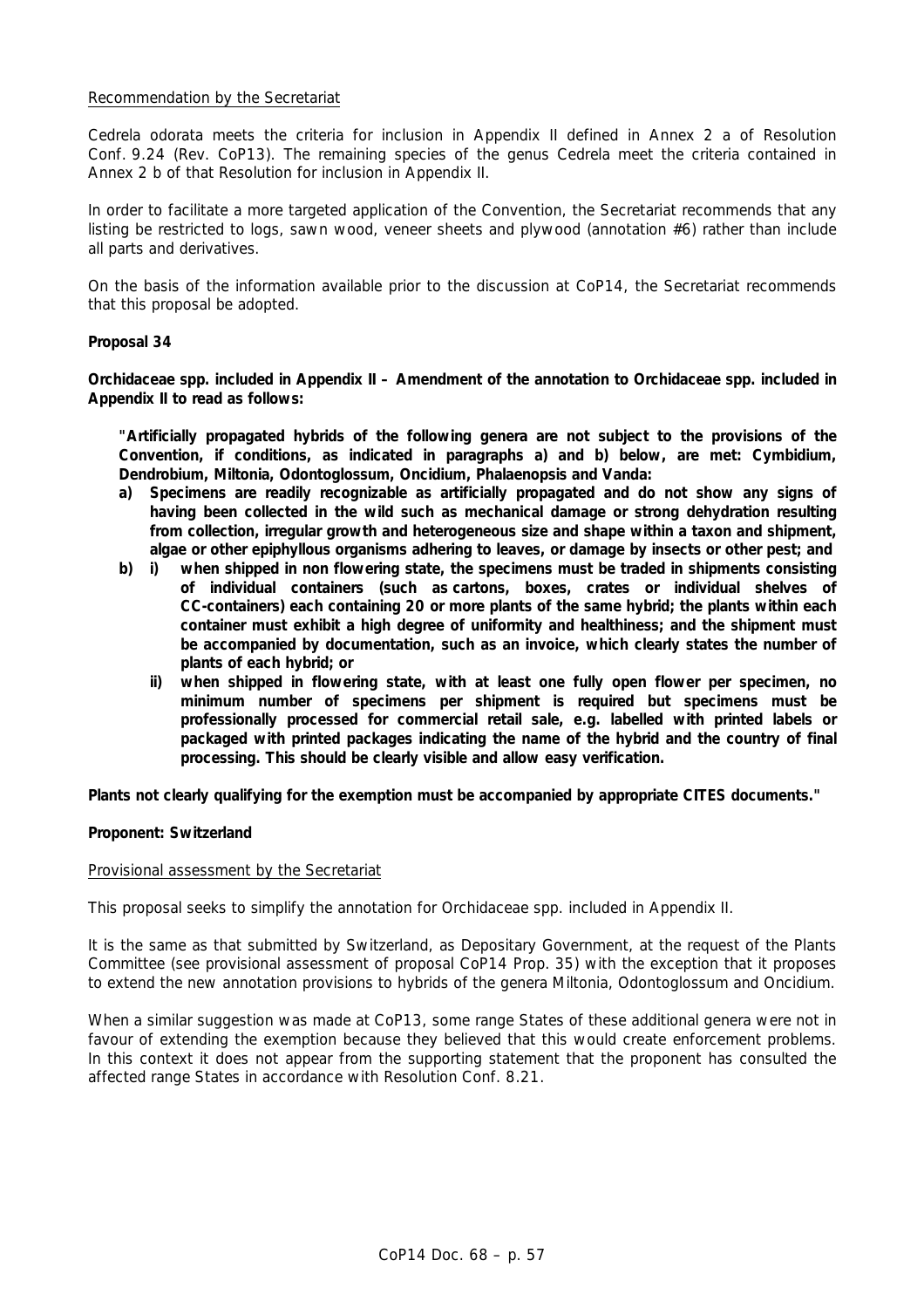Recommendation by the Secretariat

Cedrela odorata meets the criteria for inclusion in Appendix II defined in Annex 2 a of Resolution Conf. 9.24 (Rev. CoP13). The remaining species of the genus Cedrela meet the criteria contained in Annex 2 b of that Resolution for inclusion in Appendix II.

In order to facilitate a more targeted application of the Convention, the Secretariat recommends that any listing be restricted to logs, sawn wood, veneer sheets and plywood (annotation #6) rather than include all parts and derivatives.

On the basis of the information available prior to the discussion at CoP14, the Secretariat recommends that this proposal be adopted.

**Proposal 34**

**Orchidaceae spp. included in Appendix II – Amendment of the annotation to Orchidaceae spp. included in Appendix II to read as follows:**

> **"Artificially propagated hybrids of the following genera are not subject to the provisions of the Convention, if conditions, as indicated in paragraphs a) and b) below, are met: Cymbidium, Dendrobium, Miltonia, Odontoglossum, Oncidium, Phalaenopsis and Vanda:**
>
> **a) Specimens are readily recognizable as artificially propagated and do not show any signs of having been collected in the wild such as mechanical damage or strong dehydration resulting from collection, irregular growth and heterogeneous size and shape within a taxon and shipment, algae or other epiphyllous organisms adhering to leaves, or damage by insects or other pest; and**
>
> **b) i) when shipped in non flowering state, the specimens must be traded in shipments consisting of individual containers (such as cartons, boxes, crates or individual shelves of CC-containers) each containing 20 or more plants of the same hybrid; the plants within each container must exhibit a high degree of uniformity and healthiness; and the shipment must be accompanied by documentation, such as an invoice, which clearly states the number of plants of each hybrid; or**
>
> **ii) when shipped in flowering state, with at least one fully open flower per specimen, no minimum number of specimens per shipment is required but specimens must be professionally processed for commercial retail sale, e.g. labelled with printed labels or packaged with printed packages indicating the name of the hybrid and the country of final processing. This should be clearly visible and allow easy verification.**

**Plants not clearly qualifying for the exemption must be accompanied by appropriate CITES documents."**

**Proponent: Switzerland**

Provisional assessment by the Secretariat

This proposal seeks to simplify the annotation for Orchidaceae spp. included in Appendix II.

It is the same as that submitted by Switzerland, as Depositary Government, at the request of the Plants Committee (see provisional assessment of proposal CoP14 Prop. 35) with the exception that it proposes to extend the new annotation provisions to hybrids of the genera Miltonia, Odontoglossum and Oncidium.

When a similar suggestion was made at CoP13, some range States of these additional genera were not in favour of extending the exemption because they believed that this would create enforcement problems. In this context it does not appear from the supporting statement that the proponent has consulted the affected range States in accordance with Resolution Conf. 8.21.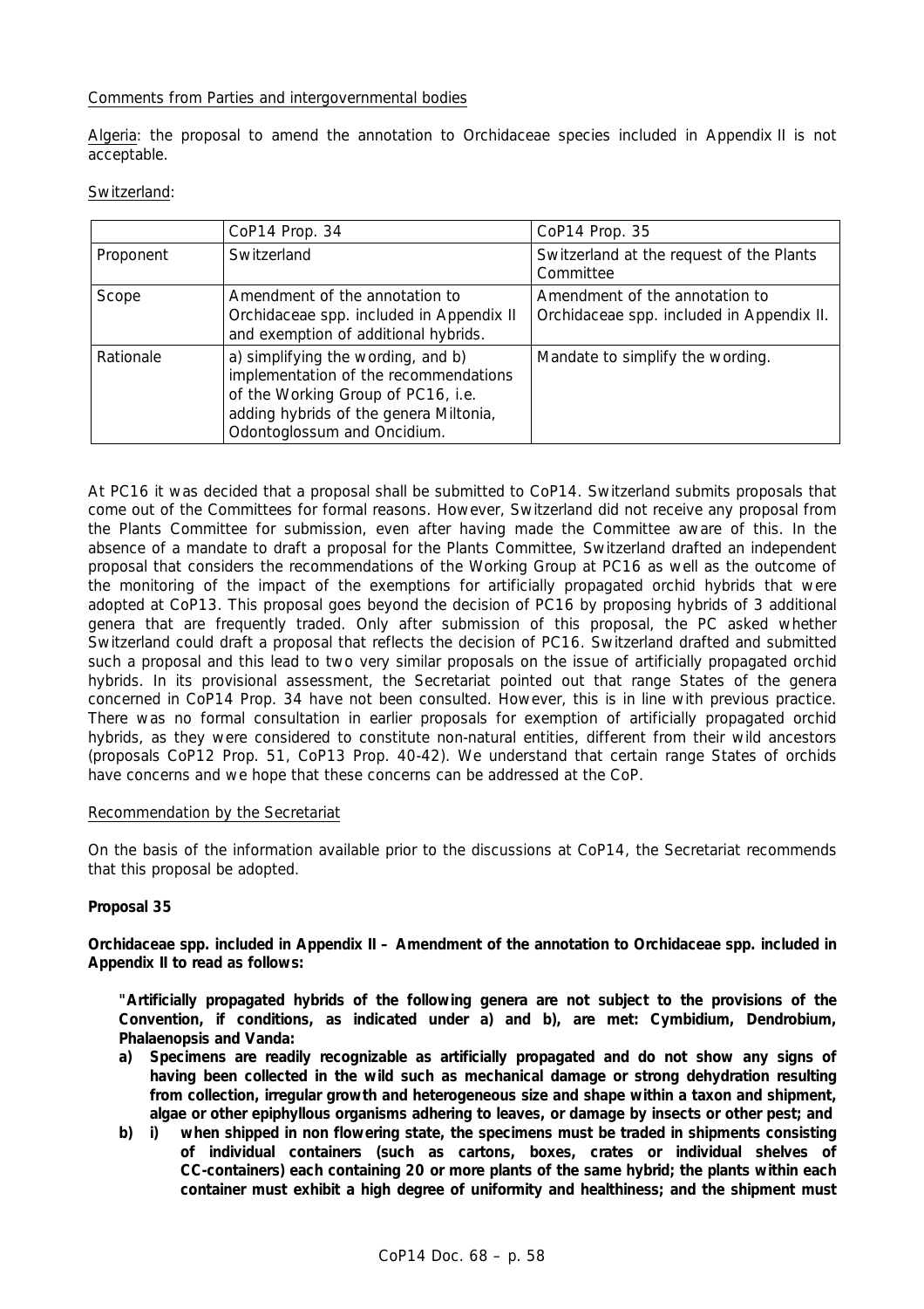Comments from Parties and intergovernmental bodies

Algeria: the proposal to amend the annotation to Orchidaceae species included in Appendix II is not acceptable.

Switzerland:

| | CoP14 Prop. 34 | CoP14 Prop. 35 |
|---|---|---|
| Proponent | Switzerland | Switzerland at the request of the Plants Committee |
| Scope | Amendment of the annotation to Orchidaceae spp. included in Appendix II and exemption of additional hybrids. | Amendment of the annotation to Orchidaceae spp. included in Appendix II. |
| Rationale | a) simplifying the wording, and b) implementation of the recommendations of the Working Group of PC16, i.e. adding hybrids of the genera Miltonia, Odontoglossum and Oncidium. | Mandate to simplify the wording. |

At PC16 it was decided that a proposal shall be submitted to CoP14. Switzerland submits proposals that come out of the Committees for formal reasons. However, Switzerland did not receive any proposal from the Plants Committee for submission, even after having made the Committee aware of this. In the absence of a mandate to draft a proposal for the Plants Committee, Switzerland drafted an independent proposal that considers the recommendations of the Working Group at PC16 as well as the outcome of the monitoring of the impact of the exemptions for artificially propagated orchid hybrids that were adopted at CoP13. This proposal goes beyond the decision of PC16 by proposing hybrids of 3 additional genera that are frequently traded. Only after submission of this proposal, the PC asked whether Switzerland could draft a proposal that reflects the decision of PC16. Switzerland drafted and submitted such a proposal and this lead to two very similar proposals on the issue of artificially propagated orchid hybrids. In its provisional assessment, the Secretariat pointed out that range States of the genera concerned in CoP14 Prop. 34 have not been consulted. However, this is in line with previous practice. There was no formal consultation in earlier proposals for exemption of artificially propagated orchid hybrids, as they were considered to constitute non-natural entities, different from their wild ancestors (proposals CoP12 Prop. 51, CoP13 Prop. 40-42). We understand that certain range States of orchids have concerns and we hope that these concerns can be addressed at the CoP.

Recommendation by the Secretariat

On the basis of the information available prior to the discussions at CoP14, the Secretariat recommends that this proposal be adopted.

**Proposal 35**

**Orchidaceae spp. included in Appendix II – Amendment of the annotation to Orchidaceae spp. included in Appendix II to read as follows:**

**"Artificially propagated hybrids of the following genera are not subject to the provisions of the Convention, if conditions, as indicated under a) and b), are met: Cymbidium, Dendrobium, Phalaenopsis and Vanda:**

**a) Specimens are readily recognizable as artificially propagated and do not show any signs of having been collected in the wild such as mechanical damage or strong dehydration resulting from collection, irregular growth and heterogeneous size and shape within a taxon and shipment, algae or other epiphyllous organisms adhering to leaves, or damage by insects or other pest; and**

**b) i) when shipped in non flowering state, the specimens must be traded in shipments consisting of individual containers (such as cartons, boxes, crates or individual shelves of CC-containers) each containing 20 or more plants of the same hybrid; the plants within each container must exhibit a high degree of uniformity and healthiness; and the shipment must**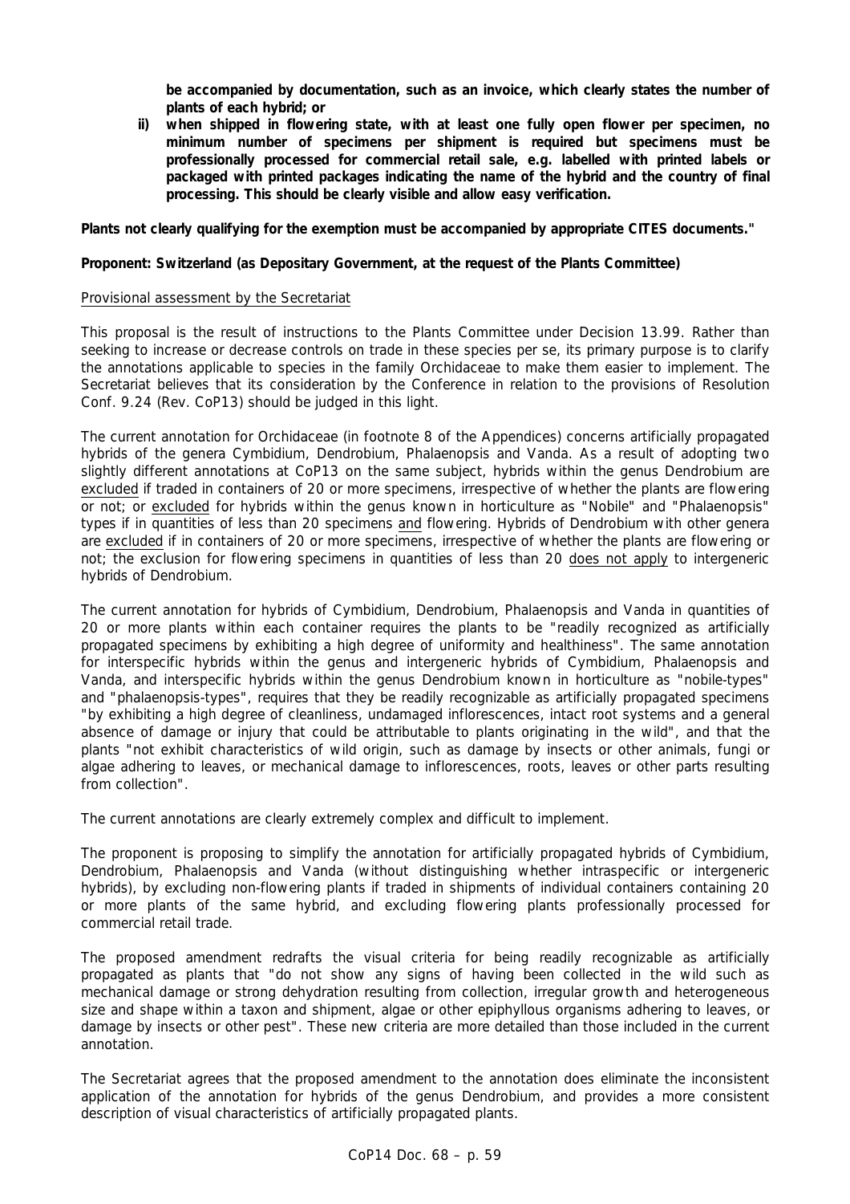**be accompanied by documentation, such as an invoice, which clearly states the number of plants of each hybrid; or**

**ii) when shipped in flowering state, with at least one fully open flower per specimen, no minimum number of specimens per shipment is required but specimens must be professionally processed for commercial retail sale, e.g. labelled with printed labels or packaged with printed packages indicating the name of the hybrid and the country of final processing. This should be clearly visible and allow easy verification.**

**Plants not clearly qualifying for the exemption must be accompanied by appropriate CITES documents."**

**Proponent: Switzerland (as Depositary Government, at the request of the Plants Committee)**

Provisional assessment by the Secretariat

This proposal is the result of instructions to the Plants Committee under Decision 13.99. Rather than seeking to increase or decrease controls on trade in these species per se, its primary purpose is to clarify the annotations applicable to species in the family Orchidaceae to make them easier to implement. The Secretariat believes that its consideration by the Conference in relation to the provisions of Resolution Conf. 9.24 (Rev. CoP13) should be judged in this light.

The current annotation for Orchidaceae (in footnote 8 of the Appendices) concerns artificially propagated hybrids of the genera *Cymbidium*, *Dendrobium*, *Phalaenopsis* and *Vanda*. As a result of adopting two slightly different annotations at CoP13 on the same subject, hybrids within the genus *Dendrobium* are excluded if traded in containers of 20 or more specimens, irrespective of whether the plants are flowering or not; or excluded for hybrids within the genus known in horticulture as "Nobile" and "Phalaenopsis" types if in quantities of less than 20 specimens and flowering. Hybrids of *Dendrobium* with other genera are excluded if in containers of 20 or more specimens, irrespective of whether the plants are flowering or not; the exclusion for flowering specimens in quantities of less than 20 does not apply to intergeneric hybrids of *Dendrobium*.

The current annotation for hybrids of *Cymbidium*, *Dendrobium*, *Phalaenopsis* and *Vanda* in quantities of 20 or more plants within each container requires the plants to be "readily recognized as artificially propagated specimens by exhibiting a high degree of uniformity and healthiness". The same annotation for interspecific hybrids within the genus and intergeneric hybrids of *Cymbidium*, *Phalaenopsis* and *Vanda*, and interspecific hybrids within the genus *Dendrobium* known in horticulture as "nobile-types" and "phalaenopsis-types", requires that they be readily recognizable as artificially propagated specimens "by exhibiting a high degree of cleanliness, undamaged inflorescences, intact root systems and a general absence of damage or injury that could be attributable to plants originating in the wild", and that the plants "not exhibit characteristics of wild origin, such as damage by insects or other animals, fungi or algae adhering to leaves, or mechanical damage to inflorescences, roots, leaves or other parts resulting from collection".

The current annotations are clearly extremely complex and difficult to implement.

The proponent is proposing to simplify the annotation for artificially propagated hybrids of *Cymbidium*, *Dendrobium*, *Phalaenopsis* and *Vanda* (without distinguishing whether intraspecific or intergeneric hybrids), by excluding non-flowering plants if traded in shipments of individual containers containing 20 or more plants of the same hybrid, and excluding flowering plants professionally processed for commercial retail trade.

The proposed amendment redrafts the visual criteria for being readily recognizable as artificially propagated as plants that "do not show any signs of having been collected in the wild such as mechanical damage or strong dehydration resulting from collection, irregular growth and heterogeneous size and shape within a taxon and shipment, algae or other epiphyllous organisms adhering to leaves, or damage by insects or other pest". These new criteria are more detailed than those included in the current annotation.

The Secretariat agrees that the proposed amendment to the annotation does eliminate the inconsistent application of the annotation for hybrids of the genus *Dendrobium*, and provides a more consistent description of visual characteristics of artificially propagated plants.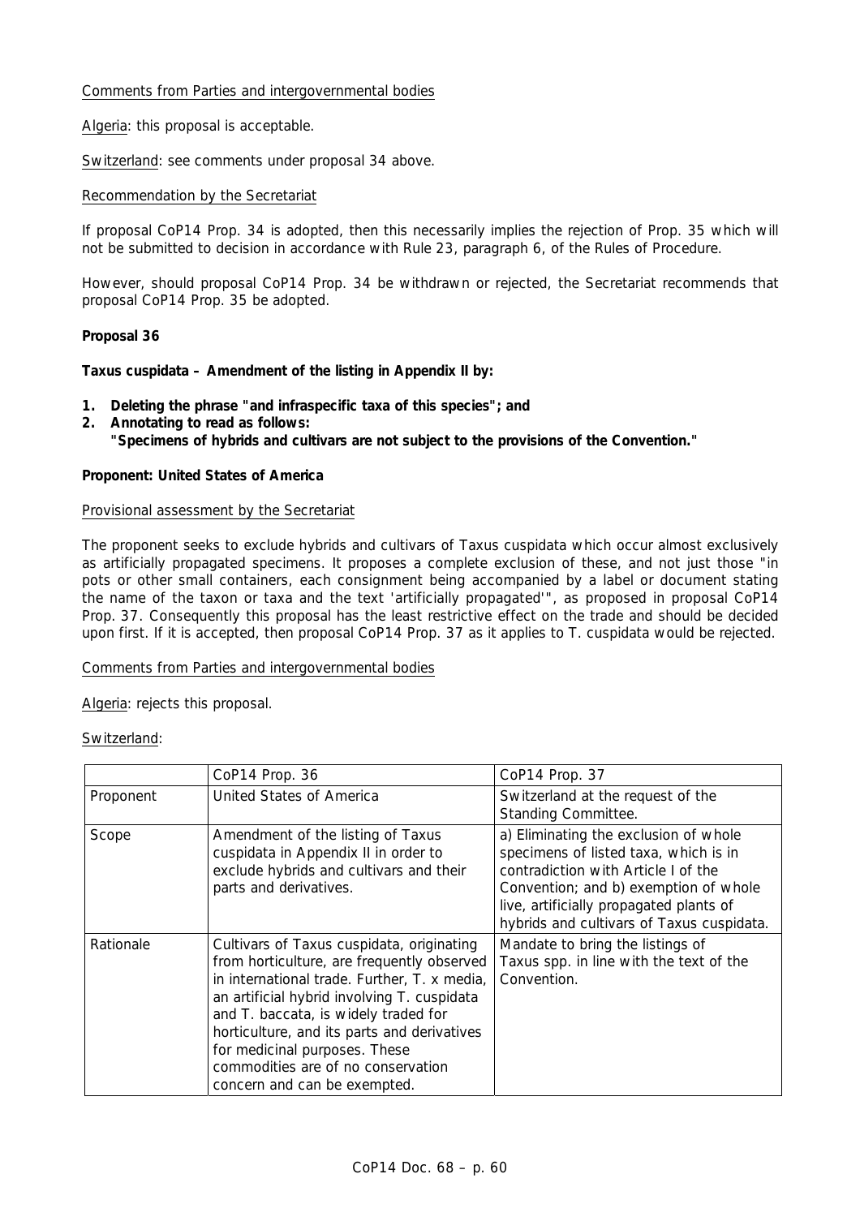Comments from Parties and intergovernmental bodies

Algeria: this proposal is acceptable.

Switzerland: see comments under proposal 34 above.

Recommendation by the Secretariat

If proposal CoP14 Prop. 34 is adopted, then this necessarily implies the rejection of Prop. 35 which will not be submitted to decision in accordance with Rule 23, paragraph 6, of the Rules of Procedure.

However, should proposal CoP14 Prop. 34 be withdrawn or rejected, the Secretariat recommends that proposal CoP14 Prop. 35 be adopted.

**Proposal 36**

**Taxus cuspidata – Amendment of the listing in Appendix II by:**

1. **Deleting the phrase "and infraspecific taxa of this species"; and**
2. **Annotating to read as follows:**
   **"Specimens of hybrids and cultivars are not subject to the provisions of the Convention."**

**Proponent: United States of America**

Provisional assessment by the Secretariat

The proponent seeks to exclude hybrids and cultivars of Taxus cuspidata which occur almost exclusively as artificially propagated specimens. It proposes a complete exclusion of these, and not just those "in pots or other small containers, each consignment being accompanied by a label or document stating the name of the taxon or taxa and the text 'artificially propagated'", as proposed in proposal CoP14 Prop. 37. Consequently this proposal has the least restrictive effect on the trade and should be decided upon first. If it is accepted, then proposal CoP14 Prop. 37 as it applies to T. cuspidata would be rejected.

Comments from Parties and intergovernmental bodies

Algeria: rejects this proposal.

Switzerland:

| | CoP14 Prop. 36 | CoP14 Prop. 37 |
|---|---|---|
| Proponent | United States of America | Switzerland at the request of the Standing Committee. |
| Scope | Amendment of the listing of Taxus cuspidata in Appendix II in order to exclude hybrids and cultivars and their parts and derivatives. | a) Eliminating the exclusion of whole specimens of listed taxa, which is in contradiction with Article I of the Convention; and b) exemption of whole live, artificially propagated plants of hybrids and cultivars of Taxus cuspidata. |
| Rationale | Cultivars of Taxus cuspidata, originating from horticulture, are frequently observed in international trade. Further, T. x media, an artificial hybrid involving T. cuspidata and T. baccata, is widely traded for horticulture, and its parts and derivatives for medicinal purposes. These commodities are of no conservation concern and can be exempted. | Mandate to bring the listings of Taxus spp. in line with the text of the Convention. |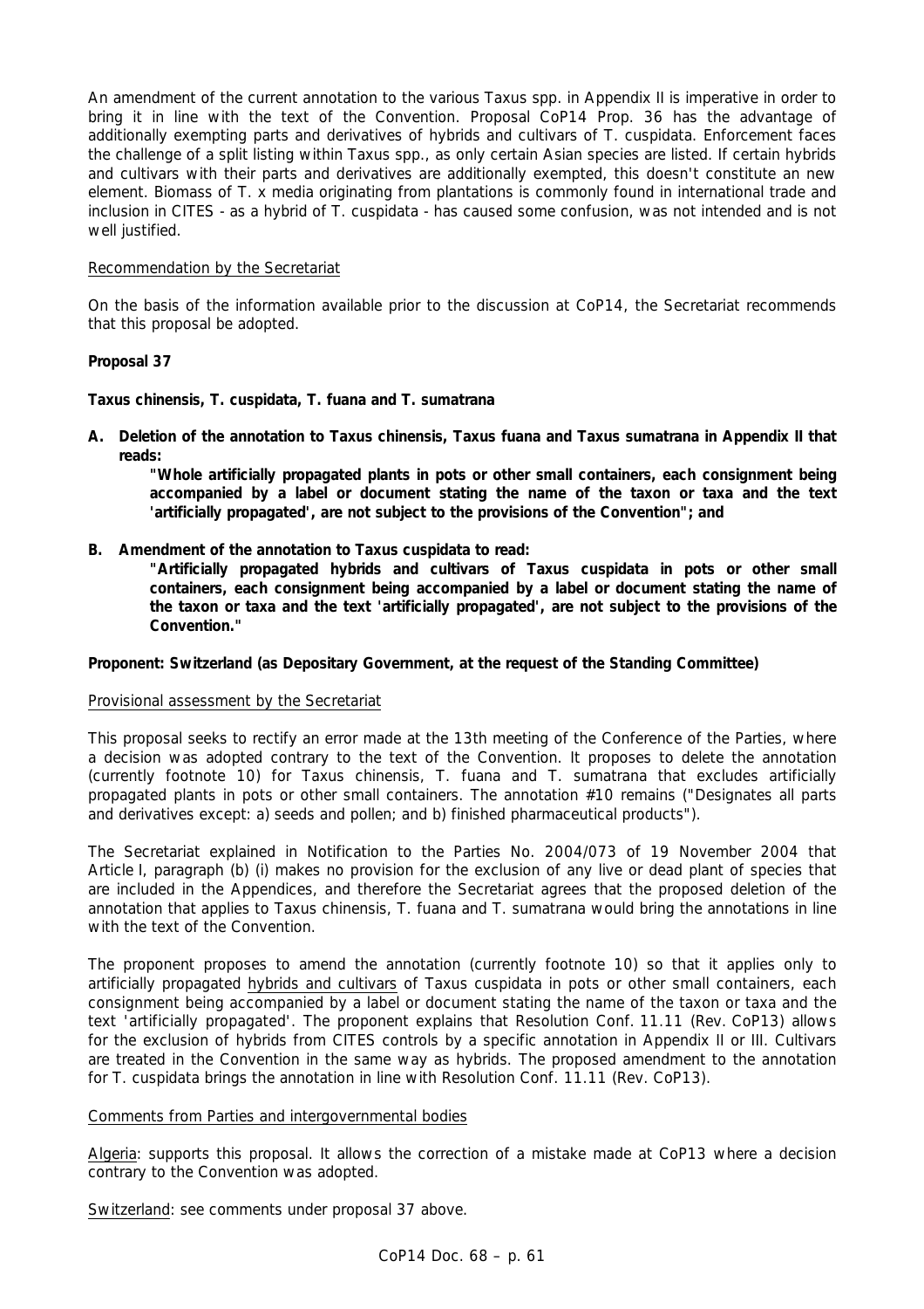An amendment of the current annotation to the various Taxus spp. in Appendix II is imperative in order to bring it in line with the text of the Convention. Proposal CoP14 Prop. 36 has the advantage of additionally exempting parts and derivatives of hybrids and cultivars of T. cuspidata. Enforcement faces the challenge of a split listing within Taxus spp., as only certain Asian species are listed. If certain hybrids and cultivars with their parts and derivatives are additionally exempted, this doesn't constitute an new element. Biomass of T. x media originating from plantations is commonly found in international trade and inclusion in CITES - as a hybrid of T. cuspidata - has caused some confusion, was not intended and is not well justified.

Recommendation by the Secretariat

On the basis of the information available prior to the discussion at CoP14, the Secretariat recommends that this proposal be adopted.

**Proposal 37**

**Taxus chinensis, T. cuspidata, T. fuana and T. sumatrana**

**A. Deletion of the annotation to Taxus chinensis, Taxus fuana and Taxus sumatrana in Appendix II that reads:**

**"Whole artificially propagated plants in pots or other small containers, each consignment being accompanied by a label or document stating the name of the taxon or taxa and the text 'artificially propagated', are not subject to the provisions of the Convention"; and**

**B. Amendment of the annotation to Taxus cuspidata to read:**

**"Artificially propagated hybrids and cultivars of Taxus cuspidata in pots or other small containers, each consignment being accompanied by a label or document stating the name of the taxon or taxa and the text 'artificially propagated', are not subject to the provisions of the Convention."**

**Proponent: Switzerland (as Depositary Government, at the request of the Standing Committee)**

Provisional assessment by the Secretariat

This proposal seeks to rectify an error made at the 13th meeting of the Conference of the Parties, where a decision was adopted contrary to the text of the Convention. It proposes to delete the annotation (currently footnote 10) for Taxus chinensis, T. fuana and T. sumatrana that excludes artificially propagated plants in pots or other small containers. The annotation #10 remains ("Designates all parts and derivatives except: a) seeds and pollen; and b) finished pharmaceutical products").

The Secretariat explained in Notification to the Parties No. 2004/073 of 19 November 2004 that Article I, paragraph (b) (i) makes no provision for the exclusion of any live or dead plant of species that are included in the Appendices, and therefore the Secretariat agrees that the proposed deletion of the annotation that applies to Taxus chinensis, T. fuana and T. sumatrana would bring the annotations in line with the text of the Convention.

The proponent proposes to amend the annotation (currently footnote 10) so that it applies only to artificially propagated hybrids and cultivars of Taxus cuspidata in pots or other small containers, each consignment being accompanied by a label or document stating the name of the taxon or taxa and the text 'artificially propagated'. The proponent explains that Resolution Conf. 11.11 (Rev. CoP13) allows for the exclusion of hybrids from CITES controls by a specific annotation in Appendix II or III. Cultivars are treated in the Convention in the same way as hybrids. The proposed amendment to the annotation for T. cuspidata brings the annotation in line with Resolution Conf. 11.11 (Rev. CoP13).

Comments from Parties and intergovernmental bodies

Algeria: supports this proposal. It allows the correction of a mistake made at CoP13 where a decision contrary to the Convention was adopted.

Switzerland: see comments under proposal 37 above.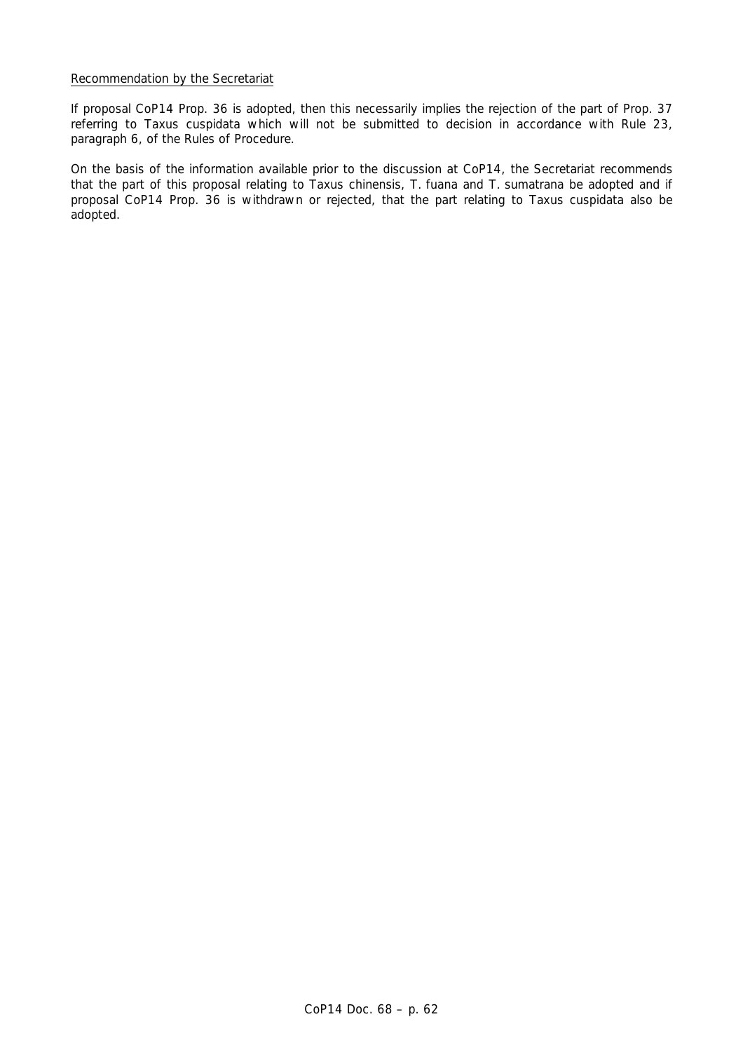Recommendation by the Secretariat

If proposal CoP14 Prop. 36 is adopted, then this necessarily implies the rejection of the part of Prop. 37 referring to Taxus cuspidata which will not be submitted to decision in accordance with Rule 23, paragraph 6, of the Rules of Procedure.

On the basis of the information available prior to the discussion at CoP14, the Secretariat recommends that the part of this proposal relating to Taxus chinensis, T. fuana and T. sumatrana be adopted and if proposal CoP14 Prop. 36 is withdrawn or rejected, that the part relating to Taxus cuspidata also be adopted.